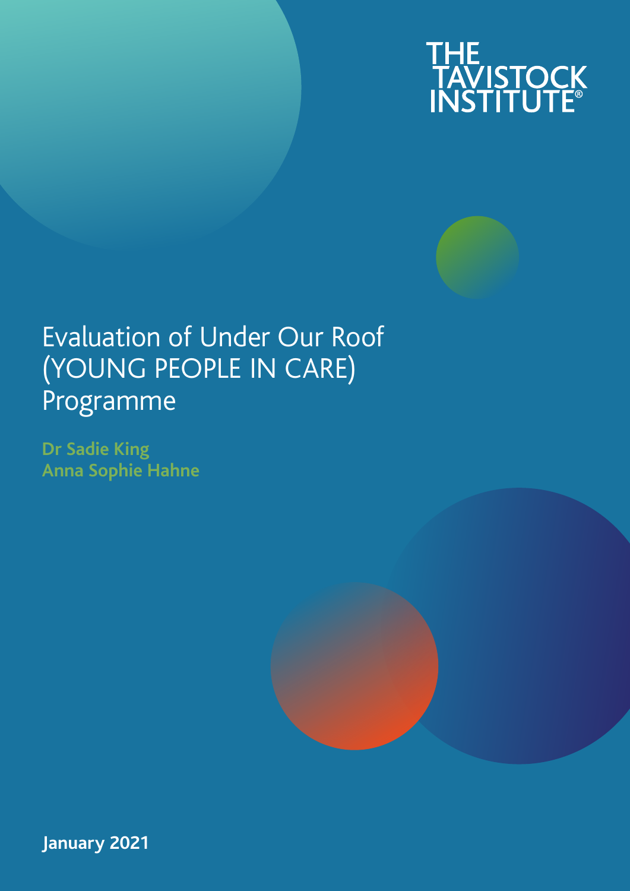THE TAVISTOCK INSTITUTE®

# Evaluation of Under Our Roof (YOUNG PEOPLE IN CARE) Programme

**Dr Sadie King**
**Anna Sophie Hahne**

**January 2021**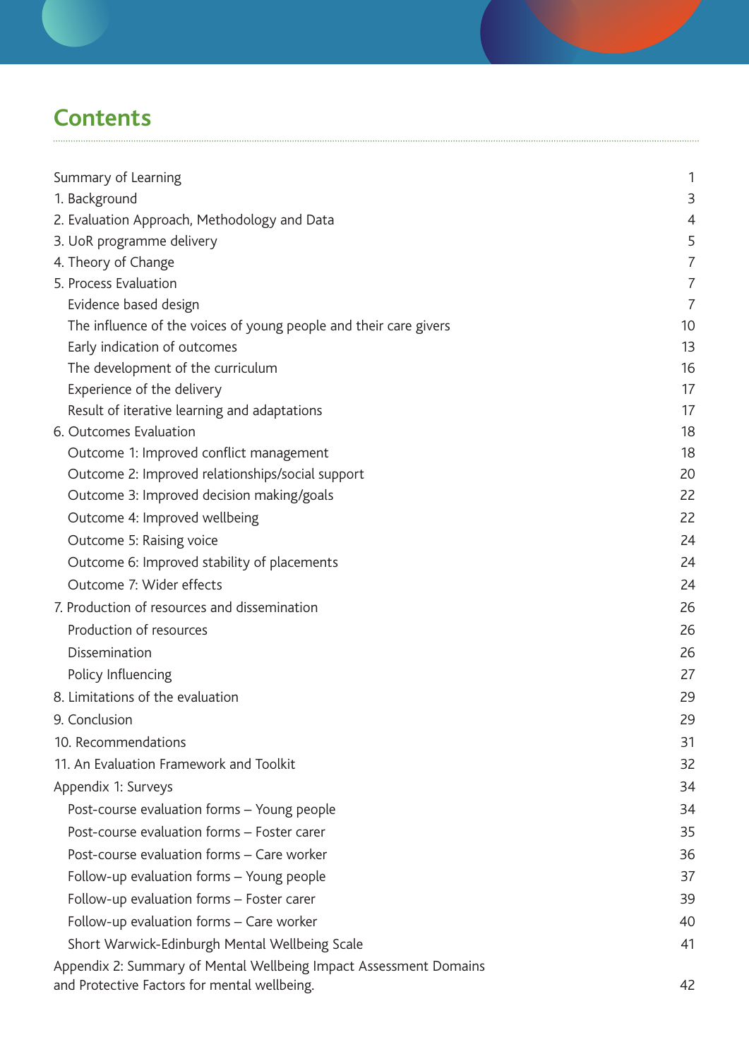# Contents

| | |
|---|---|
| Summary of Learning | 1 |
| 1. Background | 3 |
| 2. Evaluation Approach, Methodology and Data | 4 |
| 3. UoR programme delivery | 5 |
| 4. Theory of Change | 7 |
| 5. Process Evaluation | 7 |
| Evidence based design | 7 |
| The influence of the voices of young people and their care givers | 10 |
| Early indication of outcomes | 13 |
| The development of the curriculum | 16 |
| Experience of the delivery | 17 |
| Result of iterative learning and adaptations | 17 |
| 6. Outcomes Evaluation | 18 |
| Outcome 1: Improved conflict management | 18 |
| Outcome 2: Improved relationships/social support | 20 |
| Outcome 3: Improved decision making/goals | 22 |
| Outcome 4: Improved wellbeing | 22 |
| Outcome 5: Raising voice | 24 |
| Outcome 6: Improved stability of placements | 24 |
| Outcome 7: Wider effects | 24 |
| 7. Production of resources and dissemination | 26 |
| Production of resources | 26 |
| Dissemination | 26 |
| Policy Influencing | 27 |
| 8. Limitations of the evaluation | 29 |
| 9. Conclusion | 29 |
| 10. Recommendations | 31 |
| 11. An Evaluation Framework and Toolkit | 32 |
| Appendix 1: Surveys | 34 |
| Post-course evaluation forms – Young people | 34 |
| Post-course evaluation forms – Foster carer | 35 |
| Post-course evaluation forms – Care worker | 36 |
| Follow-up evaluation forms – Young people | 37 |
| Follow-up evaluation forms – Foster carer | 39 |
| Follow-up evaluation forms – Care worker | 40 |
| Short Warwick-Edinburgh Mental Wellbeing Scale | 41 |
| Appendix 2: Summary of Mental Wellbeing Impact Assessment Domains and Protective Factors for mental wellbeing. | 42 |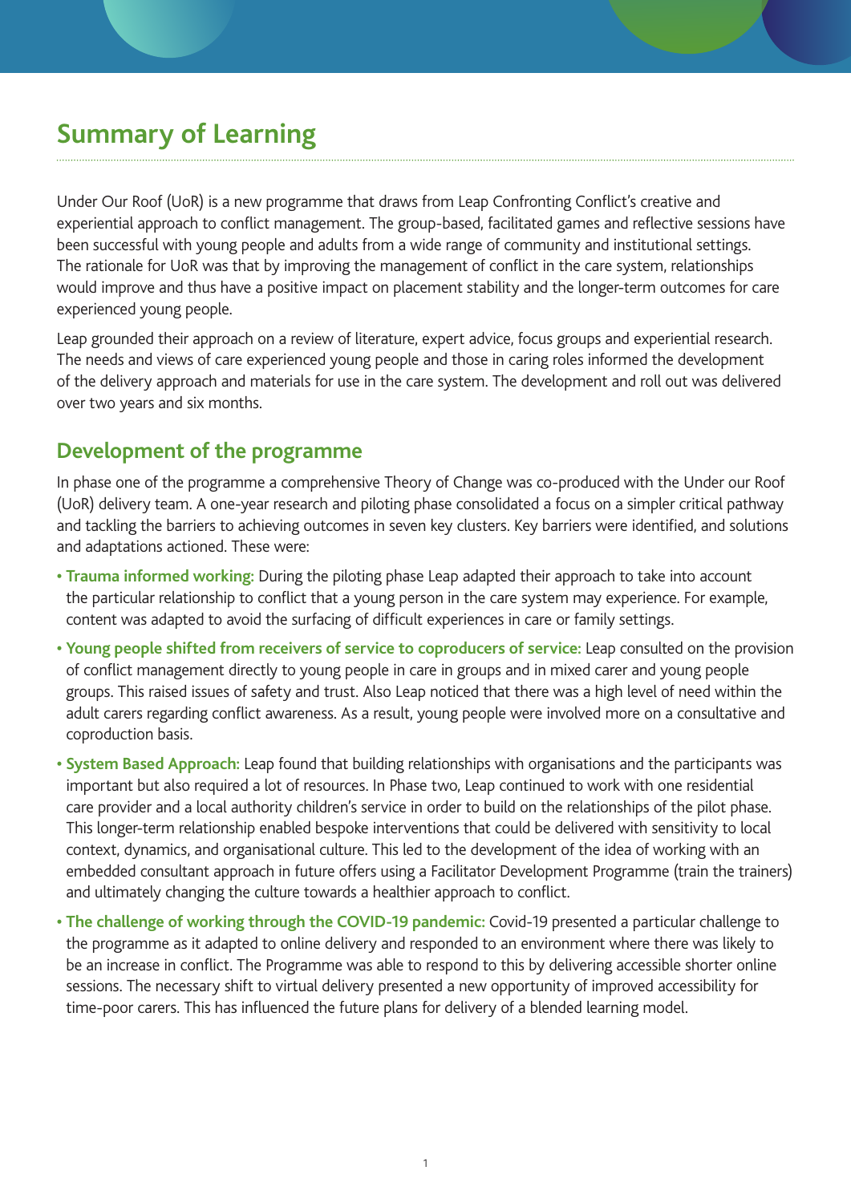# Summary of Learning

Under Our Roof (UoR) is a new programme that draws from Leap Confronting Conflict's creative and experiential approach to conflict management. The group-based, facilitated games and reflective sessions have been successful with young people and adults from a wide range of community and institutional settings. The rationale for UoR was that by improving the management of conflict in the care system, relationships would improve and thus have a positive impact on placement stability and the longer-term outcomes for care experienced young people.

Leap grounded their approach on a review of literature, expert advice, focus groups and experiential research. The needs and views of care experienced young people and those in caring roles informed the development of the delivery approach and materials for use in the care system. The development and roll out was delivered over two years and six months.

## Development of the programme

In phase one of the programme a comprehensive Theory of Change was co-produced with the Under our Roof (UoR) delivery team. A one-year research and piloting phase consolidated a focus on a simpler critical pathway and tackling the barriers to achieving outcomes in seven key clusters. Key barriers were identified, and solutions and adaptations actioned. These were:

- **Trauma informed working:** During the piloting phase Leap adapted their approach to take into account the particular relationship to conflict that a young person in the care system may experience. For example, content was adapted to avoid the surfacing of difficult experiences in care or family settings.
- **Young people shifted from receivers of service to coproducers of service:** Leap consulted on the provision of conflict management directly to young people in care in groups and in mixed carer and young people groups. This raised issues of safety and trust. Also Leap noticed that there was a high level of need within the adult carers regarding conflict awareness. As a result, young people were involved more on a consultative and coproduction basis.
- **System Based Approach:** Leap found that building relationships with organisations and the participants was important but also required a lot of resources. In Phase two, Leap continued to work with one residential care provider and a local authority children's service in order to build on the relationships of the pilot phase. This longer-term relationship enabled bespoke interventions that could be delivered with sensitivity to local context, dynamics, and organisational culture. This led to the development of the idea of working with an embedded consultant approach in future offers using a Facilitator Development Programme (train the trainers) and ultimately changing the culture towards a healthier approach to conflict.
- **The challenge of working through the COVID-19 pandemic:** Covid-19 presented a particular challenge to the programme as it adapted to online delivery and responded to an environment where there was likely to be an increase in conflict. The Programme was able to respond to this by delivering accessible shorter online sessions. The necessary shift to virtual delivery presented a new opportunity of improved accessibility for time-poor carers. This has influenced the future plans for delivery of a blended learning model.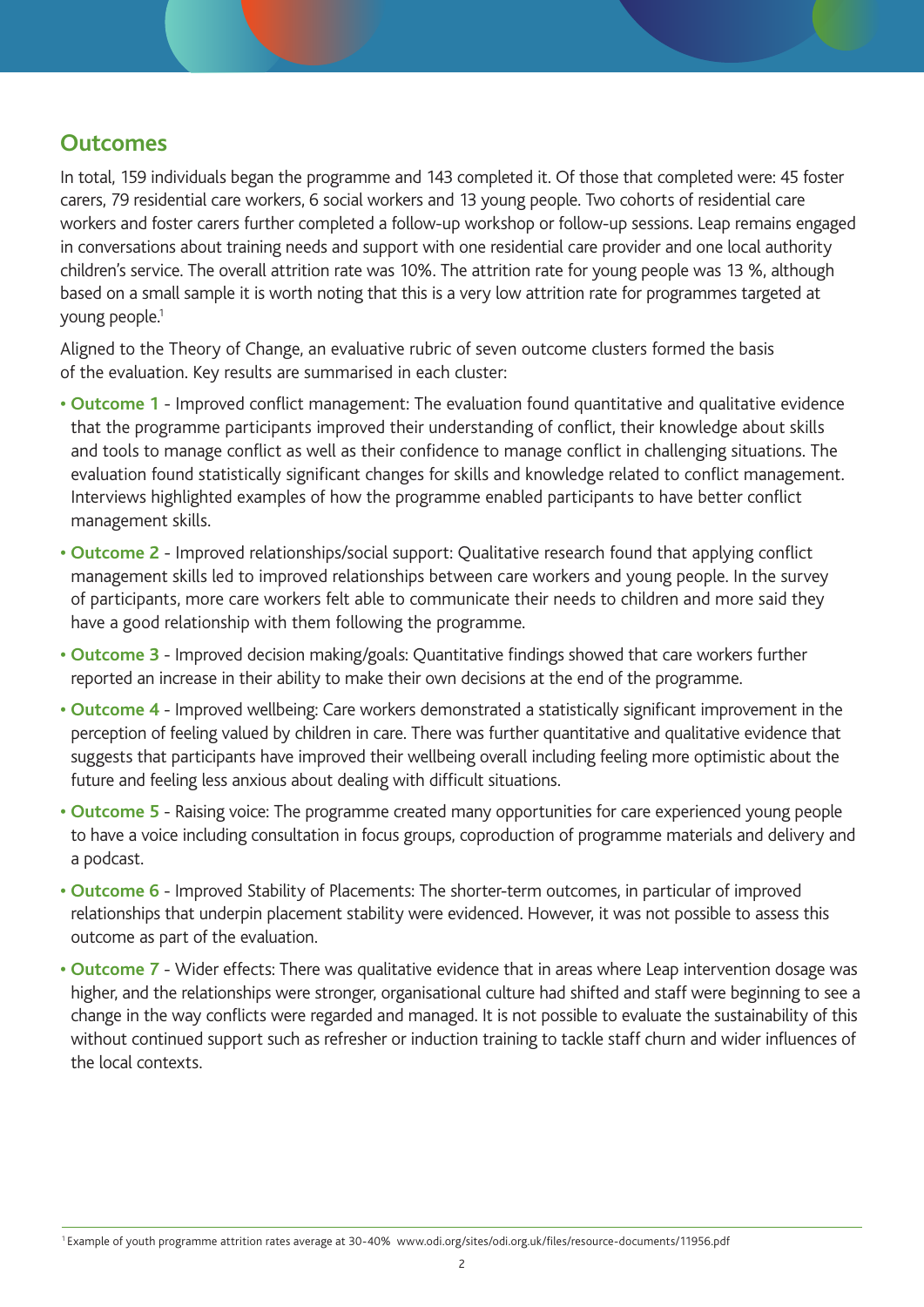## Outcomes

In total, 159 individuals began the programme and 143 completed it. Of those that completed were: 45 foster carers, 79 residential care workers, 6 social workers and 13 young people. Two cohorts of residential care workers and foster carers further completed a follow-up workshop or follow-up sessions. Leap remains engaged in conversations about training needs and support with one residential care provider and one local authority children's service. The overall attrition rate was 10%. The attrition rate for young people was 13 %, although based on a small sample it is worth noting that this is a very low attrition rate for programmes targeted at young people.[1]

Aligned to the Theory of Change, an evaluative rubric of seven outcome clusters formed the basis of the evaluation. Key results are summarised in each cluster:

- **Outcome 1** - Improved conflict management: The evaluation found quantitative and qualitative evidence that the programme participants improved their understanding of conflict, their knowledge about skills and tools to manage conflict as well as their confidence to manage conflict in challenging situations. The evaluation found statistically significant changes for skills and knowledge related to conflict management. Interviews highlighted examples of how the programme enabled participants to have better conflict management skills.
- **Outcome 2** - Improved relationships/social support: Qualitative research found that applying conflict management skills led to improved relationships between care workers and young people. In the survey of participants, more care workers felt able to communicate their needs to children and more said they have a good relationship with them following the programme.
- **Outcome 3** - Improved decision making/goals: Quantitative findings showed that care workers further reported an increase in their ability to make their own decisions at the end of the programme.
- **Outcome 4** - Improved wellbeing: Care workers demonstrated a statistically significant improvement in the perception of feeling valued by children in care. There was further quantitative and qualitative evidence that suggests that participants have improved their wellbeing overall including feeling more optimistic about the future and feeling less anxious about dealing with difficult situations.
- **Outcome 5** - Raising voice: The programme created many opportunities for care experienced young people to have a voice including consultation in focus groups, coproduction of programme materials and delivery and a podcast.
- **Outcome 6** - Improved Stability of Placements: The shorter-term outcomes, in particular of improved relationships that underpin placement stability were evidenced. However, it was not possible to assess this outcome as part of the evaluation.
- **Outcome 7** - Wider effects: There was qualitative evidence that in areas where Leap intervention dosage was higher, and the relationships were stronger, organisational culture had shifted and staff were beginning to see a change in the way conflicts were regarded and managed. It is not possible to evaluate the sustainability of this without continued support such as refresher or induction training to tackle staff churn and wider influences of the local contexts.

[1] Example of youth programme attrition rates average at 30-40% www.odi.org/sites/odi.org.uk/files/resource-documents/11956.pdf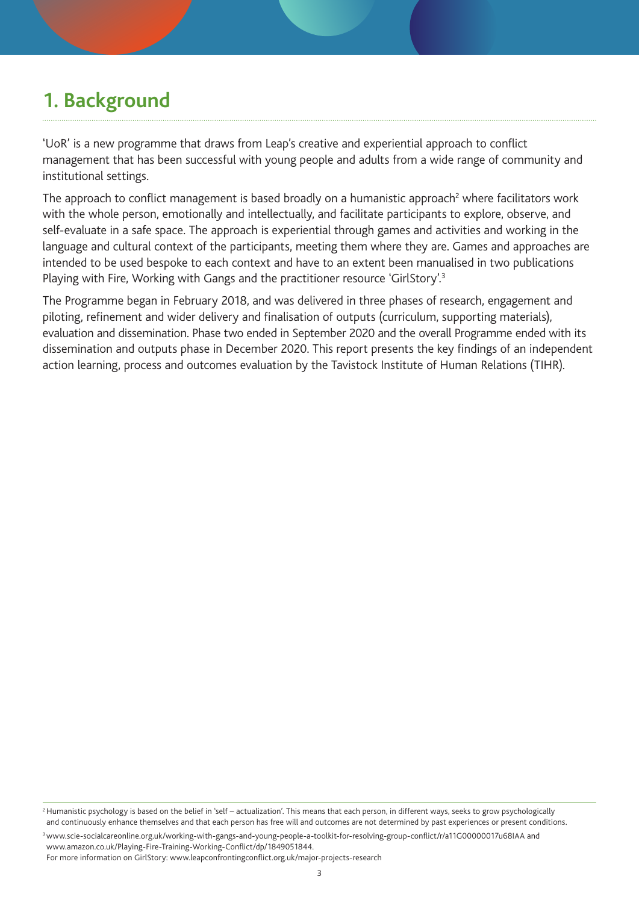# 1. Background

'UoR' is a new programme that draws from Leap's creative and experiential approach to conflict management that has been successful with young people and adults from a wide range of community and institutional settings.

The approach to conflict management is based broadly on a humanistic approach[2] where facilitators work with the whole person, emotionally and intellectually, and facilitate participants to explore, observe, and self-evaluate in a safe space. The approach is experiential through games and activities and working in the language and cultural context of the participants, meeting them where they are. Games and approaches are intended to be used bespoke to each context and have to an extent been manualised in two publications Playing with Fire, Working with Gangs and the practitioner resource 'GirlStory'.[3]

The Programme began in February 2018, and was delivered in three phases of research, engagement and piloting, refinement and wider delivery and finalisation of outputs (curriculum, supporting materials), evaluation and dissemination. Phase two ended in September 2020 and the overall Programme ended with its dissemination and outputs phase in December 2020. This report presents the key findings of an independent action learning, process and outcomes evaluation by the Tavistock Institute of Human Relations (TIHR).

---

[2] Humanistic psychology is based on the belief in 'self – actualization'. This means that each person, in different ways, seeks to grow psychologically and continuously enhance themselves and that each person has free will and outcomes are not determined by past experiences or present conditions.

[3] www.scie-socialcareonline.org.uk/working-with-gangs-and-young-people-a-toolkit-for-resolving-group-conflict/r/a11G00000017u68IAA and www.amazon.co.uk/Playing-Fire-Training-Working-Conflict/dp/1849051844.
For more information on GirlStory: www.leapconfrontingconflict.org.uk/major-projects-research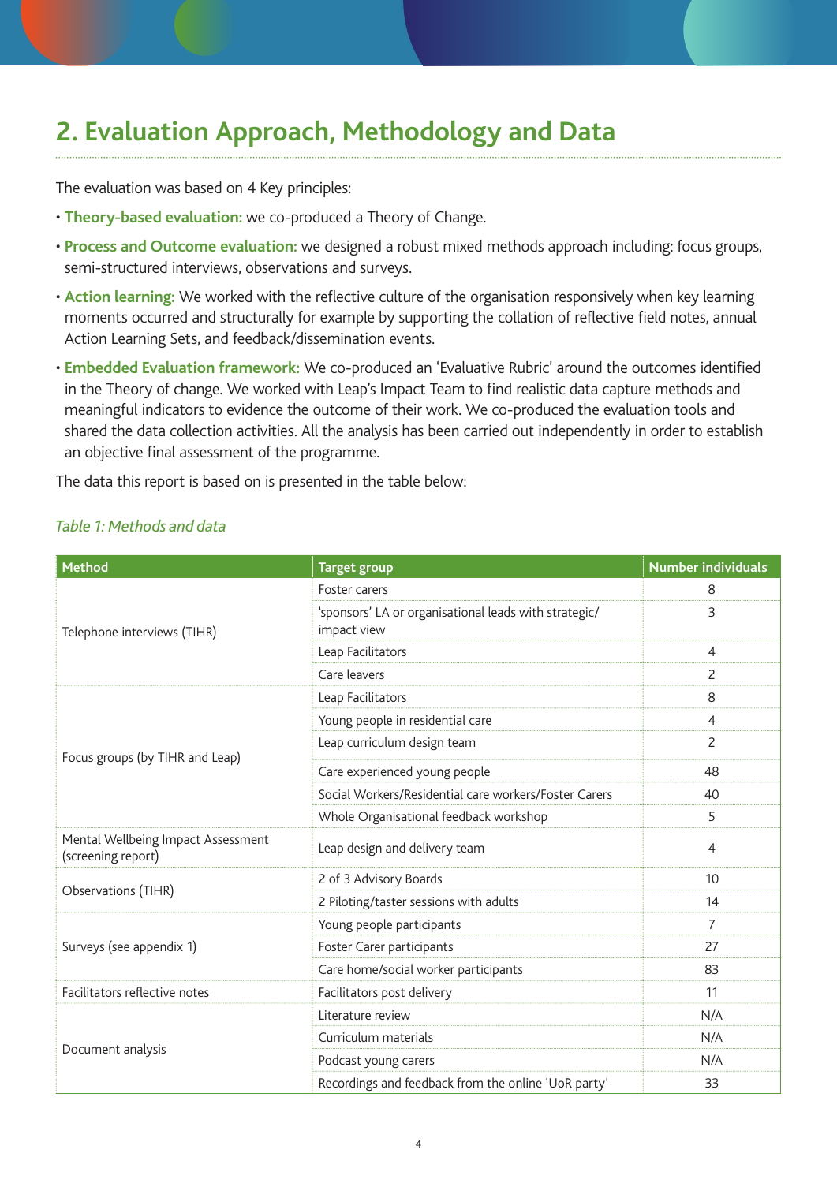## 2. Evaluation Approach, Methodology and Data

The evaluation was based on 4 Key principles:

- **Theory-based evaluation:** we co-produced a Theory of Change.
- **Process and Outcome evaluation:** we designed a robust mixed methods approach including: focus groups, semi-structured interviews, observations and surveys.
- **Action learning:** We worked with the reflective culture of the organisation responsively when key learning moments occurred and structurally for example by supporting the collation of reflective field notes, annual Action Learning Sets, and feedback/dissemination events.
- **Embedded Evaluation framework:** We co-produced an 'Evaluative Rubric' around the outcomes identified in the Theory of change. We worked with Leap's Impact Team to find realistic data capture methods and meaningful indicators to evidence the outcome of their work. We co-produced the evaluation tools and shared the data collection activities. All the analysis has been carried out independently in order to establish an objective final assessment of the programme.

The data this report is based on is presented in the table below:

*Table 1: Methods and data*

| Method | Target group | Number individuals |
|---|---|---|
| Telephone interviews (TIHR) | Foster carers | 8 |
| | 'sponsors' LA or organisational leads with strategic/ impact view | 3 |
| | Leap Facilitators | 4 |
| | Care leavers | 2 |
| Focus groups (by TIHR and Leap) | Leap Facilitators | 8 |
| | Young people in residential care | 4 |
| | Leap curriculum design team | 2 |
| | Care experienced young people | 48 |
| | Social Workers/Residential care workers/Foster Carers | 40 |
| | Whole Organisational feedback workshop | 5 |
| Mental Wellbeing Impact Assessment (screening report) | Leap design and delivery team | 4 |
| Observations (TIHR) | 2 of 3 Advisory Boards | 10 |
| | 2 Piloting/taster sessions with adults | 14 |
| Surveys (see appendix 1) | Young people participants | 7 |
| | Foster Carer participants | 27 |
| | Care home/social worker participants | 83 |
| Facilitators reflective notes | Facilitators post delivery | 11 |
| Document analysis | Literature review | N/A |
| | Curriculum materials | N/A |
| | Podcast young carers | N/A |
| | Recordings and feedback from the online 'UoR party' | 33 |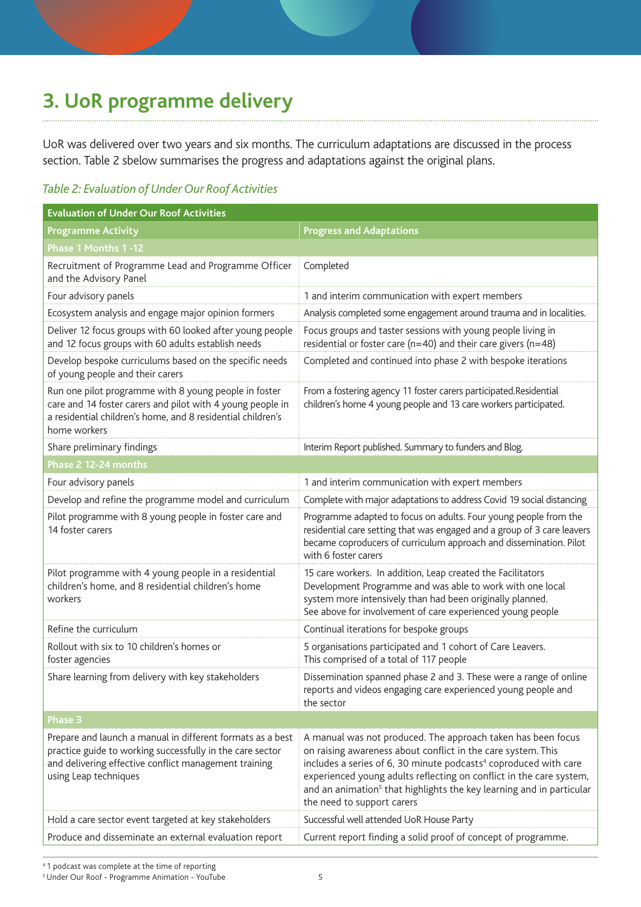# 3. UoR programme delivery

UoR was delivered over two years and six months. The curriculum adaptations are discussed in the process section. Table 2 sbelow summarises the progress and adaptations against the original plans.

*Table 2: Evaluation of Under Our Roof Activities*

| Evaluation of Under Our Roof Activities | |
|---|---|
| **Programme Activity** | **Progress and Adaptations** |
| **Phase 1 Months 1 -12** | |
| Recruitment of Programme Lead and Programme Officer and the Advisory Panel | Completed |
| Four advisory panels | 1 and interim communication with expert members |
| Ecosystem analysis and engage major opinion formers | Analysis completed some engagement around trauma and in localities. |
| Deliver 12 focus groups with 60 looked after young people and 12 focus groups with 60 adults establish needs | Focus groups and taster sessions with young people living in residential or foster care (n=40) and their care givers (n=48) |
| Develop bespoke curriculums based on the specific needs of young people and their carers | Completed and continued into phase 2 with bespoke iterations |
| Run one pilot programme with 8 young people in foster care and 14 foster carers and pilot with 4 young people in a residential children's home, and 8 residential children's home workers | From a fostering agency 11 foster carers participated.Residential children's home 4 young people and 13 care workers participated. |
| Share preliminary findings | Interim Report published. Summary to funders and Blog. |
| **Phase 2 12-24 months** | |
| Four advisory panels | 1 and interim communication with expert members |
| Develop and refine the programme model and curriculum | Complete with major adaptations to address Covid 19 social distancing |
| Pilot programme with 8 young people in foster care and 14 foster carers | Programme adapted to focus on adults. Four young people from the residential care setting that was engaged and a group of 3 care leavers became coproducers of curriculum approach and dissemination. Pilot with 6 foster carers |
| Pilot programme with 4 young people in a residential children's home, and 8 residential children's home workers | 15 care workers. In addition, Leap created the Facilitators Development Programme and was able to work with one local system more intensively than had been originally planned. See above for involvement of care experienced young people |
| Refine the curriculum | Continual iterations for bespoke groups |
| Rollout with six to 10 children's homes or foster agencies | 5 organisations participated and 1 cohort of Care Leavers. This comprised of a total of 117 people |
| Share learning from delivery with key stakeholders | Dissemination spanned phase 2 and 3. These were a range of online reports and videos engaging care experienced young people and the sector |
| **Phase 3** | |
| Prepare and launch a manual in different formats as a best practice guide to working successfully in the care sector and delivering effective conflict management training using Leap techniques | A manual was not produced. The approach taken has been focus on raising awareness about conflict in the care system. This includes a series of 6, 30 minute podcasts[4] coproduced with care experienced young adults reflecting on conflict in the care system, and an animation[5] that highlights the key learning and in particular the need to support carers |
| Hold a care sector event targeted at key stakeholders | Successful well attended UoR House Party |
| Produce and disseminate an external evaluation report | Current report finding a solid proof of concept of programme. |

[4] 1 podcast was complete at the time of reporting
[5] Under Our Roof - Programme Animation - YouTube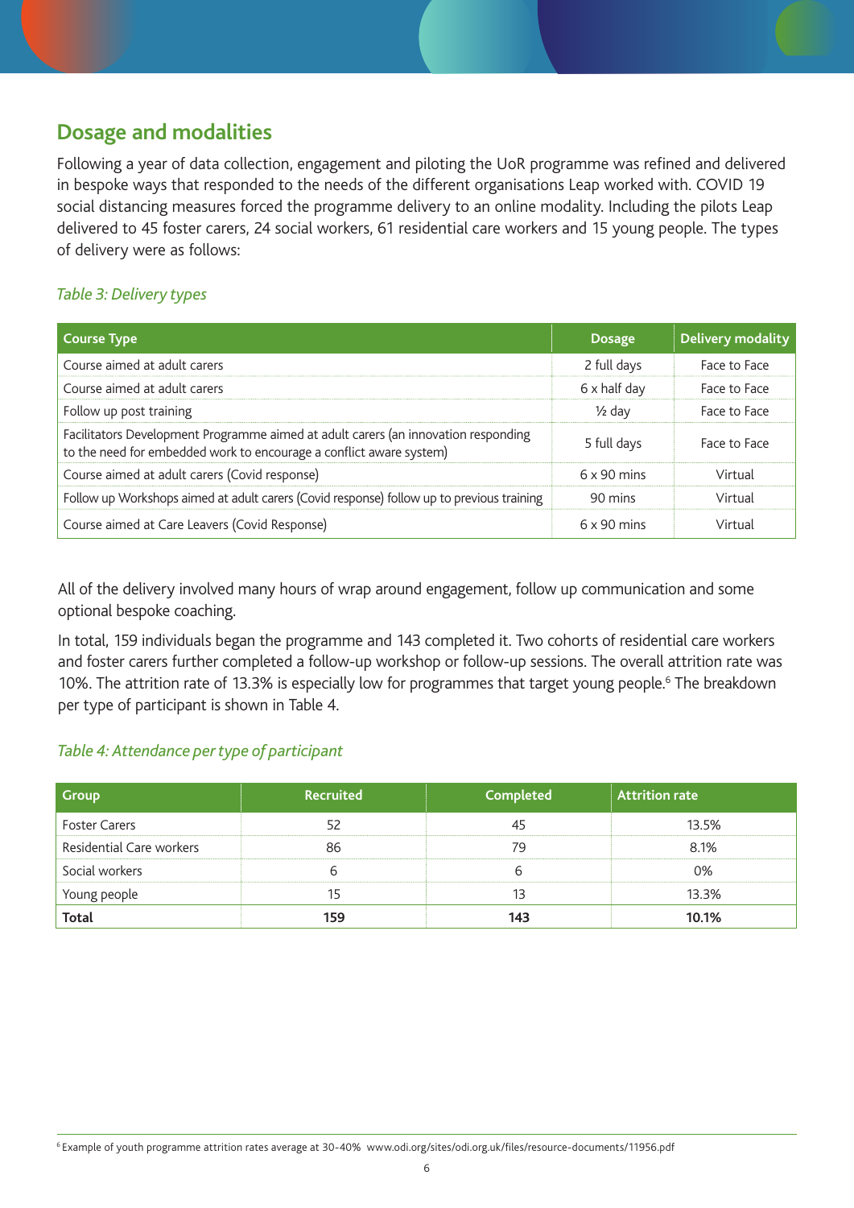## Dosage and modalities

Following a year of data collection, engagement and piloting the UoR programme was refined and delivered in bespoke ways that responded to the needs of the different organisations Leap worked with. COVID 19 social distancing measures forced the programme delivery to an online modality. Including the pilots Leap delivered to 45 foster carers, 24 social workers, 61 residential care workers and 15 young people. The types of delivery were as follows:

*Table 3: Delivery types*

| Course Type | Dosage | Delivery modality |
|---|---|---|
| Course aimed at adult carers | 2 full days | Face to Face |
| Course aimed at adult carers | 6 x half day | Face to Face |
| Follow up post training | ½ day | Face to Face |
| Facilitators Development Programme aimed at adult carers (an innovation responding to the need for embedded work to encourage a conflict aware system) | 5 full days | Face to Face |
| Course aimed at adult carers (Covid response) | 6 x 90 mins | Virtual |
| Follow up Workshops aimed at adult carers (Covid response) follow up to previous training | 90 mins | Virtual |
| Course aimed at Care Leavers (Covid Response) | 6 x 90 mins | Virtual |

All of the delivery involved many hours of wrap around engagement, follow up communication and some optional bespoke coaching.

In total, 159 individuals began the programme and 143 completed it. Two cohorts of residential care workers and foster carers further completed a follow-up workshop or follow-up sessions. The overall attrition rate was 10%. The attrition rate of 13.3% is especially low for programmes that target young people.[6] The breakdown per type of participant is shown in Table 4.

*Table 4: Attendance per type of participant*

| Group | Recruited | Completed | Attrition rate |
|---|---|---|---|
| Foster Carers | 52 | 45 | 13.5% |
| Residential Care workers | 86 | 79 | 8.1% |
| Social workers | 6 | 6 | 0% |
| Young people | 15 | 13 | 13.3% |
| **Total** | **159** | **143** | **10.1%** |

[6] Example of youth programme attrition rates average at 30-40% www.odi.org/sites/odi.org.uk/files/resource-documents/11956.pdf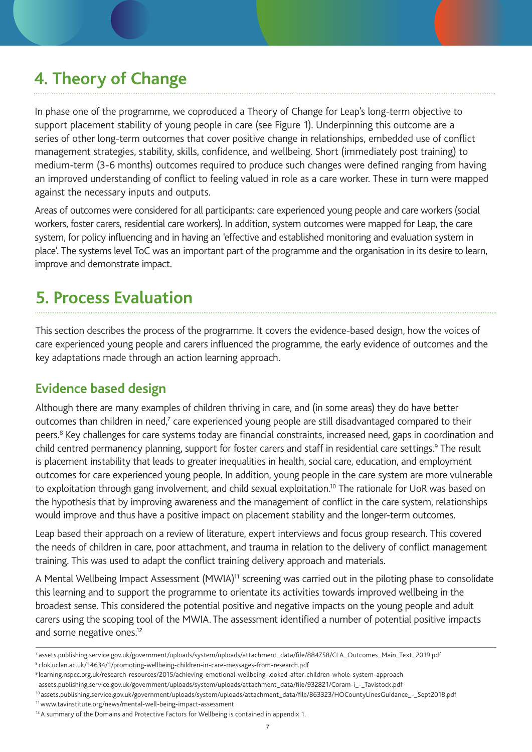## 4. Theory of Change

In phase one of the programme, we coproduced a Theory of Change for Leap's long-term objective to support placement stability of young people in care (see Figure 1). Underpinning this outcome are a series of other long-term outcomes that cover positive change in relationships, embedded use of conflict management strategies, stability, skills, confidence, and wellbeing. Short (immediately post training) to medium-term (3-6 months) outcomes required to produce such changes were defined ranging from having an improved understanding of conflict to feeling valued in role as a care worker. These in turn were mapped against the necessary inputs and outputs.

Areas of outcomes were considered for all participants: care experienced young people and care workers (social workers, foster carers, residential care workers). In addition, system outcomes were mapped for Leap, the care system, for policy influencing and in having an 'effective and established monitoring and evaluation system in place'. The systems level ToC was an important part of the programme and the organisation in its desire to learn, improve and demonstrate impact.

## 5. Process Evaluation

This section describes the process of the programme. It covers the evidence-based design, how the voices of care experienced young people and carers influenced the programme, the early evidence of outcomes and the key adaptations made through an action learning approach.

### Evidence based design

Although there are many examples of children thriving in care, and (in some areas) they do have better outcomes than children in need,[7] care experienced young people are still disadvantaged compared to their peers.[8] Key challenges for care systems today are financial constraints, increased need, gaps in coordination and child centred permanency planning, support for foster carers and staff in residential care settings.[9] The result is placement instability that leads to greater inequalities in health, social care, education, and employment outcomes for care experienced young people. In addition, young people in the care system are more vulnerable to exploitation through gang involvement, and child sexual exploitation.[10] The rationale for UoR was based on the hypothesis that by improving awareness and the management of conflict in the care system, relationships would improve and thus have a positive impact on placement stability and the longer-term outcomes.

Leap based their approach on a review of literature, expert interviews and focus group research. This covered the needs of children in care, poor attachment, and trauma in relation to the delivery of conflict management training. This was used to adapt the conflict training delivery approach and materials.

A Mental Wellbeing Impact Assessment (MWIA)[11] screening was carried out in the piloting phase to consolidate this learning and to support the programme to orientate its activities towards improved wellbeing in the broadest sense. This considered the potential positive and negative impacts on the young people and adult carers using the scoping tool of the MWIA. The assessment identified a number of potential positive impacts and some negative ones.[12]

---

[7] assets.publishing.service.gov.uk/government/uploads/system/uploads/attachment_data/file/884758/CLA_Outcomes_Main_Text_2019.pdf

[8] clok.uclan.ac.uk/14634/1/promoting-wellbeing-children-in-care-messages-from-research.pdf

[9] learning.nspcc.org.uk/research-resources/2015/achieving-emotional-wellbeing-looked-after-children-whole-system-approach
assets.publishing.service.gov.uk/government/uploads/system/uploads/attachment_data/file/932821/Coram-i_-_Tavistock.pdf

[10] assets.publishing.service.gov.uk/government/uploads/system/uploads/attachment_data/file/863323/HOCountyLinesGuidance_-_Sept2018.pdf

[11] www.tavinstitute.org/news/mental-well-being-impact-assessment

[12] A summary of the Domains and Protective Factors for Wellbeing is contained in appendix 1.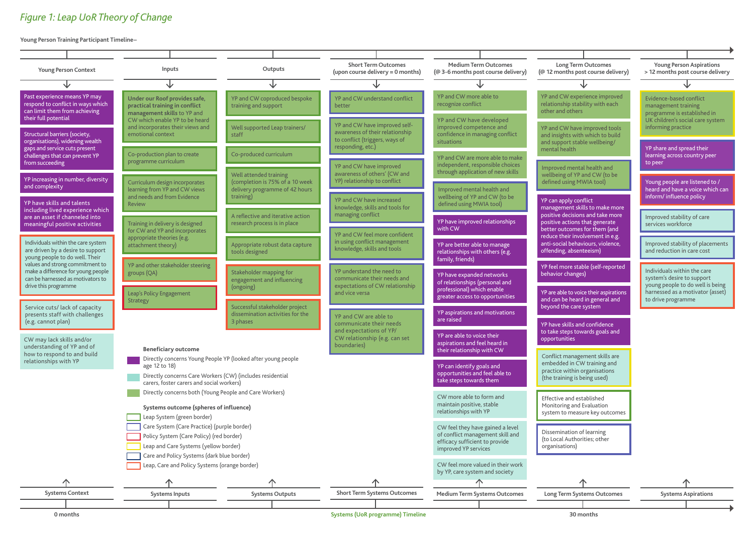*Figure 1: Leap UoR Theory of Change*

**Young Person Training Participant Timeline–**

### Young Person Context

- Past experience means YP may respond to conflict in ways which can limit them from achieving their full potential
- Structural barriers (society, organisations), widening wealth gaps and service cuts present challenges that can prevent YP from succeeding
- YP increasing in number, diversity and complexity
- YP have skills and talents including lived experience which are an asset if channeled into meaningful positive activities
- Individuals within the care system are driven by a desire to support young people to do well. Their values and strong commitment to make a difference for young people can be harnessed as motivators to drive this programme
- Service cuts/ lack of capacity presents staff with challenges (e.g. cannot plan)
- CW may lack skills and/or understanding of YP and of how to respond to and build relationships with YP

### Inputs

- **Under our Roof provides safe, practical training in conflict management skills** to YP and CW which enable YP to be heard and incorporates their views and emotional context
- Co-production plan to create programme curriculum
- Curriculum design incorporates learning from YP and CW views and needs and from Evidence Review
- Training in delivery is designed for CW and YP and incorporates appropriate theories (e.g. attachment theory)
- YP and other stakeholder steering groups (QA)
- Leap's Policy Engagement Strategy

### Outputs

- YP and CW coproduced bespoke training and support
- Well supported Leap trainers/ staff
- Co-produced curriculum
- Well attended training (completion is 75% of a 10 week delivery programme of 42 hours training)
- A reflective and iterative action research process is in place
- Appropriate robust data capture tools designed
- Stakeholder mapping for engagement and influencing (ongoing)
- Successful stakeholder project dissemination activities for the 3 phases

### Short Term Outcomes (upon course delivery = 0 months)

- YP and CW understand conflict better
- YP and CW have improved self-awareness of their relationship to conflict (triggers, ways of responding, etc.)
- YP and CW have improved awareness of others' (CW and YP) relationship to conflict
- YP and CW have increased knowledge, skills and tools for managing conflict
- YP and CW feel more confident in using conflict management knowledge, skills and tools
- YP understand the need to communicate their needs and expectations of CW relationship and vice versa
- YP and CW are able to communicate their needs and expectations of YP/ CW relationship (e.g. can set boundaries)

### Medium Term Outcomes (@ 3-6 months post course delivery)

- YP and CW more able to recognize conflict
- YP and CW have developed improved competence and confidence in managing conflict situations
- YP and CW are more able to make independent, responsible choices through application of new skills
- Improved mental health and wellbeing of YP and CW (to be defined using MWIA tool)
- YP have improved relationships with CW
- YP are better able to manage relationships with others (e.g. family, friends)
- YP have expanded networks of relationships (personal and professional) which enable greater access to opportunities
- YP aspirations and motivations are raised
- YP are able to voice their aspirations and feel heard in their relationship with CW
- YP can identify goals and opportunities and feel able to take steps towards them
- CW more able to form and maintain positive, stable relationships with YP
- CW feel they have gained a level of conflict management skill and efficacy sufficient to provide improved YP services
- CW feel more valued in their work by YP, care system and society

### Long Term Outcomes (@ 12 months post course delivery)

- YP and CW experience improved relationship stability with each other and others
- YP and CW have improved tools and insights with which to build and support stable wellbeing/ mental health
- Improved mental health and wellbeing of YP and CW (to be defined using MWIA tool)
- YP can apply conflict management skills to make more positive decisions and take more positive actions that generate better outcomes for them (and reduce their involvement in e.g. anti-social behaviours, violence, offending, absenteeism)
- YP feel more stable (self-reported behavior changes)
- YP are able to voice their aspirations and can be heard in general and beyond the care system
- YP have skills and confidence to take steps towards goals and opportunities
- Conflict management skills are embedded in CW training and practice within organisations (the training is being used)
- Effective and established Monitoring and Evaluation system to measure key outcomes
- Dissemination of learning (to Local Authorities; other organisations)

### Young Person Aspirations > 12 months post course delivery

- Evidence-based conflict management training programme is established in UK children's social care system informing practice
- YP share and spread their learning across country peer to peer
- Young people are listened to / heard and have a voice which can inform/ influence policy
- Improved stability of care services workforce
- Improved stability of placements and reduction in care cost
- Individuals within the care system's desire to support young people to do well is being harnessed as a motivator (asset) to drive programme

**Beneficiary outcome**

- Directly concerns Young People YP (looked after young people age 12 to 18) (purple)
- Directly concerns Care Workers (CW) (includes residential carers, foster carers and social workers) (light blue)
- Directly concerns both (Young People and Care Workers) (green)

**Systems outcome (spheres of influence)**

- Leap System (green border)
- Care System (Care Practice) (purple border)
- Policy System (Care Policy) (red border)
- Leap and Care Systems (yellow border)
- Care and Policy Systems (dark blue border)
- Leap, Care and Policy Systems (orange border)

Systems Context | Systems Inputs | Systems Outputs | Short Term Systems Outcomes | Medium Term Systems Outcomes | Long Term Systems Outcomes | Systems Aspirations

0 months — Systems (UoR programme) Timeline — 30 months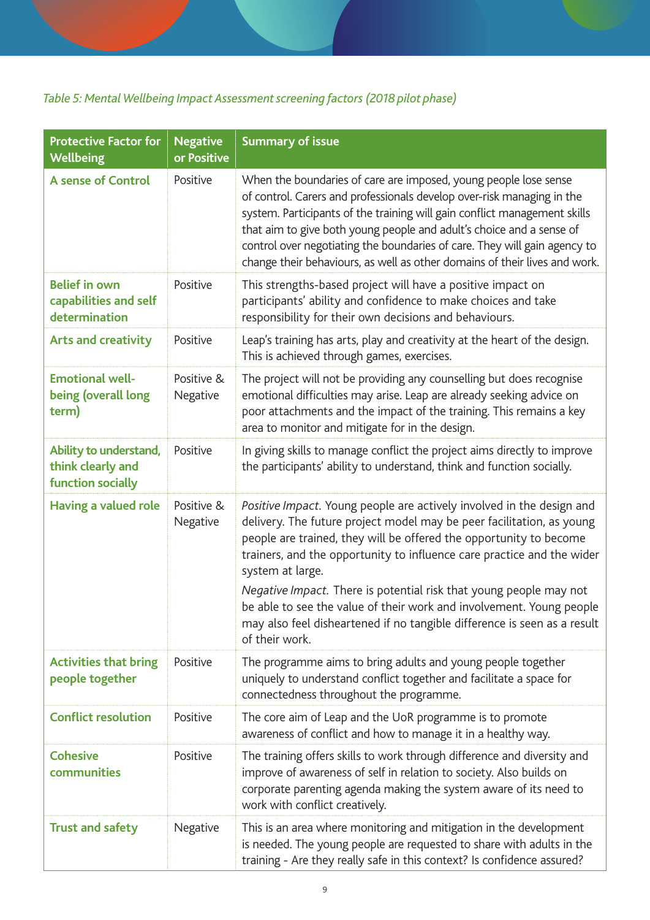*Table 5: Mental Wellbeing Impact Assessment screening factors (2018 pilot phase)*

| Protective Factor for Wellbeing | Negative or Positive | Summary of issue |
|---|---|---|
| **A sense of Control** | Positive | When the boundaries of care are imposed, young people lose sense of control. Carers and professionals develop over-risk managing in the system. Participants of the training will gain conflict management skills that aim to give both young people and adult's choice and a sense of control over negotiating the boundaries of care. They will gain agency to change their behaviours, as well as other domains of their lives and work. |
| **Belief in own capabilities and self determination** | Positive | This strengths-based project will have a positive impact on participants' ability and confidence to make choices and take responsibility for their own decisions and behaviours. |
| **Arts and creativity** | Positive | Leap's training has arts, play and creativity at the heart of the design. This is achieved through games, exercises. |
| **Emotional well-being (overall long term)** | Positive & Negative | The project will not be providing any counselling but does recognise emotional difficulties may arise. Leap are already seeking advice on poor attachments and the impact of the training. This remains a key area to monitor and mitigate for in the design. |
| **Ability to understand, think clearly and function socially** | Positive | In giving skills to manage conflict the project aims directly to improve the participants' ability to understand, think and function socially. |
| **Having a valued role** | Positive & Negative | *Positive Impact*. Young people are actively involved in the design and delivery. The future project model may be peer facilitation, as young people are trained, they will be offered the opportunity to become trainers, and the opportunity to influence care practice and the wider system at large. *Negative Impact*. There is potential risk that young people may not be able to see the value of their work and involvement. Young people may also feel disheartened if no tangible difference is seen as a result of their work. |
| **Activities that bring people together** | Positive | The programme aims to bring adults and young people together uniquely to understand conflict together and facilitate a space for connectedness throughout the programme. |
| **Conflict resolution** | Positive | The core aim of Leap and the UoR programme is to promote awareness of conflict and how to manage it in a healthy way. |
| **Cohesive communities** | Positive | The training offers skills to work through difference and diversity and improve of awareness of self in relation to society. Also builds on corporate parenting agenda making the system aware of its need to work with conflict creatively. |
| **Trust and safety** | Negative | This is an area where monitoring and mitigation in the development is needed. The young people are requested to share with adults in the training - Are they really safe in this context? Is confidence assured? |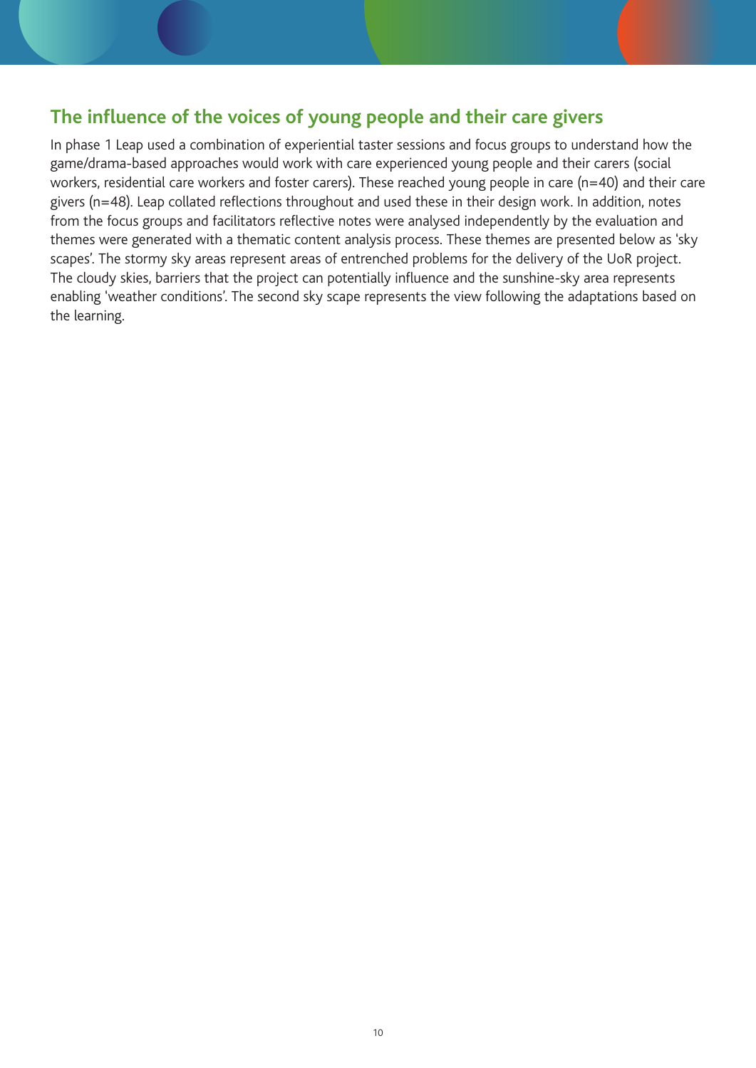## The influence of the voices of young people and their care givers

In phase 1 Leap used a combination of experiential taster sessions and focus groups to understand how the game/drama-based approaches would work with care experienced young people and their carers (social workers, residential care workers and foster carers). These reached young people in care (n=40) and their care givers (n=48). Leap collated reflections throughout and used these in their design work. In addition, notes from the focus groups and facilitators reflective notes were analysed independently by the evaluation and themes were generated with a thematic content analysis process. These themes are presented below as 'sky scapes'. The stormy sky areas represent areas of entrenched problems for the delivery of the UoR project. The cloudy skies, barriers that the project can potentially influence and the sunshine-sky area represents enabling 'weather conditions'. The second sky scape represents the view following the adaptations based on the learning.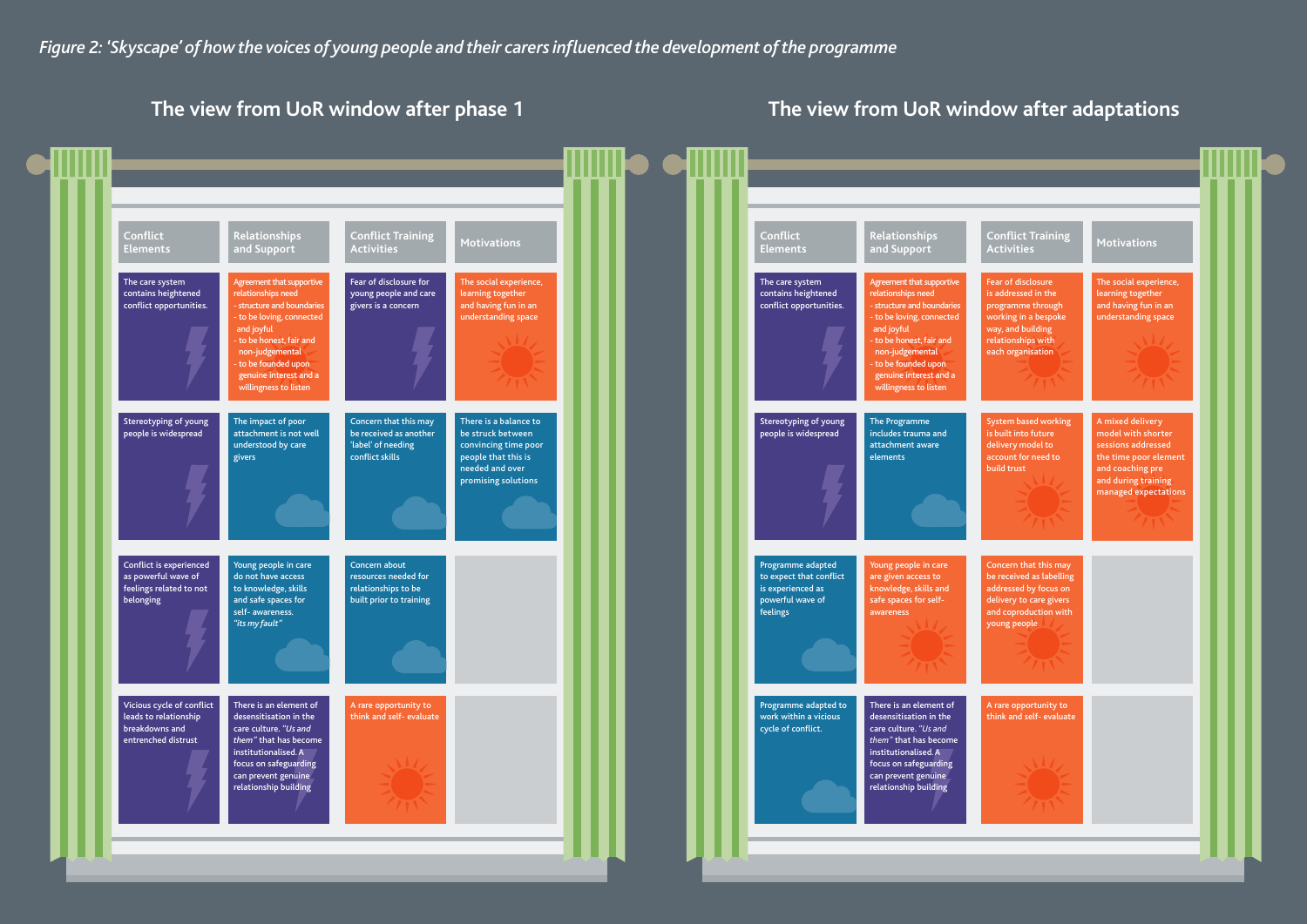*Figure 2: 'Skyscape' of how the voices of young people and their carers influenced the development of the programme*

## The view from UoR window after phase 1

| Conflict Elements | Relationships and Support | Conflict Training Activities | Motivations |
|---|---|---|---|
| The care system contains heightened conflict opportunities. | Agreement that supportive relationships need - structure and boundaries - to be loving, connected and joyful - to be honest, fair and non-judgemental - to be founded upon genuine interest and a willingness to listen | Fear of disclosure for young people and care givers is a concern | The social experience, learning together and having fun in an understanding space |
| Stereotyping of young people is widespread | The impact of poor attachment is not well understood by care givers | Concern that this may be received as another 'label' of needing conflict skills | There is a balance to be struck between convincing time poor people that this is needed and over promising solutions |
| Conflict is experienced as powerful wave of feelings related to not belonging | Young people in care do not have access to knowledge, skills and safe spaces for self- awareness. *"its my fault"* | Concern about resources needed for relationships to be built prior to training | |
| Vicious cycle of conflict leads to relationship breakdowns and entrenched distrust | There is an element of desensitisation in the care culture. *"Us and them"* that has become institutionalised. A focus on safeguarding can prevent genuine relationship building | A rare opportunity to think and self- evaluate | |

## The view from UoR window after adaptations

| Conflict Elements | Relationships and Support | Conflict Training Activities | Motivations |
|---|---|---|---|
| The care system contains heightened conflict opportunities. | Agreement that supportive relationships need - structure and boundaries - to be loving, connected and joyful - to be honest, fair and non-judgemental - to be founded upon genuine interest and a willingness to listen | Fear of disclosure is addressed in the programme through working in a bespoke way, and building relationships with each organisation | The social experience, learning together and having fun in an understanding space |
| Stereotyping of young people is widespread | The Programme includes trauma and attachment aware elements | System based working is built into future delivery model to account for need to build trust | A mixed delivery model with shorter sessions addressed the time poor element and coaching pre and during training managed expectations |
| Programme adapted to expect that conflict is experienced as powerful wave of feelings | Young people in care are given access to knowledge, skills and safe spaces for self- awareness | Concern that this may be received as labelling addressed by focus on delivery to care givers and coproduction with young people | |
| Programme adapted to work within a vicious cycle of conflict. | There is an element of desensitisation in the care culture. *"Us and them"* that has become institutionalised. A focus on safeguarding can prevent genuine relationship building | A rare opportunity to think and self- evaluate | |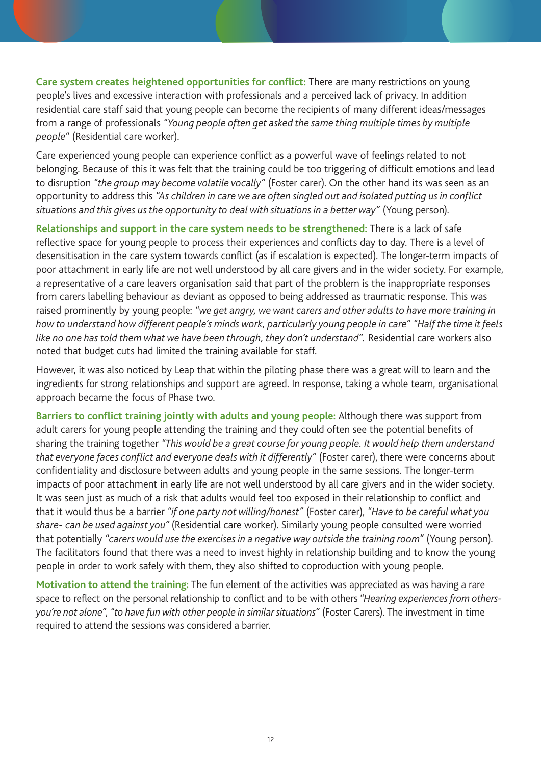**Care system creates heightened opportunities for conflict:** There are many restrictions on young people's lives and excessive interaction with professionals and a perceived lack of privacy. In addition residential care staff said that young people can become the recipients of many different ideas/messages from a range of professionals *"Young people often get asked the same thing multiple times by multiple people"* (Residential care worker).

Care experienced young people can experience conflict as a powerful wave of feelings related to not belonging. Because of this it was felt that the training could be too triggering of difficult emotions and lead to disruption *"the group may become volatile vocally"* (Foster carer). On the other hand its was seen as an opportunity to address this *"As children in care we are often singled out and isolated putting us in conflict situations and this gives us the opportunity to deal with situations in a better way"* (Young person).

**Relationships and support in the care system needs to be strengthened:** There is a lack of safe reflective space for young people to process their experiences and conflicts day to day. There is a level of desensitisation in the care system towards conflict (as if escalation is expected). The longer-term impacts of poor attachment in early life are not well understood by all care givers and in the wider society. For example, a representative of a care leavers organisation said that part of the problem is the inappropriate responses from carers labelling behaviour as deviant as opposed to being addressed as traumatic response. This was raised prominently by young people: *"we get angry, we want carers and other adults to have more training in how to understand how different people's minds work, particularly young people in care" "Half the time it feels like no one has told them what we have been through, they don't understand".* Residential care workers also noted that budget cuts had limited the training available for staff.

However, it was also noticed by Leap that within the piloting phase there was a great will to learn and the ingredients for strong relationships and support are agreed. In response, taking a whole team, organisational approach became the focus of Phase two.

**Barriers to conflict training jointly with adults and young people:** Although there was support from adult carers for young people attending the training and they could often see the potential benefits of sharing the training together *"This would be a great course for young people. It would help them understand that everyone faces conflict and everyone deals with it differently"* (Foster carer), there were concerns about confidentiality and disclosure between adults and young people in the same sessions. The longer-term impacts of poor attachment in early life are not well understood by all care givers and in the wider society. It was seen just as much of a risk that adults would feel too exposed in their relationship to conflict and that it would thus be a barrier *"if one party not willing/honest"* (Foster carer), *"Have to be careful what you share- can be used against you"* (Residential care worker). Similarly young people consulted were worried that potentially *"carers would use the exercises in a negative way outside the training room"* (Young person). The facilitators found that there was a need to invest highly in relationship building and to know the young people in order to work safely with them, they also shifted to coproduction with young people.

**Motivation to attend the training:** The fun element of the activities was appreciated as was having a rare space to reflect on the personal relationship to conflict and to be with others *"Hearing experiences from others- you're not alone"*, *"to have fun with other people in similar situations"* (Foster Carers). The investment in time required to attend the sessions was considered a barrier.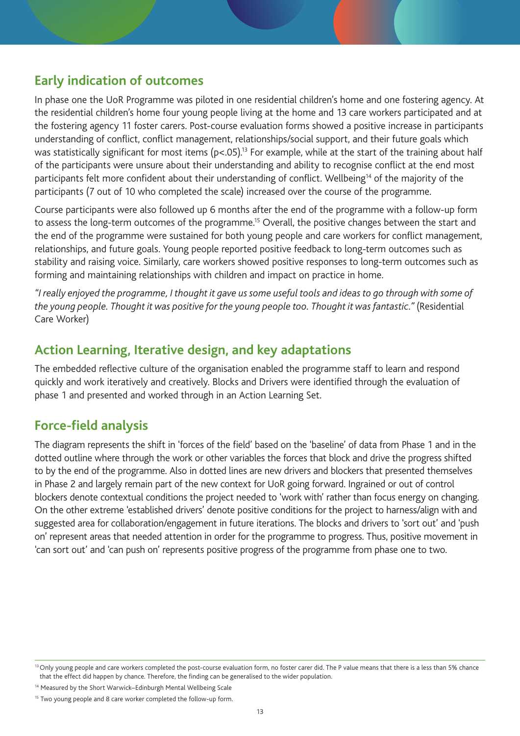## Early indication of outcomes

In phase one the UoR Programme was piloted in one residential children's home and one fostering agency. At the residential children's home four young people living at the home and 13 care workers participated and at the fostering agency 11 foster carers. Post-course evaluation forms showed a positive increase in participants understanding of conflict, conflict management, relationships/social support, and their future goals which was statistically significant for most items ($p<.05$).[13] For example, while at the start of the training about half of the participants were unsure about their understanding and ability to recognise conflict at the end most participants felt more confident about their understanding of conflict. Wellbeing[14] of the majority of the participants (7 out of 10 who completed the scale) increased over the course of the programme.

Course participants were also followed up 6 months after the end of the programme with a follow-up form to assess the long-term outcomes of the programme.[15] Overall, the positive changes between the start and the end of the programme were sustained for both young people and care workers for conflict management, relationships, and future goals. Young people reported positive feedback to long-term outcomes such as stability and raising voice. Similarly, care workers showed positive responses to long-term outcomes such as forming and maintaining relationships with children and impact on practice in home.

*"I really enjoyed the programme, I thought it gave us some useful tools and ideas to go through with some of the young people. Thought it was positive for the young people too. Thought it was fantastic."* (Residential Care Worker)

## Action Learning, Iterative design, and key adaptations

The embedded reflective culture of the organisation enabled the programme staff to learn and respond quickly and work iteratively and creatively. Blocks and Drivers were identified through the evaluation of phase 1 and presented and worked through in an Action Learning Set.

## Force-field analysis

The diagram represents the shift in 'forces of the field' based on the 'baseline' of data from Phase 1 and in the dotted outline where through the work or other variables the forces that block and drive the progress shifted to by the end of the programme. Also in dotted lines are new drivers and blockers that presented themselves in Phase 2 and largely remain part of the new context for UoR going forward. Ingrained or out of control blockers denote contextual conditions the project needed to 'work with' rather than focus energy on changing. On the other extreme 'established drivers' denote positive conditions for the project to harness/align with and suggested area for collaboration/engagement in future iterations. The blocks and drivers to 'sort out' and 'push on' represent areas that needed attention in order for the programme to progress. Thus, positive movement in 'can sort out' and 'can push on' represents positive progress of the programme from phase one to two.

---

[13] Only young people and care workers completed the post-course evaluation form, no foster carer did. The P value means that there is a less than 5% chance that the effect did happen by chance. Therefore, the finding can be generalised to the wider population.

[14] Measured by the Short Warwick–Edinburgh Mental Wellbeing Scale

[15] Two young people and 8 care worker completed the follow-up form.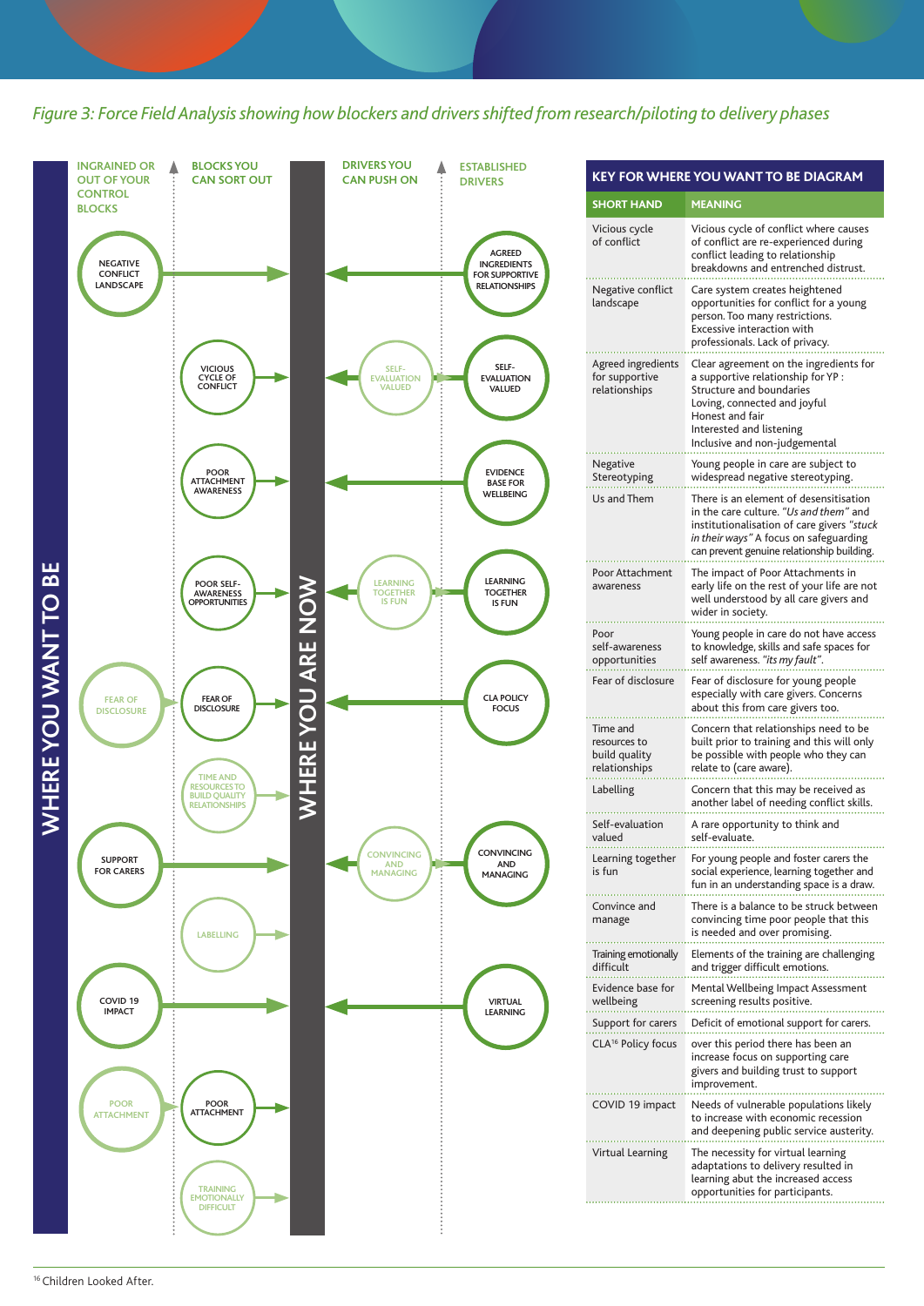*Figure 3: Force Field Analysis showing how blockers and drivers shifted from research/piloting to delivery phases*

WHERE YOU WANT TO BE

| INGRAINED OR OUT OF YOUR CONTROL BLOCKS | BLOCKS YOU CAN SORT OUT | WHERE YOU ARE NOW | DRIVERS YOU CAN PUSH ON | ESTABLISHED DRIVERS |
|---|---|---|---|---|
| NEGATIVE CONFLICT LANDSCAPE | | | | AGREED INGREDIENTS FOR SUPPORTIVE RELATIONSHIPS |
| | VICIOUS CYCLE OF CONFLICT | | SELF-EVALUATION VALUED | SELF-EVALUATION VALUED |
| | POOR ATTACHMENT AWARENESS | | | EVIDENCE BASE FOR WELLBEING |
| | POOR SELF-AWARENESS OPPORTUNITIES | | LEARNING TOGETHER IS FUN | LEARNING TOGETHER IS FUN |
| FEAR OF DISCLOSURE | FEAR OF DISCLOSURE | | | CLA POLICY FOCUS |
| | TIME AND RESOURCES TO BUILD QUALITY RELATIONSHIPS | | | |
| SUPPORT FOR CARERS | | | CONVINCING AND MANAGING | CONVINCING AND MANAGING |
| | LABELLING | | | |
| COVID 19 IMPACT | | | | VIRTUAL LEARNING |
| POOR ATTACHMENT | POOR ATTACHMENT | | | |
| | TRAINING EMOTIONALLY DIFFICULT | | | |

## KEY FOR WHERE YOU WANT TO BE DIAGRAM

| SHORT HAND | MEANING |
|---|---|
| Vicious cycle of conflict | Vicious cycle of conflict where causes of conflict are re-experienced during conflict leading to relationship breakdowns and entrenched distrust. |
| Negative conflict landscape | Care system creates heightened opportunities for conflict for a young person. Too many restrictions. Excessive interaction with professionals. Lack of privacy. |
| Agreed ingredients for supportive relationships | Clear agreement on the ingredients for a supportive relationship for YP : Structure and boundaries; Loving, connected and joyful; Honest and fair; Interested and listening; Inclusive and non-judgemental |
| Negative Stereotyping | Young people in care are subject to widespread negative stereotyping. |
| Us and Them | There is an element of desensitisation in the care culture. "*Us and them*" and institutionalisation of care givers "*stuck in their ways*" A focus on safeguarding can prevent genuine relationship building. |
| Poor Attachment awareness | The impact of Poor Attachments in early life on the rest of your life are not well understood by all care givers and wider in society. |
| Poor self-awareness opportunities | Young people in care do not have access to knowledge, skills and safe spaces for self awareness. "*its my fault*". |
| Fear of disclosure | Fear of disclosure for young people especially with care givers. Concerns about this from care givers too. |
| Time and resources to build quality relationships | Concern that relationships need to be built prior to training and this will only be possible with people who they can relate to (care aware). |
| Labelling | Concern that this may be received as another label of needing conflict skills. |
| Self-evaluation valued | A rare opportunity to think and self-evaluate. |
| Learning together is fun | For young people and foster carers the social experience, learning together and fun in an understanding space is a draw. |
| Convince and manage | There is a balance to be struck between convincing time poor people that this is needed and over promising. |
| Training emotionally difficult | Elements of the training are challenging and trigger difficult emotions. |
| Evidence base for wellbeing | Mental Wellbeing Impact Assessment screening results positive. |
| Support for carers | Deficit of emotional support for carers. |
| CLA[16] Policy focus | over this period there has been an increase focus on supporting care givers and building trust to support improvement. |
| COVID 19 impact | Needs of vulnerable populations likely to increase with economic recession and deepening public service austerity. |
| Virtual Learning | The necessity for virtual learning adaptations to delivery resulted in learning abut the increased access opportunities for participants. |

[16] Children Looked After.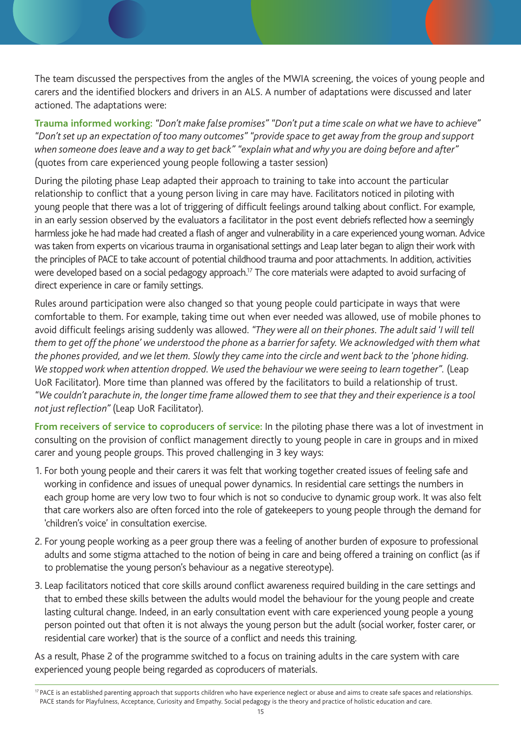The team discussed the perspectives from the angles of the MWIA screening, the voices of young people and carers and the identified blockers and drivers in an ALS. A number of adaptations were discussed and later actioned. The adaptations were:

**Trauma informed working:** *"Don't make false promises" "Don't put a time scale on what we have to achieve" "Don't set up an expectation of too many outcomes" "provide space to get away from the group and support when someone does leave and a way to get back" "explain what and why you are doing before and after"* (quotes from care experienced young people following a taster session)

During the piloting phase Leap adapted their approach to training to take into account the particular relationship to conflict that a young person living in care may have. Facilitators noticed in piloting with young people that there was a lot of triggering of difficult feelings around talking about conflict. For example, in an early session observed by the evaluators a facilitator in the post event debriefs reflected how a seemingly harmless joke he had made had created a flash of anger and vulnerability in a care experienced young woman. Advice was taken from experts on vicarious trauma in organisational settings and Leap later began to align their work with the principles of PACE to take account of potential childhood trauma and poor attachments. In addition, activities were developed based on a social pedagogy approach.[17] The core materials were adapted to avoid surfacing of direct experience in care or family settings.

Rules around participation were also changed so that young people could participate in ways that were comfortable to them. For example, taking time out when ever needed was allowed, use of mobile phones to avoid difficult feelings arising suddenly was allowed. *"They were all on their phones. The adult said 'I will tell them to get off the phone' we understood the phone as a barrier for safety. We acknowledged with them what the phones provided, and we let them. Slowly they came into the circle and went back to the 'phone hiding. We stopped work when attention dropped. We used the behaviour we were seeing to learn together".* (Leap UoR Facilitator). More time than planned was offered by the facilitators to build a relationship of trust. *"We couldn't parachute in, the longer time frame allowed them to see that they and their experience is a tool not just reflection"* (Leap UoR Facilitator).

**From receivers of service to coproducers of service:** In the piloting phase there was a lot of investment in consulting on the provision of conflict management directly to young people in care in groups and in mixed carer and young people groups. This proved challenging in 3 key ways:

1. For both young people and their carers it was felt that working together created issues of feeling safe and working in confidence and issues of unequal power dynamics. In residential care settings the numbers in each group home are very low two to four which is not so conducive to dynamic group work. It was also felt that care workers also are often forced into the role of gatekeepers to young people through the demand for 'children's voice' in consultation exercise.
2. For young people working as a peer group there was a feeling of another burden of exposure to professional adults and some stigma attached to the notion of being in care and being offered a training on conflict (as if to problematise the young person's behaviour as a negative stereotype).
3. Leap facilitators noticed that core skills around conflict awareness required building in the care settings and that to embed these skills between the adults would model the behaviour for the young people and create lasting cultural change. Indeed, in an early consultation event with care experienced young people a young person pointed out that often it is not always the young person but the adult (social worker, foster carer, or residential care worker) that is the source of a conflict and needs this training.

As a result, Phase 2 of the programme switched to a focus on training adults in the care system with care experienced young people being regarded as coproducers of materials.

[17] PACE is an established parenting approach that supports children who have experience neglect or abuse and aims to create safe spaces and relationships. PACE stands for Playfulness, Acceptance, Curiosity and Empathy. Social pedagogy is the theory and practice of holistic education and care.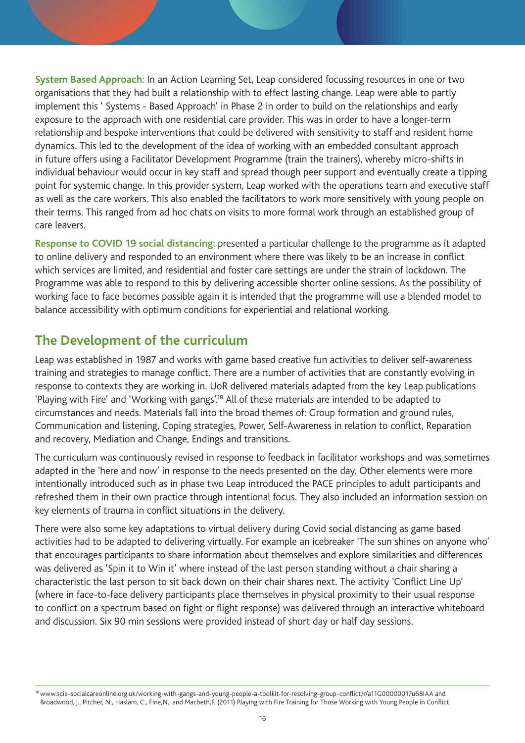**System Based Approach:** In an Action Learning Set, Leap considered focussing resources in one or two organisations that they had built a relationship with to effect lasting change. Leap were able to partly implement this ' Systems - Based Approach' in Phase 2 in order to build on the relationships and early exposure to the approach with one residential care provider. This was in order to have a longer-term relationship and bespoke interventions that could be delivered with sensitivity to staff and resident home dynamics. This led to the development of the idea of working with an embedded consultant approach in future offers using a Facilitator Development Programme (train the trainers), whereby micro-shifts in individual behaviour would occur in key staff and spread though peer support and eventually create a tipping point for systemic change. In this provider system, Leap worked with the operations team and executive staff as well as the care workers. This also enabled the facilitators to work more sensitively with young people on their terms. This ranged from ad hoc chats on visits to more formal work through an established group of care leavers.

**Response to COVID 19 social distancing:** presented a particular challenge to the programme as it adapted to online delivery and responded to an environment where there was likely to be an increase in conflict which services are limited, and residential and foster care settings are under the strain of lockdown. The Programme was able to respond to this by delivering accessible shorter online sessions. As the possibility of working face to face becomes possible again it is intended that the programme will use a blended model to balance accessibility with optimum conditions for experiential and relational working.

## The Development of the curriculum

Leap was established in 1987 and works with game based creative fun activities to deliver self-awareness training and strategies to manage conflict. There are a number of activities that are constantly evolving in response to contexts they are working in. UoR delivered materials adapted from the key Leap publications 'Playing with Fire' and 'Working with gangs'.[18] All of these materials are intended to be adapted to circumstances and needs. Materials fall into the broad themes of: Group formation and ground rules, Communication and listening, Coping strategies, Power, Self-Awareness in relation to conflict, Reparation and recovery, Mediation and Change, Endings and transitions.

The curriculum was continuously revised in response to feedback in facilitator workshops and was sometimes adapted in the 'here and now' in response to the needs presented on the day. Other elements were more intentionally introduced such as in phase two Leap introduced the PACE principles to adult participants and refreshed them in their own practice through intentional focus. They also included an information session on key elements of trauma in conflict situations in the delivery.

There were also some key adaptations to virtual delivery during Covid social distancing as game based activities had to be adapted to delivering virtually. For example an icebreaker 'The sun shines on anyone who' that encourages participants to share information about themselves and explore similarities and differences was delivered as 'Spin it to Win it' where instead of the last person standing without a chair sharing a characteristic the last person to sit back down on their chair shares next. The activity 'Conflict Line Up' (where in face-to-face delivery participants place themselves in physical proximity to their usual response to conflict on a spectrum based on fight or flight response) was delivered through an interactive whiteboard and discussion. Six 90 min sessions were provided instead of short day or half day sessions.

---

[18] www.scie-socialcareonline.org.uk/working-with-gangs-and-young-people-a-toolkit-for-resolving-group-conflict/r/a11G00000017u68IAA and Broadwood, j., Pitcher, N., Haslam, C., Fine,N., and Macbeth,F. (2011) Playing with Fire Training for Those Working with Young People in Conflict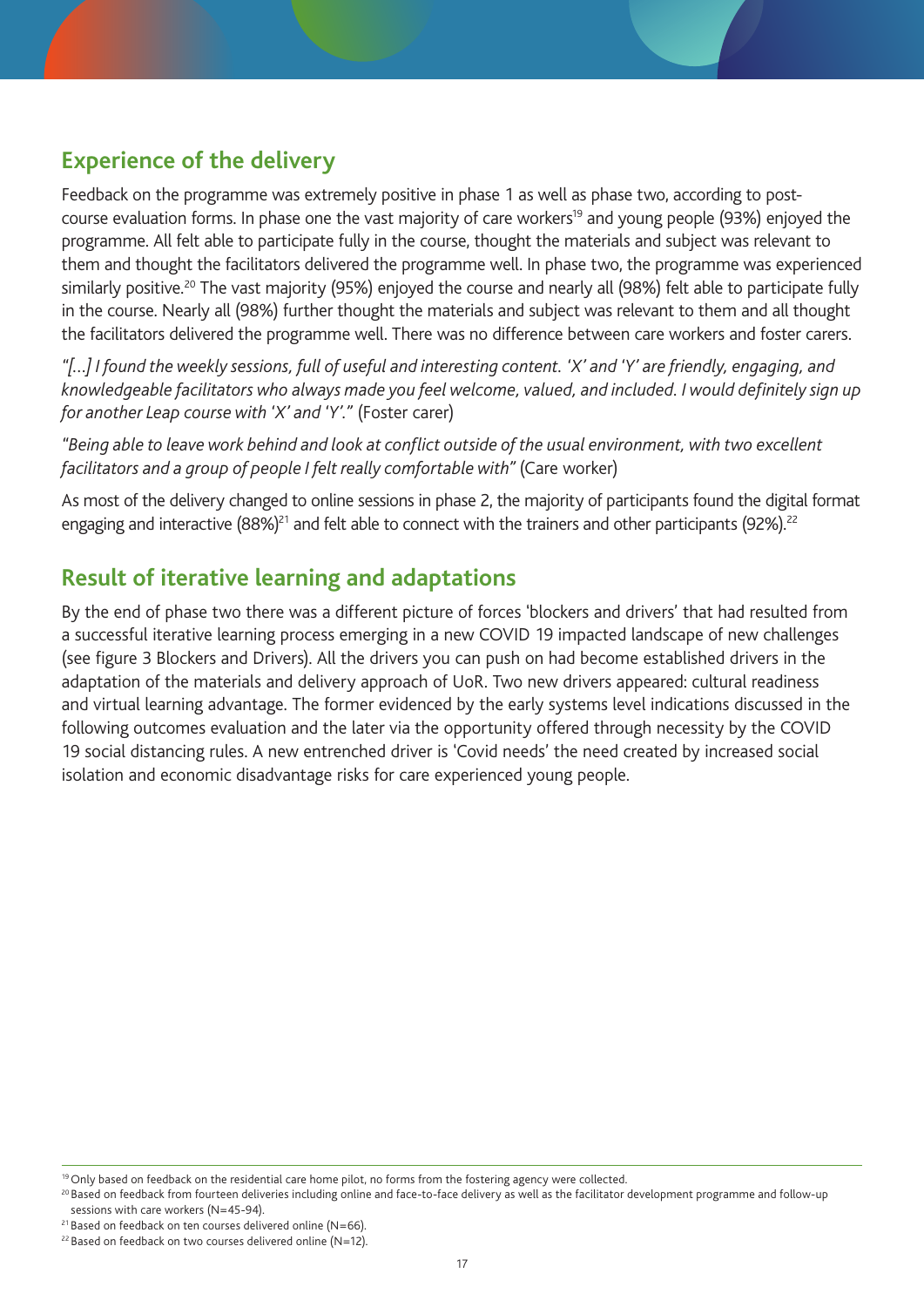## Experience of the delivery

Feedback on the programme was extremely positive in phase 1 as well as phase two, according to post-course evaluation forms. In phase one the vast majority of care workers[19] and young people (93%) enjoyed the programme. All felt able to participate fully in the course, thought the materials and subject was relevant to them and thought the facilitators delivered the programme well. In phase two, the programme was experienced similarly positive.[20] The vast majority (95%) enjoyed the course and nearly all (98%) felt able to participate fully in the course. Nearly all (98%) further thought the materials and subject was relevant to them and all thought the facilitators delivered the programme well. There was no difference between care workers and foster carers.

*"[…] I found the weekly sessions, full of useful and interesting content. 'X' and 'Y' are friendly, engaging, and knowledgeable facilitators who always made you feel welcome, valued, and included. I would definitely sign up for another Leap course with 'X' and 'Y'."* (Foster carer)

*"Being able to leave work behind and look at conflict outside of the usual environment, with two excellent facilitators and a group of people I felt really comfortable with"* (Care worker)

As most of the delivery changed to online sessions in phase 2, the majority of participants found the digital format engaging and interactive (88%)[21] and felt able to connect with the trainers and other participants (92%).[22]

## Result of iterative learning and adaptations

By the end of phase two there was a different picture of forces 'blockers and drivers' that had resulted from a successful iterative learning process emerging in a new COVID 19 impacted landscape of new challenges (see figure 3 Blockers and Drivers). All the drivers you can push on had become established drivers in the adaptation of the materials and delivery approach of UoR. Two new drivers appeared: cultural readiness and virtual learning advantage. The former evidenced by the early systems level indications discussed in the following outcomes evaluation and the later via the opportunity offered through necessity by the COVID 19 social distancing rules. A new entrenched driver is 'Covid needs' the need created by increased social isolation and economic disadvantage risks for care experienced young people.

---

[19] Only based on feedback on the residential care home pilot, no forms from the fostering agency were collected.

[20] Based on feedback from fourteen deliveries including online and face-to-face delivery as well as the facilitator development programme and follow-up sessions with care workers (N=45-94).

[21] Based on feedback on ten courses delivered online (N=66).

[22] Based on feedback on two courses delivered online (N=12).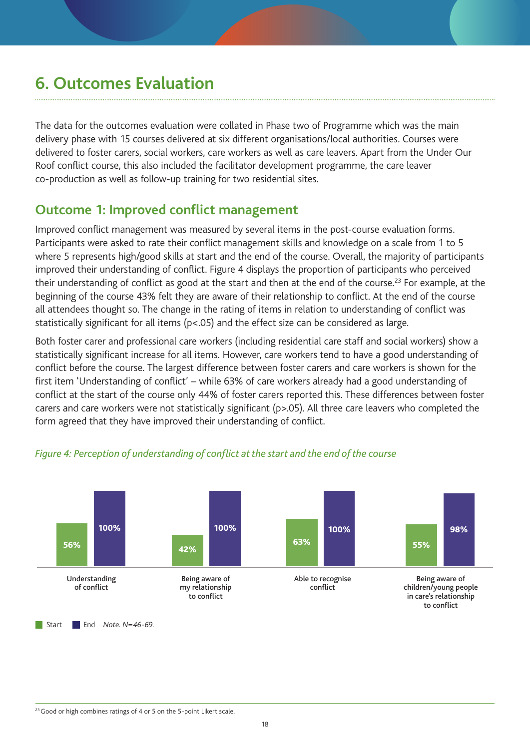# 6. Outcomes Evaluation

The data for the outcomes evaluation were collated in Phase two of Programme which was the main delivery phase with 15 courses delivered at six different organisations/local authorities. Courses were delivered to foster carers, social workers, care workers as well as care leavers. Apart from the Under Our Roof conflict course, this also included the facilitator development programme, the care leaver co-production as well as follow-up training for two residential sites.

## Outcome 1: Improved conflict management

Improved conflict management was measured by several items in the post-course evaluation forms. Participants were asked to rate their conflict management skills and knowledge on a scale from 1 to 5 where 5 represents high/good skills at start and the end of the course. Overall, the majority of participants improved their understanding of conflict. Figure 4 displays the proportion of participants who perceived their understanding of conflict as good at the start and then at the end of the course.[23] For example, at the beginning of the course 43% felt they are aware of their relationship to conflict. At the end of the course all attendees thought so. The change in the rating of items in relation to understanding of conflict was statistically significant for all items ($p<.05$) and the effect size can be considered as large.

Both foster carer and professional care workers (including residential care staff and social workers) show a statistically significant increase for all items. However, care workers tend to have a good understanding of conflict before the course. The largest difference between foster carers and care workers is shown for the first item 'Understanding of conflict' – while 63% of care workers already had a good understanding of conflict at the start of the course only 44% of foster carers reported this. These differences between foster carers and care workers were not statistically significant ($p>.05$). All three care leavers who completed the form agreed that they have improved their understanding of conflict.

*Figure 4: Perception of understanding of conflict at the start and the end of the course*

| | Start | End |
|---|---|---|
| Understanding of conflict | 56% | 100% |
| Being aware of my relationship to conflict | 42% | 100% |
| Able to recognise conflict | 63% | 100% |
| Being aware of children/young people in care's relationship to conflict | 55% | 98% |

*Note. N=46-69.*

[23] Good or high combines ratings of 4 or 5 on the 5-point Likert scale.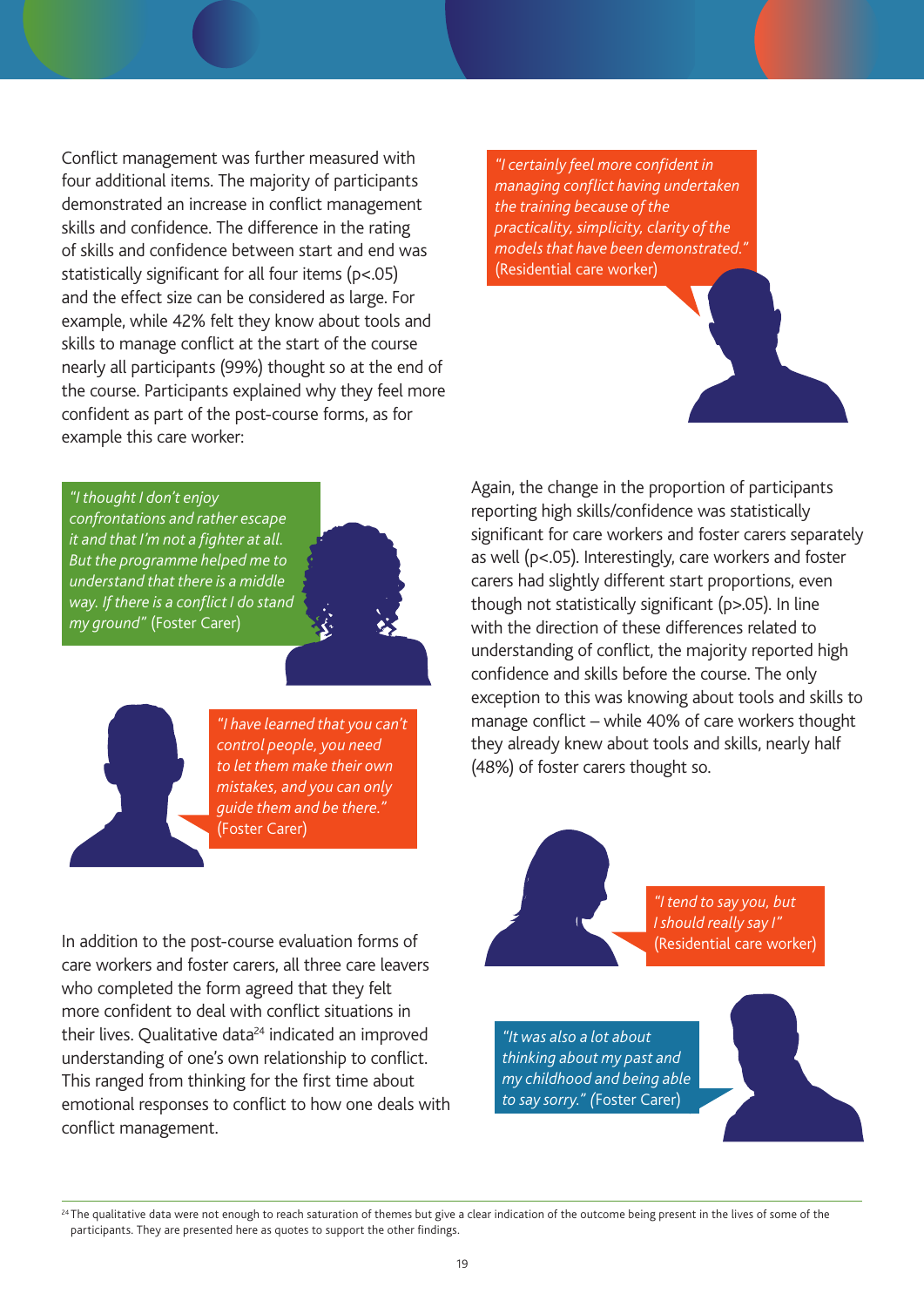Conflict management was further measured with four additional items. The majority of participants demonstrated an increase in conflict management skills and confidence. The difference in the rating of skills and confidence between start and end was statistically significant for all four items ($p<.05$) and the effect size can be considered as large. For example, while 42% felt they know about tools and skills to manage conflict at the start of the course nearly all participants (99%) thought so at the end of the course. Participants explained why they feel more confident as part of the post-course forms, as for example this care worker:

> *"I certainly feel more confident in managing conflict having undertaken the training because of the practicality, simplicity, clarity of the models that have been demonstrated."* (Residential care worker)

> *"I thought I don't enjoy confrontations and rather escape it and that I'm not a fighter at all. But the programme helped me to understand that there is a middle way. If there is a conflict I do stand my ground"* (Foster Carer)

> *"I have learned that you can't control people, you need to let them make their own mistakes, and you can only guide them and be there."* (Foster Carer)

Again, the change in the proportion of participants reporting high skills/confidence was statistically significant for care workers and foster carers separately as well ($p<.05$). Interestingly, care workers and foster carers had slightly different start proportions, even though not statistically significant ($p>.05$). In line with the direction of these differences related to understanding of conflict, the majority reported high confidence and skills before the course. The only exception to this was knowing about tools and skills to manage conflict – while 40% of care workers thought they already knew about tools and skills, nearly half (48%) of foster carers thought so.

In addition to the post-course evaluation forms of care workers and foster carers, all three care leavers who completed the form agreed that they felt more confident to deal with conflict situations in their lives. Qualitative data[24] indicated an improved understanding of one's own relationship to conflict. This ranged from thinking for the first time about emotional responses to conflict to how one deals with conflict management.

> *"I tend to say you, but I should really say I"* (Residential care worker)

> *"It was also a lot about thinking about my past and my childhood and being able to say sorry."* (Foster Carer)

[24] The qualitative data were not enough to reach saturation of themes but give a clear indication of the outcome being present in the lives of some of the participants. They are presented here as quotes to support the other findings.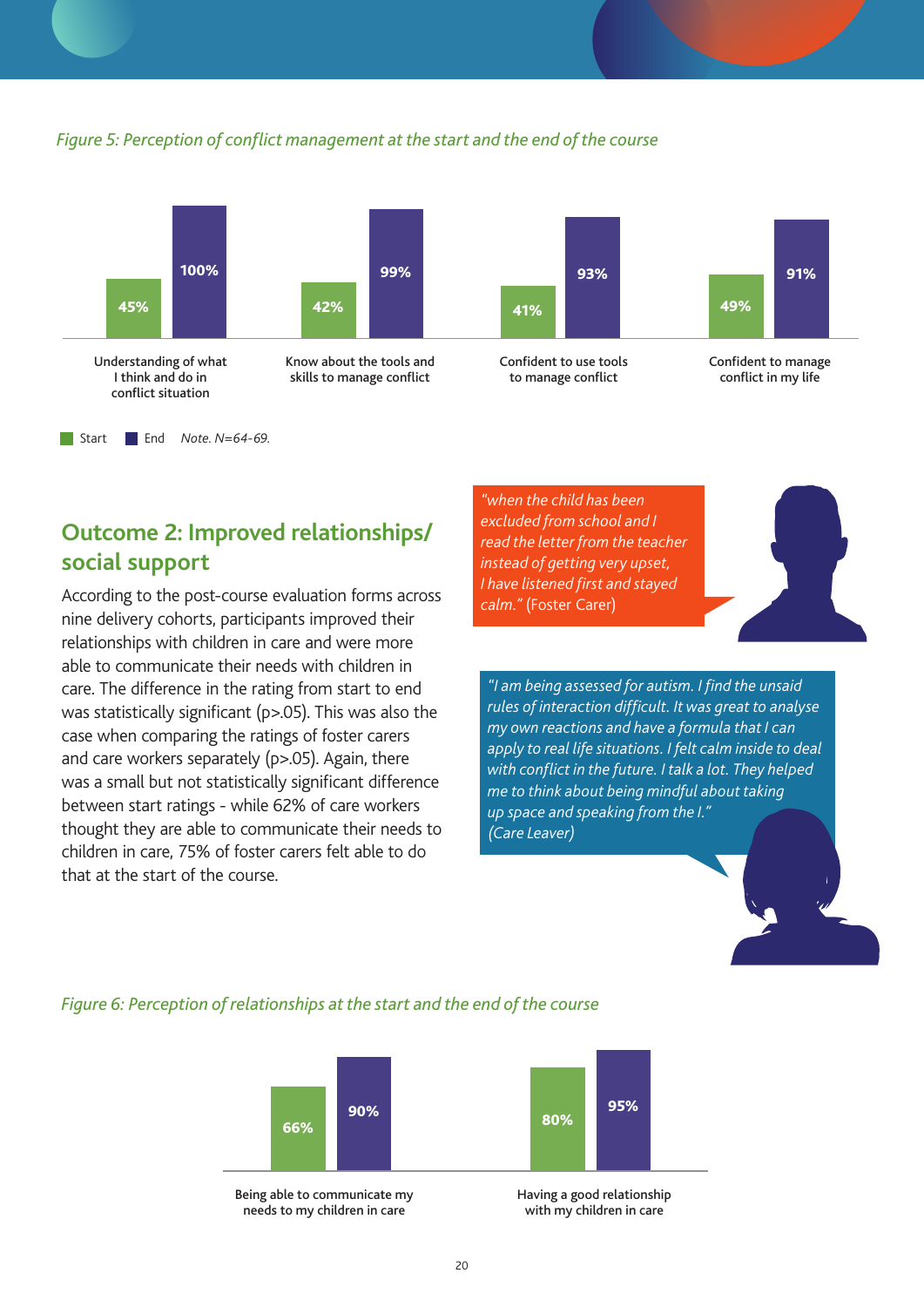*Figure 5: Perception of conflict management at the start and the end of the course*

| | Start | End |
|---|---|---|
| Understanding of what I think and do in conflict situation | 45% | 100% |
| Know about the tools and skills to manage conflict | 42% | 99% |
| Confident to use tools to manage conflict | 41% | 93% |
| Confident to manage conflict in my life | 49% | 91% |

*Note. N=64-69.*

## Outcome 2: Improved relationships/ social support

According to the post-course evaluation forms across nine delivery cohorts, participants improved their relationships with children in care and were more able to communicate their needs with children in care. The difference in the rating from start to end was statistically significant ($p>.05$). This was also the case when comparing the ratings of foster carers and care workers separately ($p>.05$). Again, there was a small but not statistically significant difference between start ratings - while 62% of care workers thought they are able to communicate their needs to children in care, 75% of foster carers felt able to do that at the start of the course.

*"when the child has been excluded from school and I read the letter from the teacher instead of getting very upset, I have listened first and stayed calm."* (Foster Carer)

*"I am being assessed for autism. I find the unsaid rules of interaction difficult. It was great to analyse my own reactions and have a formula that I can apply to real life situations. I felt calm inside to deal with conflict in the future. I talk a lot. They helped me to think about being mindful about taking up space and speaking from the I."* *(Care Leaver)*

*Figure 6: Perception of relationships at the start and the end of the course*

| | Start | End |
|---|---|---|
| Being able to communicate my needs to my children in care | 66% | 90% |
| Having a good relationship with my children in care | 80% | 95% |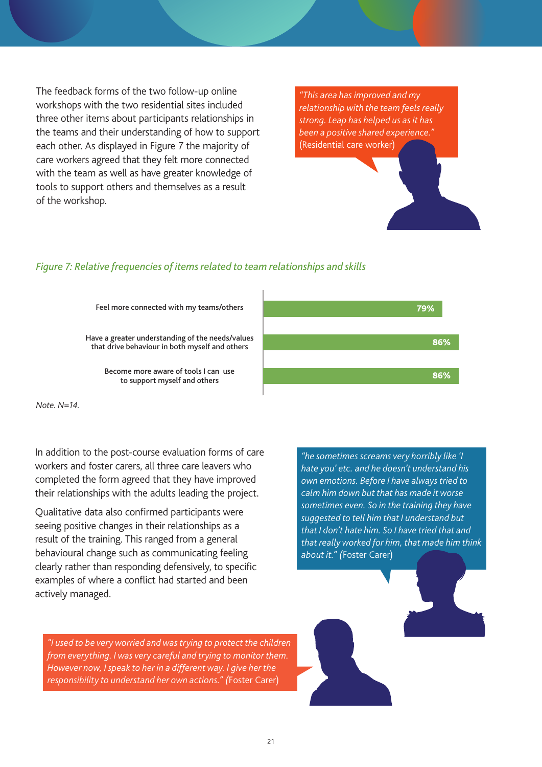The feedback forms of the two follow-up online workshops with the two residential sites included three other items about participants relationships in the teams and their understanding of how to support each other. As displayed in Figure 7 the majority of care workers agreed that they felt more connected with the team as well as have greater knowledge of tools to support others and themselves as a result of the workshop.

> *"This area has improved and my relationship with the team feels really strong. Leap has helped us as it has been a positive shared experience."* (Residential care worker)

*Figure 7: Relative frequencies of items related to team relationships and skills*

| Item | % |
|---|---|
| Feel more connected with my teams/others | 79% |
| Have a greater understanding of the needs/values that drive behaviour in both myself and others | 86% |
| Become more aware of tools I can use to support myself and others | 86% |

*Note. N=14.*

In addition to the post-course evaluation forms of care workers and foster carers, all three care leavers who completed the form agreed that they have improved their relationships with the adults leading the project.

Qualitative data also confirmed participants were seeing positive changes in their relationships as a result of the training. This ranged from a general behavioural change such as communicating feeling clearly rather than responding defensively, to specific examples of where a conflict had started and been actively managed.

> *"he sometimes screams very horribly like 'I hate you' etc. and he doesn't understand his own emotions. Before I have always tried to calm him down but that has made it worse sometimes even. So in the training they have suggested to tell him that I understand but that I don't hate him. So I have tried that and that really worked for him, that made him think about it."* (Foster Carer)

> *"I used to be very worried and was trying to protect the children from everything. I was very careful and trying to monitor them. However now, I speak to her in a different way. I give her the responsibility to understand her own actions."* (Foster Carer)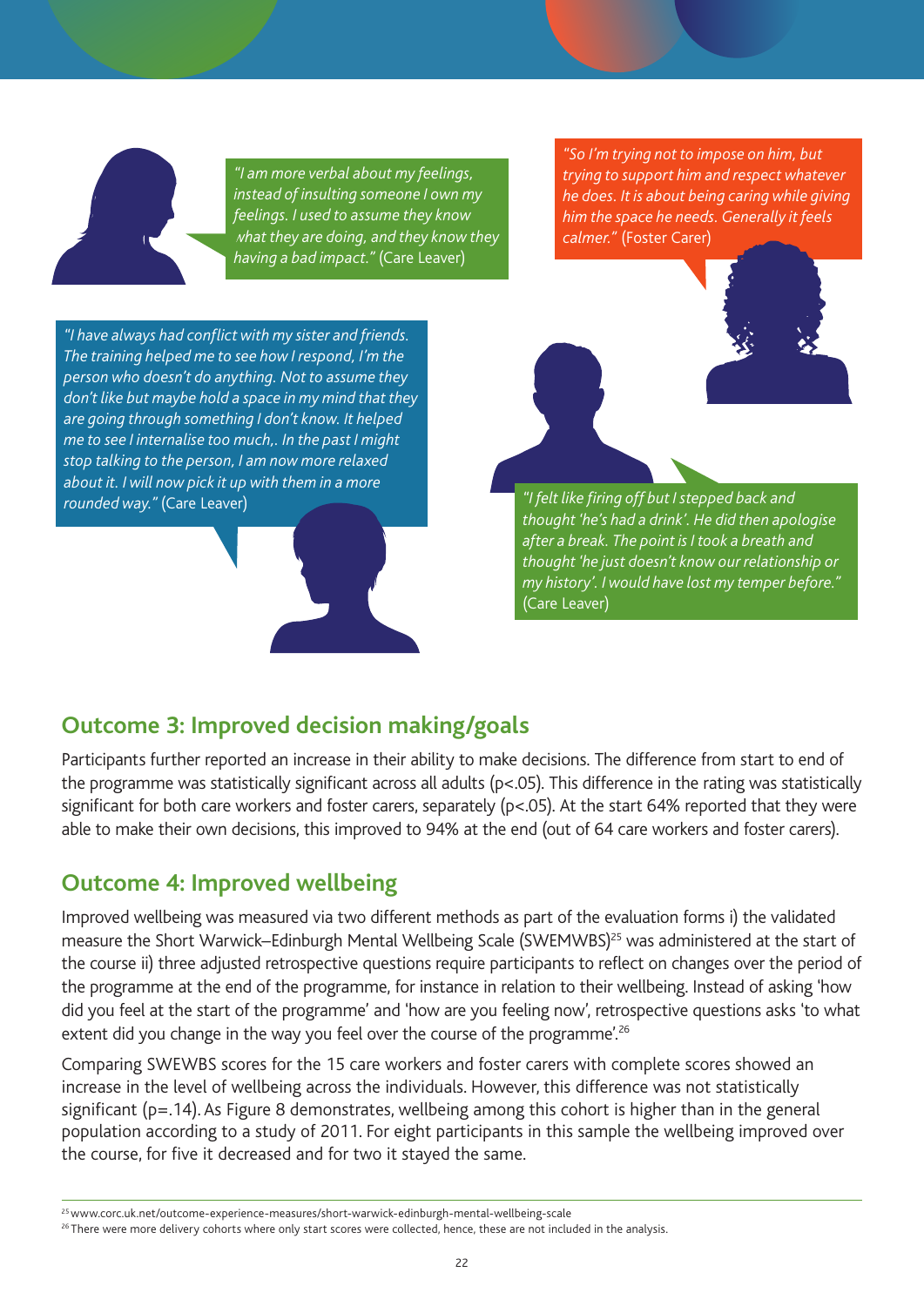*"I am more verbal about my feelings, instead of insulting someone I own my feelings. I used to assume they know what they are doing, and they know they having a bad impact."* (Care Leaver)

*"So I'm trying not to impose on him, but trying to support him and respect whatever he does. It is about being caring while giving him the space he needs. Generally it feels calmer."* (Foster Carer)

*"I have always had conflict with my sister and friends. The training helped me to see how I respond, I'm the person who doesn't do anything. Not to assume they don't like but maybe hold a space in my mind that they are going through something I don't know. It helped me to see I internalise too much,. In the past I might stop talking to the person, I am now more relaxed about it. I will now pick it up with them in a more rounded way."* (Care Leaver)

*"I felt like firing off but I stepped back and thought 'he's had a drink'. He did then apologise after a break. The point is I took a breath and thought 'he just doesn't know our relationship or my history'. I would have lost my temper before."* (Care Leaver)

## Outcome 3: Improved decision making/goals

Participants further reported an increase in their ability to make decisions. The difference from start to end of the programme was statistically significant across all adults ($p<.05$). This difference in the rating was statistically significant for both care workers and foster carers, separately ($p<.05$). At the start 64% reported that they were able to make their own decisions, this improved to 94% at the end (out of 64 care workers and foster carers).

## Outcome 4: Improved wellbeing

Improved wellbeing was measured via two different methods as part of the evaluation forms i) the validated measure the Short Warwick–Edinburgh Mental Wellbeing Scale (SWEMWBS)[25] was administered at the start of the course ii) three adjusted retrospective questions require participants to reflect on changes over the period of the programme at the end of the programme, for instance in relation to their wellbeing. Instead of asking 'how did you feel at the start of the programme' and 'how are you feeling now', retrospective questions asks 'to what extent did you change in the way you feel over the course of the programme'.[26]

Comparing SWEWBS scores for the 15 care workers and foster carers with complete scores showed an increase in the level of wellbeing across the individuals. However, this difference was not statistically significant ($p=.14$). As Figure 8 demonstrates, wellbeing among this cohort is higher than in the general population according to a study of 2011. For eight participants in this sample the wellbeing improved over the course, for five it decreased and for two it stayed the same.

---

[25] www.corc.uk.net/outcome-experience-measures/short-warwick-edinburgh-mental-wellbeing-scale

[26] There were more delivery cohorts where only start scores were collected, hence, these are not included in the analysis.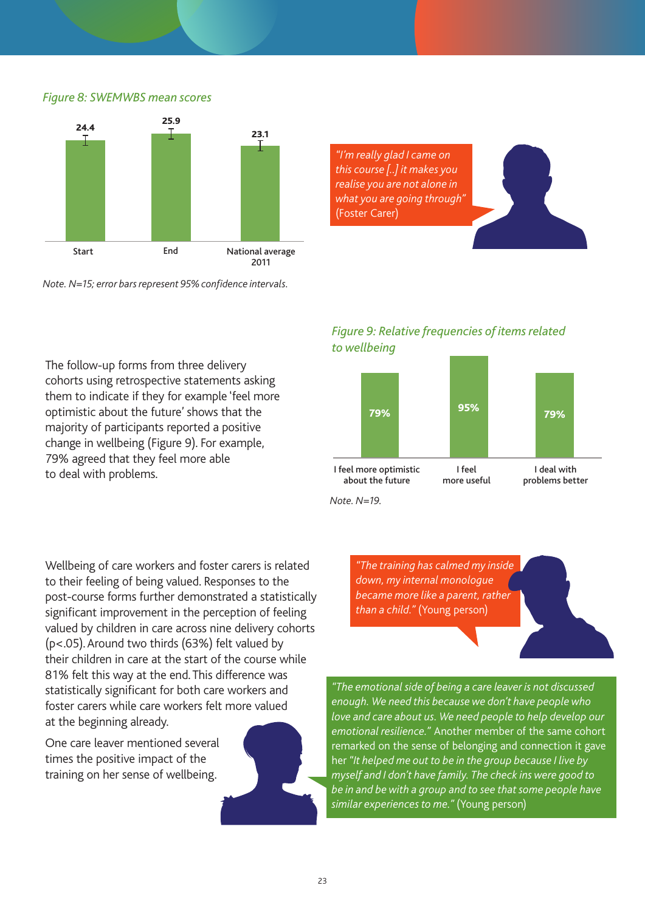*Figure 8: SWEMWBS mean scores*

| | Start | End | National average 2011 |
|---|---|---|---|
| SWEMWBS mean score | 24.4 | 25.9 | 23.1 |

*Note. N=15; error bars represent 95% confidence intervals.*

*"I'm really glad I came on this course [..] it makes you realise you are not alone in what you are going through"* (Foster Carer)

The follow-up forms from three delivery cohorts using retrospective statements asking them to indicate if they for example 'feel more optimistic about the future' shows that the majority of participants reported a positive change in wellbeing (Figure 9). For example, 79% agreed that they feel more able to deal with problems.

*Figure 9: Relative frequencies of items related to wellbeing*

| I feel more optimistic about the future | I feel more useful | I deal with problems better |
|---|---|---|
| 79% | 95% | 79% |

*Note. N=19.*

Wellbeing of care workers and foster carers is related to their feeling of being valued. Responses to the post-course forms further demonstrated a statistically significant improvement in the perception of feeling valued by children in care across nine delivery cohorts ($p<.05$). Around two thirds (63%) felt valued by their children in care at the start of the course while 81% felt this way at the end. This difference was statistically significant for both care workers and foster carers while care workers felt more valued at the beginning already.

*"The training has calmed my inside down, my internal monologue became more like a parent, rather than a child."* (Young person)

One care leaver mentioned several times the positive impact of the training on her sense of wellbeing.

*"The emotional side of being a care leaver is not discussed enough. We need this because we don't have people who love and care about us. We need people to help develop our emotional resilience."* Another member of the same cohort remarked on the sense of belonging and connection it gave her *"It helped me out to be in the group because I live by myself and I don't have family. The check ins were good to be in and be with a group and to see that some people have similar experiences to me."* (Young person)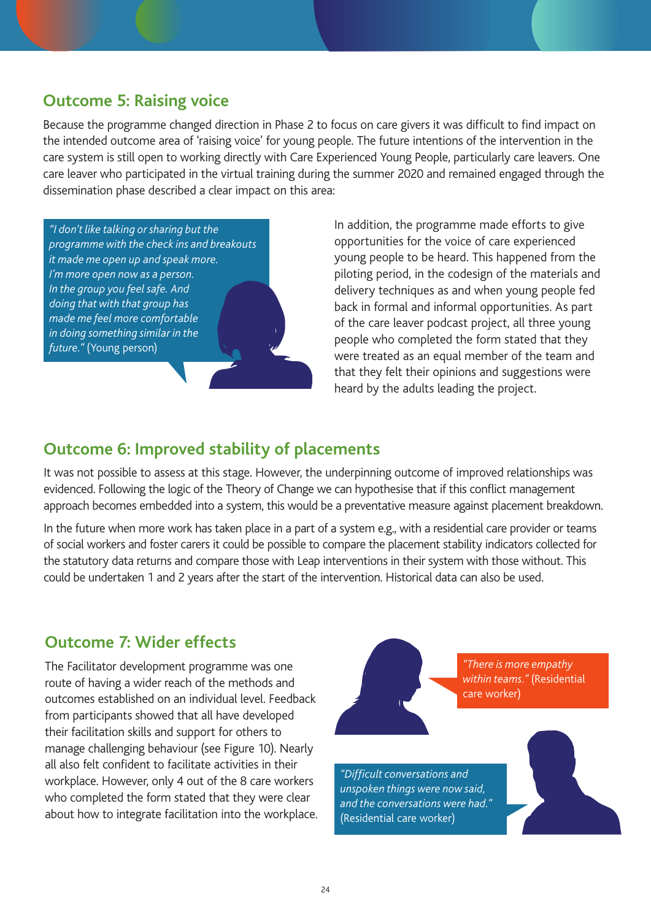## Outcome 5: Raising voice

Because the programme changed direction in Phase 2 to focus on care givers it was difficult to find impact on the intended outcome area of 'raising voice' for young people. The future intentions of the intervention in the care system is still open to working directly with Care Experienced Young People, particularly care leavers. One care leaver who participated in the virtual training during the summer 2020 and remained engaged through the dissemination phase described a clear impact on this area:

> *"I don't like talking or sharing but the programme with the check ins and breakouts it made me open up and speak more. I'm more open now as a person. In the group you feel safe. And doing that with that group has made me feel more comfortable in doing something similar in the future."* (Young person)

In addition, the programme made efforts to give opportunities for the voice of care experienced young people to be heard. This happened from the piloting period, in the codesign of the materials and delivery techniques as and when young people fed back in formal and informal opportunities. As part of the care leaver podcast project, all three young people who completed the form stated that they were treated as an equal member of the team and that they felt their opinions and suggestions were heard by the adults leading the project.

## Outcome 6: Improved stability of placements

It was not possible to assess at this stage. However, the underpinning outcome of improved relationships was evidenced. Following the logic of the Theory of Change we can hypothesise that if this conflict management approach becomes embedded into a system, this would be a preventative measure against placement breakdown.

In the future when more work has taken place in a part of a system e.g., with a residential care provider or teams of social workers and foster carers it could be possible to compare the placement stability indicators collected for the statutory data returns and compare those with Leap interventions in their system with those without. This could be undertaken 1 and 2 years after the start of the intervention. Historical data can also be used.

## Outcome 7: Wider effects

The Facilitator development programme was one route of having a wider reach of the methods and outcomes established on an individual level. Feedback from participants showed that all have developed their facilitation skills and support for others to manage challenging behaviour (see Figure 10). Nearly all also felt confident to facilitate activities in their workplace. However, only 4 out of the 8 care workers who completed the form stated that they were clear about how to integrate facilitation into the workplace.

> *"There is more empathy within teams."* (Residential care worker)

> *"Difficult conversations and unspoken things were now said, and the conversations were had."* (Residential care worker)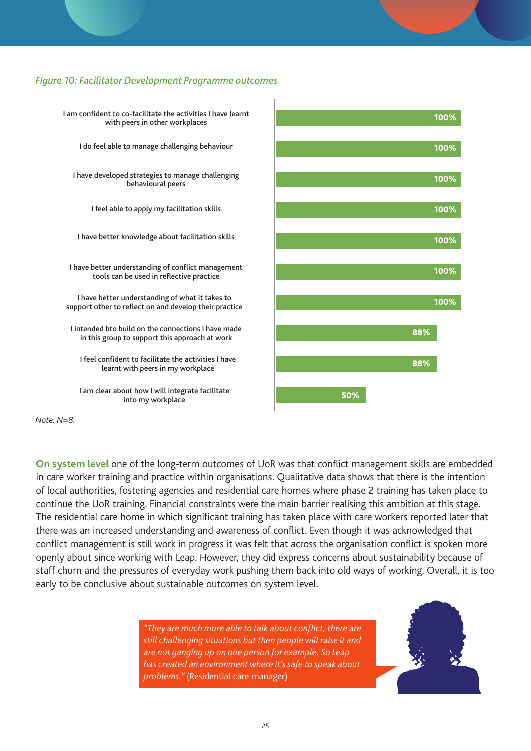*Figure 10: Facilitator Development Programme outcomes*

| Statement | % |
|---|---|
| I am confident to co-facilitate the activities I have learnt with peers in other workplaces | 100% |
| I do feel able to manage challenging behaviour | 100% |
| I have developed strategies to manage challenging behavioural peers | 100% |
| I feel able to apply my facilitation skills | 100% |
| I have better knowledge about facilitation skills | 100% |
| I have better understanding of conflict management tools can be used in reflective practice | 100% |
| I have better understanding of what it takes to support other to reflect on and develop their practice | 100% |
| I intended bto build on the connections I have made in this group to support this approach at work | 88% |
| I feel confident to facilitate the activities I have learnt with peers in my workplace | 88% |
| I am clear about how I will integrate facilitate into my workplace | 50% |

*Note. N=8.*

**On system level** one of the long-term outcomes of UoR was that conflict management skills are embedded in care worker training and practice within organisations. Qualitative data shows that there is the intention of local authorities, fostering agencies and residential care homes where phase 2 training has taken place to continue the UoR training. Financial constraints were the main barrier realising this ambition at this stage. The residential care home in which significant training has taken place with care workers reported later that there was an increased understanding and awareness of conflict. Even though it was acknowledged that conflict management is still work in progress it was felt that across the organisation conflict is spoken more openly about since working with Leap. However, they did express concerns about sustainability because of staff churn and the pressures of everyday work pushing them back into old ways of working. Overall, it is too early to be conclusive about sustainable outcomes on system level.

> *"They are much more able to talk about conflict, there are still challenging situations but then people will raise it and are not ganging up on one person for example. So Leap has created an environment where it's safe to speak about problems."* (Residential care manager)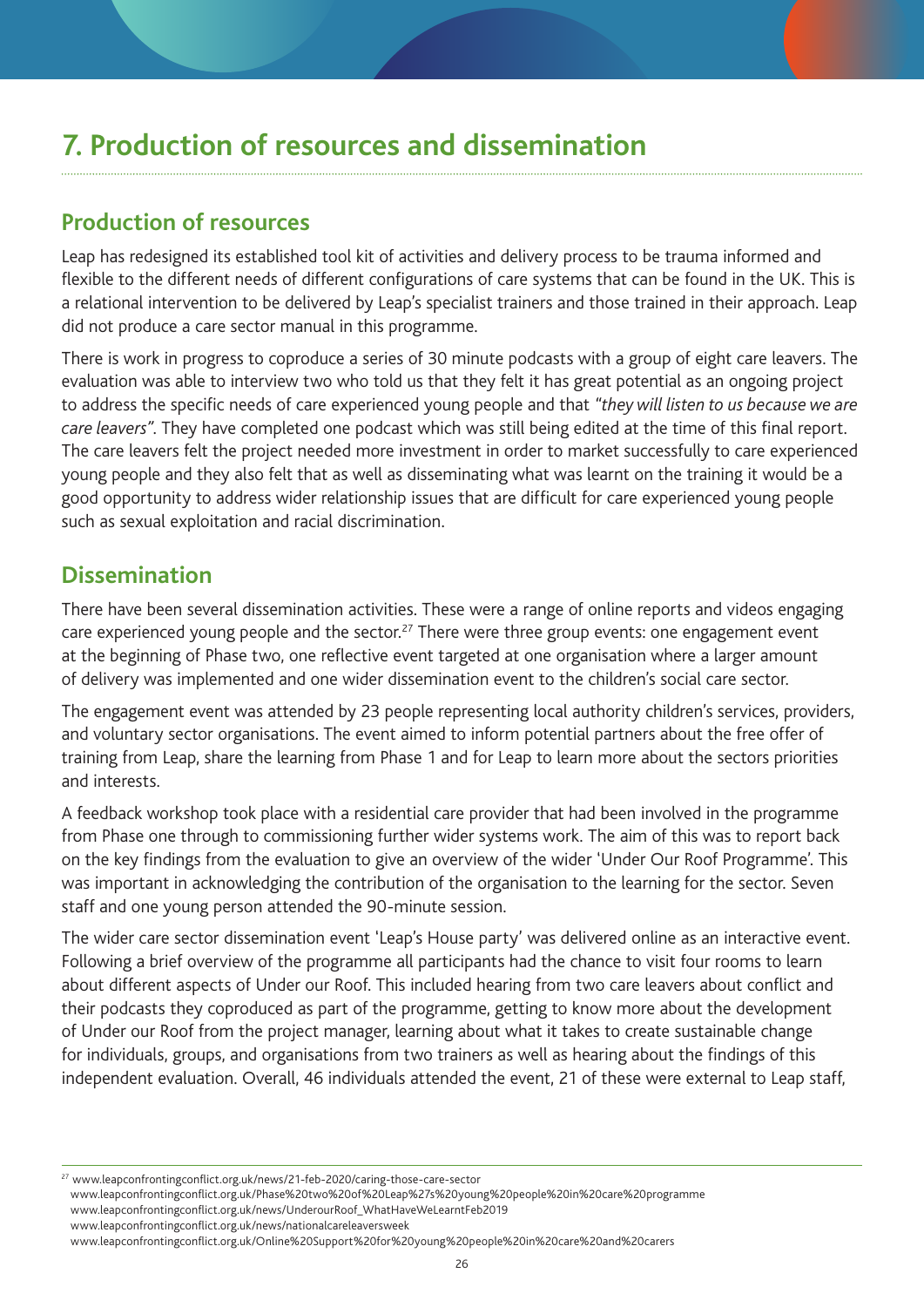# 7. Production of resources and dissemination

## Production of resources

Leap has redesigned its established tool kit of activities and delivery process to be trauma informed and flexible to the different needs of different configurations of care systems that can be found in the UK. This is a relational intervention to be delivered by Leap's specialist trainers and those trained in their approach. Leap did not produce a care sector manual in this programme.

There is work in progress to coproduce a series of 30 minute podcasts with a group of eight care leavers. The evaluation was able to interview two who told us that they felt it has great potential as an ongoing project to address the specific needs of care experienced young people and that *"they will listen to us because we are care leavers"*. They have completed one podcast which was still being edited at the time of this final report. The care leavers felt the project needed more investment in order to market successfully to care experienced young people and they also felt that as well as disseminating what was learnt on the training it would be a good opportunity to address wider relationship issues that are difficult for care experienced young people such as sexual exploitation and racial discrimination.

## Dissemination

There have been several dissemination activities. These were a range of online reports and videos engaging care experienced young people and the sector.[27] There were three group events: one engagement event at the beginning of Phase two, one reflective event targeted at one organisation where a larger amount of delivery was implemented and one wider dissemination event to the children's social care sector.

The engagement event was attended by 23 people representing local authority children's services, providers, and voluntary sector organisations. The event aimed to inform potential partners about the free offer of training from Leap, share the learning from Phase 1 and for Leap to learn more about the sectors priorities and interests.

A feedback workshop took place with a residential care provider that had been involved in the programme from Phase one through to commissioning further wider systems work. The aim of this was to report back on the key findings from the evaluation to give an overview of the wider 'Under Our Roof Programme'. This was important in acknowledging the contribution of the organisation to the learning for the sector. Seven staff and one young person attended the 90-minute session.

The wider care sector dissemination event 'Leap's House party' was delivered online as an interactive event. Following a brief overview of the programme all participants had the chance to visit four rooms to learn about different aspects of Under our Roof. This included hearing from two care leavers about conflict and their podcasts they coproduced as part of the programme, getting to know more about the development of Under our Roof from the project manager, learning about what it takes to create sustainable change for individuals, groups, and organisations from two trainers as well as hearing about the findings of this independent evaluation. Overall, 46 individuals attended the event, 21 of these were external to Leap staff,

---

[27] www.leapconfrontingconflict.org.uk/news/21-feb-2020/caring-those-care-sector
www.leapconfrontingconflict.org.uk/Phase%20two%20of%20Leap%27s%20young%20people%20in%20care%20programme
www.leapconfrontingconflict.org.uk/news/UnderourRoof_WhatHaveWeLearntFeb2019
www.leapconfrontingconflict.org.uk/news/nationalcareleaversweek
www.leapconfrontingconflict.org.uk/Online%20Support%20for%20young%20people%20in%20care%20and%20carers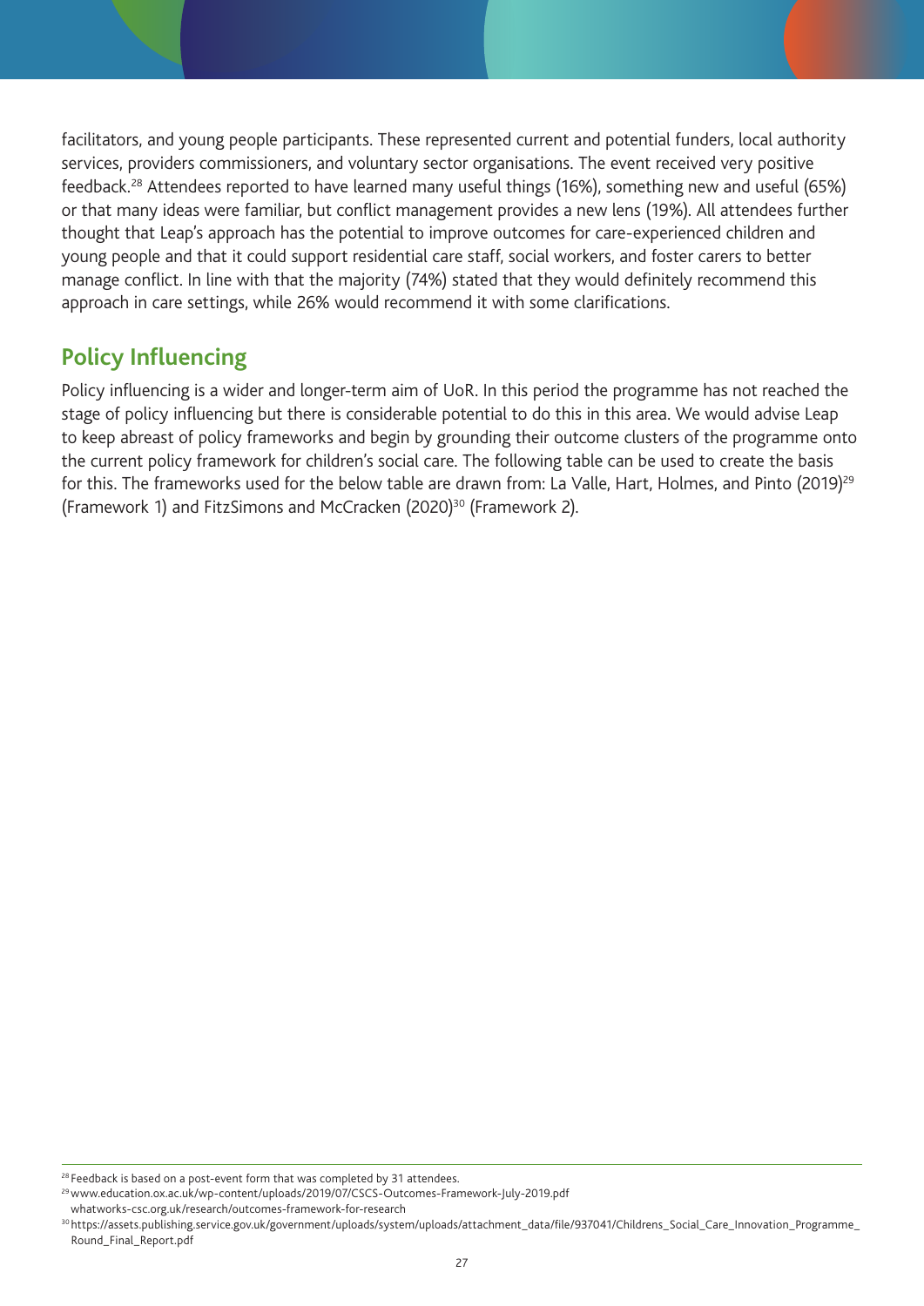facilitators, and young people participants. These represented current and potential funders, local authority services, providers commissioners, and voluntary sector organisations. The event received very positive feedback.[28] Attendees reported to have learned many useful things (16%), something new and useful (65%) or that many ideas were familiar, but conflict management provides a new lens (19%). All attendees further thought that Leap's approach has the potential to improve outcomes for care-experienced children and young people and that it could support residential care staff, social workers, and foster carers to better manage conflict. In line with that the majority (74%) stated that they would definitely recommend this approach in care settings, while 26% would recommend it with some clarifications.

## Policy Influencing

Policy influencing is a wider and longer-term aim of UoR. In this period the programme has not reached the stage of policy influencing but there is considerable potential to do this in this area. We would advise Leap to keep abreast of policy frameworks and begin by grounding their outcome clusters of the programme onto the current policy framework for children's social care. The following table can be used to create the basis for this. The frameworks used for the below table are drawn from: La Valle, Hart, Holmes, and Pinto (2019)[29] (Framework 1) and FitzSimons and McCracken (2020)[30] (Framework 2).

---

[28] Feedback is based on a post-event form that was completed by 31 attendees.

[29] www.education.ox.ac.uk/wp-content/uploads/2019/07/CSCS-Outcomes-Framework-July-2019.pdf
whatworks-csc.org.uk/research/outcomes-framework-for-research

[30] https://assets.publishing.service.gov.uk/government/uploads/system/uploads/attachment_data/file/937041/Childrens_Social_Care_Innovation_Programme_Round_Final_Report.pdf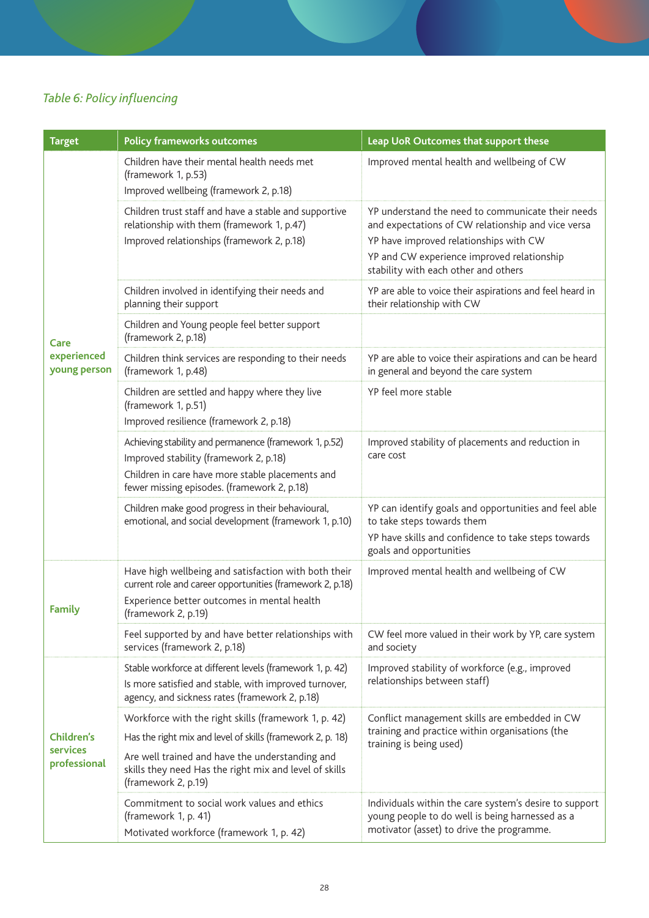*Table 6: Policy influencing*

| Target | Policy frameworks outcomes | Leap UoR Outcomes that support these |
|---|---|---|
| Care experienced young person | Children have their mental health needs met (framework 1, p.53)<br>Improved wellbeing (framework 2, p.18) | Improved mental health and wellbeing of CW |
| | Children trust staff and have a stable and supportive relationship with them (framework 1, p.47)<br>Improved relationships (framework 2, p.18) | YP understand the need to communicate their needs and expectations of CW relationship and vice versa<br>YP have improved relationships with CW<br>YP and CW experience improved relationship stability with each other and others |
| | Children involved in identifying their needs and planning their support | YP are able to voice their aspirations and feel heard in their relationship with CW |
| | Children and Young people feel better support (framework 2, p.18) | |
| | Children think services are responding to their needs (framework 1, p.48) | YP are able to voice their aspirations and can be heard in general and beyond the care system |
| | Children are settled and happy where they live (framework 1, p.51)<br>Improved resilience (framework 2, p.18) | YP feel more stable |
| | Achieving stability and permanence (framework 1, p.52)<br>Improved stability (framework 2, p.18)<br>Children in care have more stable placements and fewer missing episodes. (framework 2, p.18) | Improved stability of placements and reduction in care cost |
| | Children make good progress in their behavioural, emotional, and social development (framework 1, p.10) | YP can identify goals and opportunities and feel able to take steps towards them<br>YP have skills and confidence to take steps towards goals and opportunities |
| Family | Have high wellbeing and satisfaction with both their current role and career opportunities (framework 2, p.18)<br>Experience better outcomes in mental health (framework 2, p.19) | Improved mental health and wellbeing of CW |
| | Feel supported by and have better relationships with services (framework 2, p.18) | CW feel more valued in their work by YP, care system and society |
| Children's services professional | Stable workforce at different levels (framework 1, p. 42)<br>Is more satisfied and stable, with improved turnover, agency, and sickness rates (framework 2, p.18) | Improved stability of workforce (e.g., improved relationships between staff) |
| | Workforce with the right skills (framework 1, p. 42)<br>Has the right mix and level of skills (framework 2, p. 18)<br>Are well trained and have the understanding and skills they need Has the right mix and level of skills (framework 2, p.19) | Conflict management skills are embedded in CW training and practice within organisations (the training is being used) |
| | Commitment to social work values and ethics (framework 1, p. 41)<br>Motivated workforce (framework 1, p. 42) | Individuals within the care system's desire to support young people to do well is being harnessed as a motivator (asset) to drive the programme. |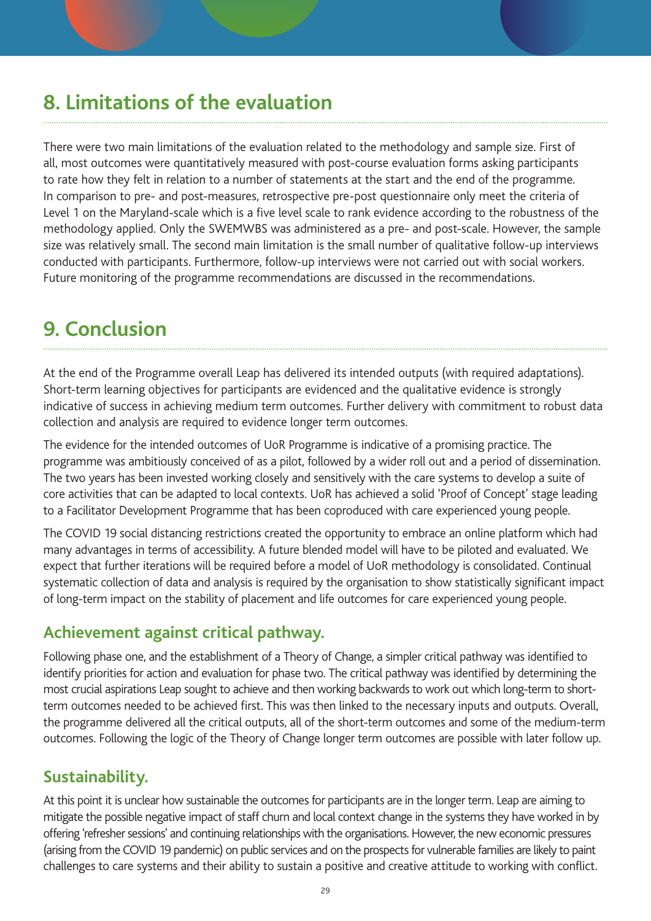## 8. Limitations of the evaluation

There were two main limitations of the evaluation related to the methodology and sample size. First of all, most outcomes were quantitatively measured with post-course evaluation forms asking participants to rate how they felt in relation to a number of statements at the start and the end of the programme. In comparison to pre- and post-measures, retrospective pre-post questionnaire only meet the criteria of Level 1 on the Maryland-scale which is a five level scale to rank evidence according to the robustness of the methodology applied. Only the SWEMWBS was administered as a pre- and post-scale. However, the sample size was relatively small. The second main limitation is the small number of qualitative follow-up interviews conducted with participants. Furthermore, follow-up interviews were not carried out with social workers. Future monitoring of the programme recommendations are discussed in the recommendations.

## 9. Conclusion

At the end of the Programme overall Leap has delivered its intended outputs (with required adaptations). Short-term learning objectives for participants are evidenced and the qualitative evidence is strongly indicative of success in achieving medium term outcomes. Further delivery with commitment to robust data collection and analysis are required to evidence longer term outcomes.

The evidence for the intended outcomes of UoR Programme is indicative of a promising practice. The programme was ambitiously conceived of as a pilot, followed by a wider roll out and a period of dissemination. The two years has been invested working closely and sensitively with the care systems to develop a suite of core activities that can be adapted to local contexts. UoR has achieved a solid 'Proof of Concept' stage leading to a Facilitator Development Programme that has been coproduced with care experienced young people.

The COVID 19 social distancing restrictions created the opportunity to embrace an online platform which had many advantages in terms of accessibility. A future blended model will have to be piloted and evaluated. We expect that further iterations will be required before a model of UoR methodology is consolidated. Continual systematic collection of data and analysis is required by the organisation to show statistically significant impact of long-term impact on the stability of placement and life outcomes for care experienced young people.

### Achievement against critical pathway.

Following phase one, and the establishment of a Theory of Change, a simpler critical pathway was identified to identify priorities for action and evaluation for phase two. The critical pathway was identified by determining the most crucial aspirations Leap sought to achieve and then working backwards to work out which long-term to short-term outcomes needed to be achieved first. This was then linked to the necessary inputs and outputs. Overall, the programme delivered all the critical outputs, all of the short-term outcomes and some of the medium-term outcomes. Following the logic of the Theory of Change longer term outcomes are possible with later follow up.

### Sustainability.

At this point it is unclear how sustainable the outcomes for participants are in the longer term. Leap are aiming to mitigate the possible negative impact of staff churn and local context change in the systems they have worked in by offering 'refresher sessions' and continuing relationships with the organisations. However, the new economic pressures (arising from the COVID 19 pandemic) on public services and on the prospects for vulnerable families are likely to paint challenges to care systems and their ability to sustain a positive and creative attitude to working with conflict.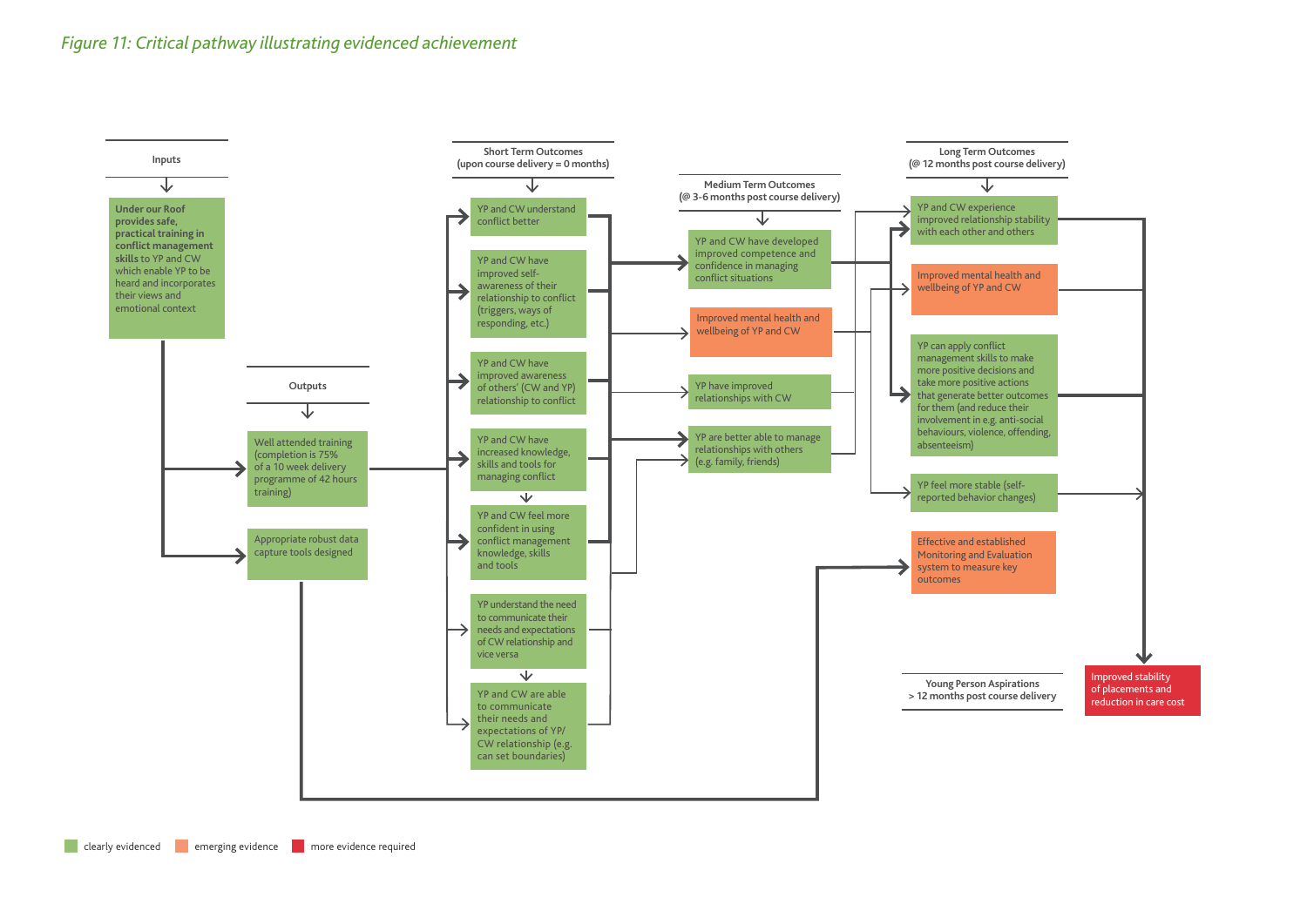*Figure 11: Critical pathway illustrating evidenced achievement*

**Inputs**

**Under our Roof provides safe, practical training in conflict management skills** to YP and CW which enable YP to be heard and incorporates their views and emotional context

**Outputs**

- Well attended training (completion is 75% of a 10 week delivery programme of 42 hours training)
- Appropriate robust data capture tools designed

**Short Term Outcomes (upon course delivery = 0 months)**

- YP and CW understand conflict better
- YP and CW have improved self-awareness of their relationship to conflict (triggers, ways of responding, etc.)
- YP and CW have improved awareness of others' (CW and YP) relationship to conflict
- YP and CW have increased knowledge, skills and tools for managing conflict
- YP and CW feel more confident in using conflict management knowledge, skills and tools
- YP understand the need to communicate their needs and expectations of CW relationship and vice versa
- YP and CW are able to communicate their needs and expectations of YP/CW relationship (e.g. can set boundaries)

**Medium Term Outcomes (@ 3-6 months post course delivery)**

- YP and CW have developed improved competence and confidence in managing conflict situations
- Improved mental health and wellbeing of YP and CW
- YP have improved relationships with CW
- YP are better able to manage relationships with others (e.g. family, friends)

**Long Term Outcomes (@ 12 months post course delivery)**

- YP and CW experience improved relationship stability with each other and others
- Improved mental health and wellbeing of YP and CW
- YP can apply conflict management skills to make more positive decisions and take more positive actions that generate better outcomes for them (and reduce their involvement in e.g. anti-social behaviours, violence, offending, absenteeism)
- YP feel more stable (self-reported behavior changes)
- Effective and established Monitoring and Evaluation system to measure key outcomes

**Young Person Aspirations > 12 months post course delivery**

- Improved stability of placements and reduction in care cost

Key: clearly evidenced | emerging evidence | more evidence required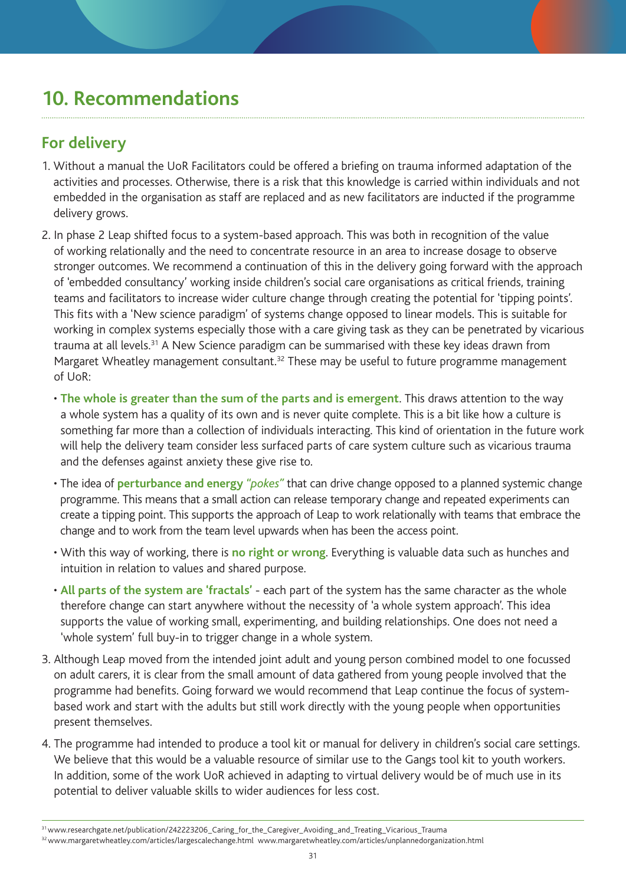# 10. Recommendations

## For delivery

1. Without a manual the UoR Facilitators could be offered a briefing on trauma informed adaptation of the activities and processes. Otherwise, there is a risk that this knowledge is carried within individuals and not embedded in the organisation as staff are replaced and as new facilitators are inducted if the programme delivery grows.

2. In phase 2 Leap shifted focus to a system-based approach. This was both in recognition of the value of working relationally and the need to concentrate resource in an area to increase dosage to observe stronger outcomes. We recommend a continuation of this in the delivery going forward with the approach of 'embedded consultancy' working inside children's social care organisations as critical friends, training teams and facilitators to increase wider culture change through creating the potential for 'tipping points'. This fits with a 'New science paradigm' of systems change opposed to linear models. This is suitable for working in complex systems especially those with a care giving task as they can be penetrated by vicarious trauma at all levels.[31] A New Science paradigm can be summarised with these key ideas drawn from Margaret Wheatley management consultant.[32] These may be useful to future programme management of UoR:

   - **The whole is greater than the sum of the parts and is emergent**. This draws attention to the way a whole system has a quality of its own and is never quite complete. This is a bit like how a culture is something far more than a collection of individuals interacting. This kind of orientation in the future work will help the delivery team consider less surfaced parts of care system culture such as vicarious trauma and the defenses against anxiety these give rise to.
   - The idea of **perturbance and energy** *"pokes"* that can drive change opposed to a planned systemic change programme. This means that a small action can release temporary change and repeated experiments can create a tipping point. This supports the approach of Leap to work relationally with teams that embrace the change and to work from the team level upwards when has been the access point.
   - With this way of working, there is **no right or wrong**. Everything is valuable data such as hunches and intuition in relation to values and shared purpose.
   - **All parts of the system are 'fractals'** - each part of the system has the same character as the whole therefore change can start anywhere without the necessity of 'a whole system approach'. This idea supports the value of working small, experimenting, and building relationships. One does not need a 'whole system' full buy-in to trigger change in a whole system.

3. Although Leap moved from the intended joint adult and young person combined model to one focussed on adult carers, it is clear from the small amount of data gathered from young people involved that the programme had benefits. Going forward we would recommend that Leap continue the focus of system-based work and start with the adults but still work directly with the young people when opportunities present themselves.

4. The programme had intended to produce a tool kit or manual for delivery in children's social care settings. We believe that this would be a valuable resource of similar use to the Gangs tool kit to youth workers. In addition, some of the work UoR achieved in adapting to virtual delivery would be of much use in its potential to deliver valuable skills to wider audiences for less cost.

---

[31] www.researchgate.net/publication/242223206_Caring_for_the_Caregiver_Avoiding_and_Treating_Vicarious_Trauma

[32] www.margaretwheatley.com/articles/largescalechange.html www.margaretwheatley.com/articles/unplannedorganization.html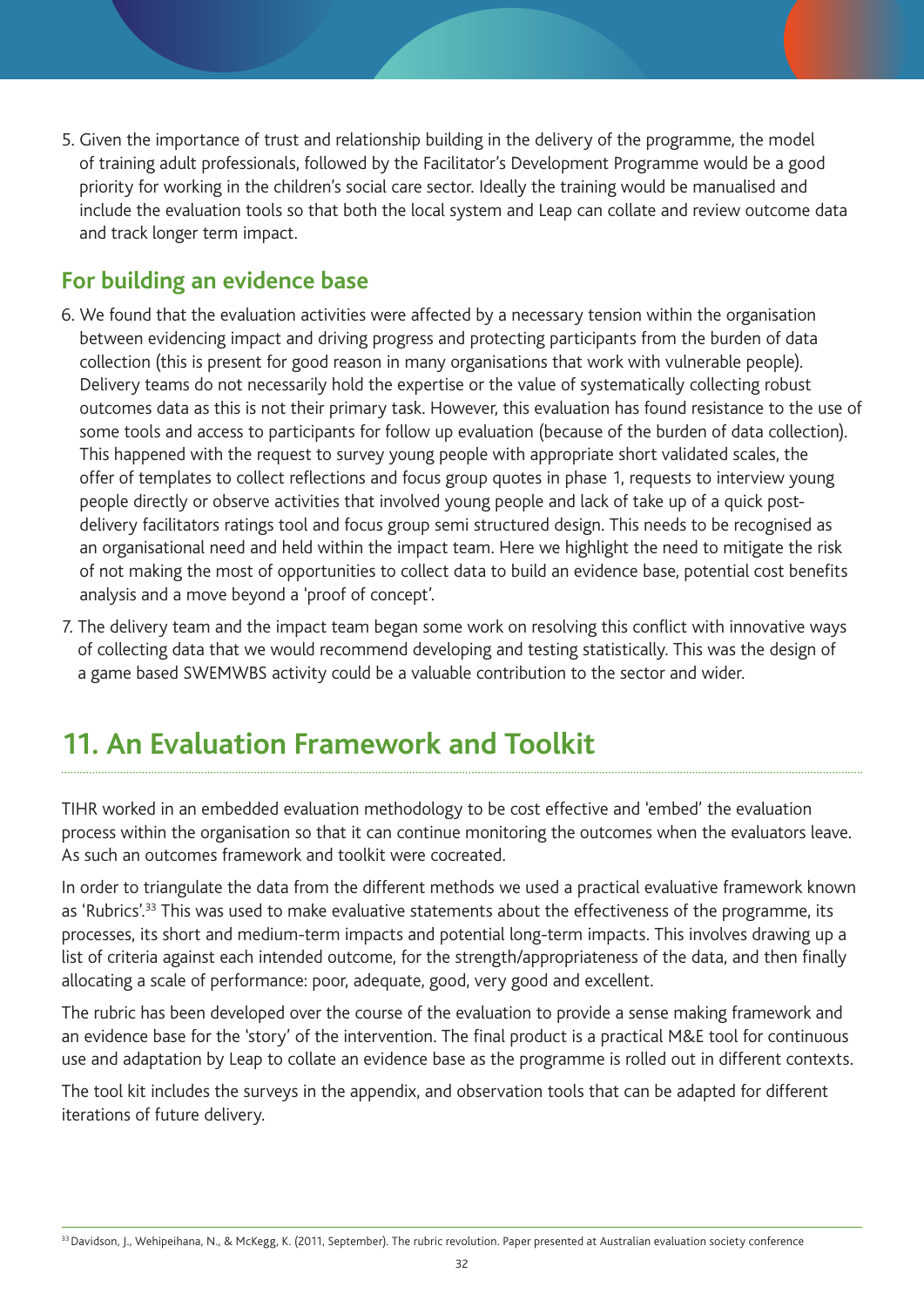5. Given the importance of trust and relationship building in the delivery of the programme, the model of training adult professionals, followed by the Facilitator's Development Programme would be a good priority for working in the children's social care sector. Ideally the training would be manualised and include the evaluation tools so that both the local system and Leap can collate and review outcome data and track longer term impact.

### For building an evidence base

6. We found that the evaluation activities were affected by a necessary tension within the organisation between evidencing impact and driving progress and protecting participants from the burden of data collection (this is present for good reason in many organisations that work with vulnerable people). Delivery teams do not necessarily hold the expertise or the value of systematically collecting robust outcomes data as this is not their primary task. However, this evaluation has found resistance to the use of some tools and access to participants for follow up evaluation (because of the burden of data collection). This happened with the request to survey young people with appropriate short validated scales, the offer of templates to collect reflections and focus group quotes in phase 1, requests to interview young people directly or observe activities that involved young people and lack of take up of a quick post-delivery facilitators ratings tool and focus group semi structured design. This needs to be recognised as an organisational need and held within the impact team. Here we highlight the need to mitigate the risk of not making the most of opportunities to collect data to build an evidence base, potential cost benefits analysis and a move beyond a 'proof of concept'.

7. The delivery team and the impact team began some work on resolving this conflict with innovative ways of collecting data that we would recommend developing and testing statistically. This was the design of a game based SWEMWBS activity could be a valuable contribution to the sector and wider.

## 11. An Evaluation Framework and Toolkit

TIHR worked in an embedded evaluation methodology to be cost effective and 'embed' the evaluation process within the organisation so that it can continue monitoring the outcomes when the evaluators leave. As such an outcomes framework and toolkit were cocreated.

In order to triangulate the data from the different methods we used a practical evaluative framework known as 'Rubrics'.[33] This was used to make evaluative statements about the effectiveness of the programme, its processes, its short and medium-term impacts and potential long-term impacts. This involves drawing up a list of criteria against each intended outcome, for the strength/appropriateness of the data, and then finally allocating a scale of performance: poor, adequate, good, very good and excellent.

The rubric has been developed over the course of the evaluation to provide a sense making framework and an evidence base for the 'story' of the intervention. The final product is a practical M&E tool for continuous use and adaptation by Leap to collate an evidence base as the programme is rolled out in different contexts.

The tool kit includes the surveys in the appendix, and observation tools that can be adapted for different iterations of future delivery.

[33] Davidson, J., Wehipeihana, N., & McKegg, K. (2011, September). The rubric revolution. Paper presented at Australian evaluation society conference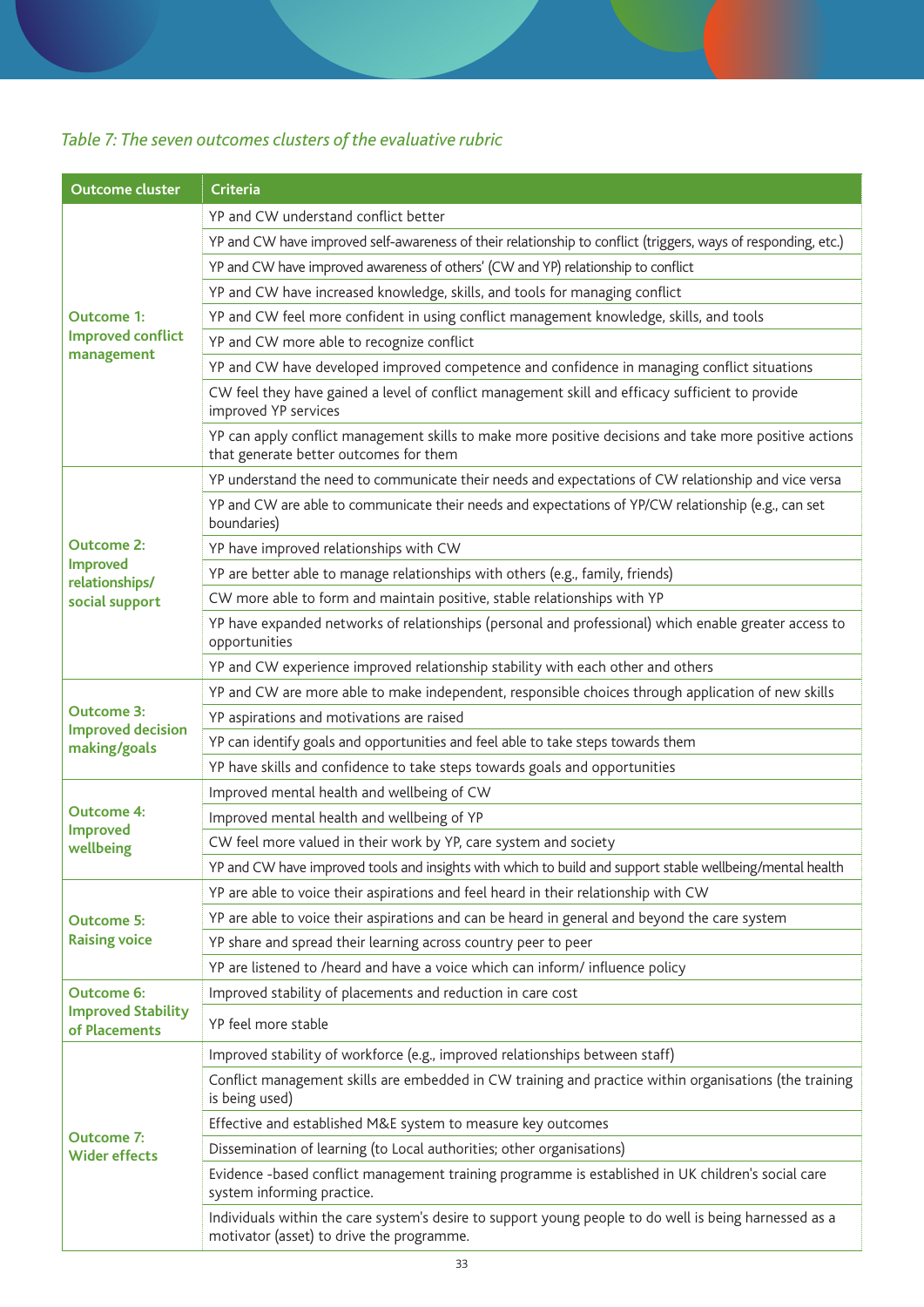*Table 7: The seven outcomes clusters of the evaluative rubric*

| Outcome cluster | Criteria |
|---|---|
| **Outcome 1: Improved conflict management** | YP and CW understand conflict better |
| | YP and CW have improved self-awareness of their relationship to conflict (triggers, ways of responding, etc.) |
| | YP and CW have improved awareness of others' (CW and YP) relationship to conflict |
| | YP and CW have increased knowledge, skills, and tools for managing conflict |
| | YP and CW feel more confident in using conflict management knowledge, skills, and tools |
| | YP and CW more able to recognize conflict |
| | YP and CW have developed improved competence and confidence in managing conflict situations |
| | CW feel they have gained a level of conflict management skill and efficacy sufficient to provide improved YP services |
| | YP can apply conflict management skills to make more positive decisions and take more positive actions that generate better outcomes for them |
| **Outcome 2: Improved relationships/ social support** | YP understand the need to communicate their needs and expectations of CW relationship and vice versa |
| | YP and CW are able to communicate their needs and expectations of YP/CW relationship (e.g., can set boundaries) |
| | YP have improved relationships with CW |
| | YP are better able to manage relationships with others (e.g., family, friends) |
| | CW more able to form and maintain positive, stable relationships with YP |
| | YP have expanded networks of relationships (personal and professional) which enable greater access to opportunities |
| | YP and CW experience improved relationship stability with each other and others |
| **Outcome 3: Improved decision making/goals** | YP and CW are more able to make independent, responsible choices through application of new skills |
| | YP aspirations and motivations are raised |
| | YP can identify goals and opportunities and feel able to take steps towards them |
| | YP have skills and confidence to take steps towards goals and opportunities |
| **Outcome 4: Improved wellbeing** | Improved mental health and wellbeing of CW |
| | Improved mental health and wellbeing of YP |
| | CW feel more valued in their work by YP, care system and society |
| | YP and CW have improved tools and insights with which to build and support stable wellbeing/mental health |
| **Outcome 5: Raising voice** | YP are able to voice their aspirations and feel heard in their relationship with CW |
| | YP are able to voice their aspirations and can be heard in general and beyond the care system |
| | YP share and spread their learning across country peer to peer |
| | YP are listened to /heard and have a voice which can inform/ influence policy |
| **Outcome 6: Improved Stability of Placements** | Improved stability of placements and reduction in care cost |
| | YP feel more stable |
| **Outcome 7: Wider effects** | Improved stability of workforce (e.g., improved relationships between staff) |
| | Conflict management skills are embedded in CW training and practice within organisations (the training is being used) |
| | Effective and established M&E system to measure key outcomes |
| | Dissemination of learning (to Local authorities; other organisations) |
| | Evidence -based conflict management training programme is established in UK children's social care system informing practice. |
| | Individuals within the care system's desire to support young people to do well is being harnessed as a motivator (asset) to drive the programme. |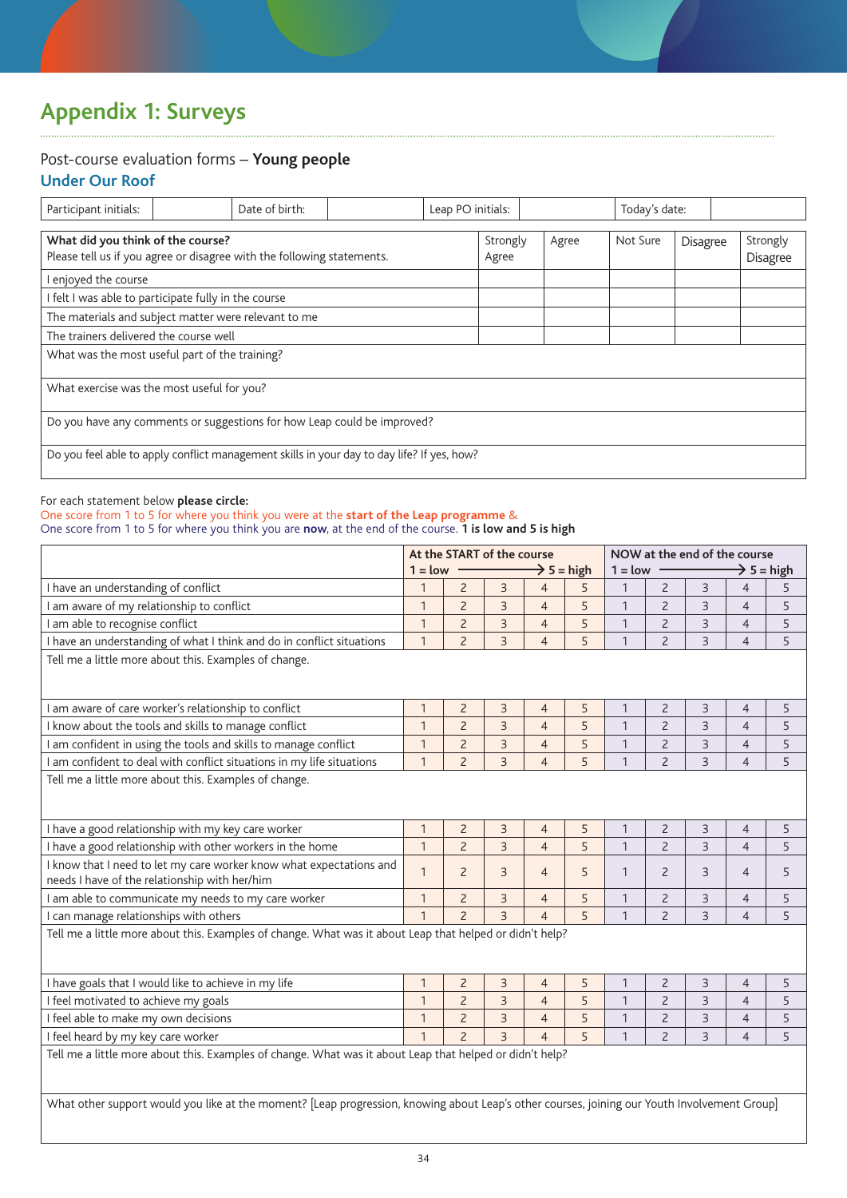# Appendix 1: Surveys

## Post-course evaluation forms – **Young people**

### Under Our Roof

| Participant initials: | | Date of birth: | | Leap PO initials: | | Today's date: | |
|---|---|---|---|---|---|---|---|

| **What did you think of the course?** Please tell us if you agree or disagree with the following statements. | Strongly Agree | Agree | Not Sure | Disagree | Strongly Disagree |
|---|---|---|---|---|---|
| I enjoyed the course | | | | | |
| I felt I was able to participate fully in the course | | | | | |
| The materials and subject matter were relevant to me | | | | | |
| The trainers delivered the course well | | | | | |
| What was the most useful part of the training? | | | | | |
| What exercise was the most useful for you? | | | | | |
| Do you have any comments or suggestions for how Leap could be improved? | | | | | |
| Do you feel able to apply conflict management skills in your day to day life? If yes, how? | | | | | |

For each statement below **please circle:**
One score from 1 to 5 for where you think you were at the **start of the Leap programme** &
One score from 1 to 5 for where you think you are **now**, at the end of the course. **1 is low and 5 is high**

| | **At the START of the course** 1 = low → 5 = high | | | | | **NOW at the end of the course** 1 = low → 5 = high | | | | |
|---|---|---|---|---|---|---|---|---|---|---|
| I have an understanding of conflict | 1 | 2 | 3 | 4 | 5 | 1 | 2 | 3 | 4 | 5 |
| I am aware of my relationship to conflict | 1 | 2 | 3 | 4 | 5 | 1 | 2 | 3 | 4 | 5 |
| I am able to recognise conflict | 1 | 2 | 3 | 4 | 5 | 1 | 2 | 3 | 4 | 5 |
| I have an understanding of what I think and do in conflict situations | 1 | 2 | 3 | 4 | 5 | 1 | 2 | 3 | 4 | 5 |
| Tell me a little more about this. Examples of change. | | | | | | | | | | |
| I am aware of care worker's relationship to conflict | 1 | 2 | 3 | 4 | 5 | 1 | 2 | 3 | 4 | 5 |
| I know about the tools and skills to manage conflict | 1 | 2 | 3 | 4 | 5 | 1 | 2 | 3 | 4 | 5 |
| I am confident in using the tools and skills to manage conflict | 1 | 2 | 3 | 4 | 5 | 1 | 2 | 3 | 4 | 5 |
| I am confident to deal with conflict situations in my life situations | 1 | 2 | 3 | 4 | 5 | 1 | 2 | 3 | 4 | 5 |
| Tell me a little more about this. Examples of change. | | | | | | | | | | |
| I have a good relationship with my key care worker | 1 | 2 | 3 | 4 | 5 | 1 | 2 | 3 | 4 | 5 |
| I have a good relationship with other workers in the home | 1 | 2 | 3 | 4 | 5 | 1 | 2 | 3 | 4 | 5 |
| I know that I need to let my care worker know what expectations and needs I have of the relationship with her/him | 1 | 2 | 3 | 4 | 5 | 1 | 2 | 3 | 4 | 5 |
| I am able to communicate my needs to my care worker | 1 | 2 | 3 | 4 | 5 | 1 | 2 | 3 | 4 | 5 |
| I can manage relationships with others | 1 | 2 | 3 | 4 | 5 | 1 | 2 | 3 | 4 | 5 |
| Tell me a little more about this. Examples of change. What was it about Leap that helped or didn't help? | | | | | | | | | | |
| I have goals that I would like to achieve in my life | 1 | 2 | 3 | 4 | 5 | 1 | 2 | 3 | 4 | 5 |
| I feel motivated to achieve my goals | 1 | 2 | 3 | 4 | 5 | 1 | 2 | 3 | 4 | 5 |
| I feel able to make my own decisions | 1 | 2 | 3 | 4 | 5 | 1 | 2 | 3 | 4 | 5 |
| I feel heard by my key care worker | 1 | 2 | 3 | 4 | 5 | 1 | 2 | 3 | 4 | 5 |
| Tell me a little more about this. Examples of change. What was it about Leap that helped or didn't help? | | | | | | | | | | |
| What other support would you like at the moment? [Leap progression, knowing about Leap's other courses, joining our Youth Involvement Group] | | | | | | | | | | |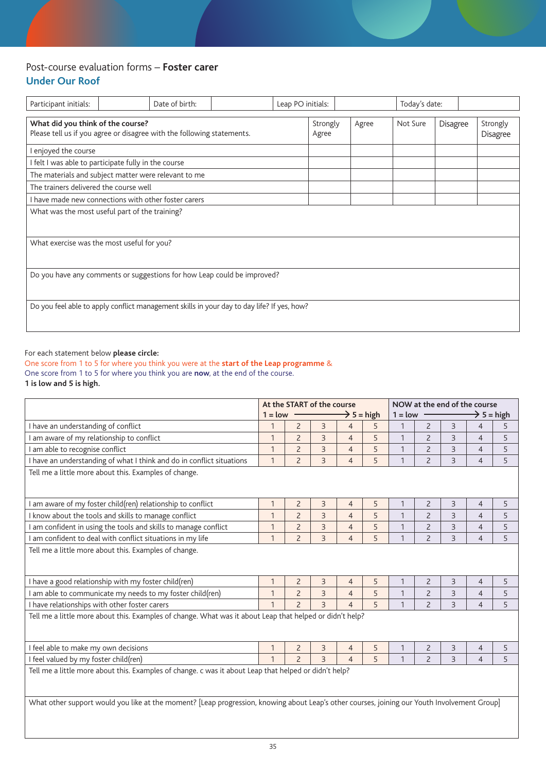Post-course evaluation forms – **Foster carer**

## Under Our Roof

| Participant initials: | | Date of birth: | | Leap PO initials: | | Today's date: | |
|---|---|---|---|---|---|---|---|

| **What did you think of the course?** Please tell us if you agree or disagree with the following statements. | Strongly Agree | Agree | Not Sure | Disagree | Strongly Disagree |
|---|---|---|---|---|---|
| I enjoyed the course | | | | | |
| I felt I was able to participate fully in the course | | | | | |
| The materials and subject matter were relevant to me | | | | | |
| The trainers delivered the course well | | | | | |
| I have made new connections with other foster carers | | | | | |
| What was the most useful part of the training? | | | | | |
| What exercise was the most useful for you? | | | | | |
| Do you have any comments or suggestions for how Leap could be improved? | | | | | |
| Do you feel able to apply conflict management skills in your day to day life? If yes, how? | | | | | |

For each statement below **please circle:**
One score from 1 to 5 for where you think you were at the **start of the Leap programme** &
One score from 1 to 5 for where you think you are **now**, at the end of the course.
**1 is low and 5 is high.**

| | At the START of the course 1 = low → 5 = high | | | | | NOW at the end of the course 1 = low → 5 = high | | | | |
|---|---|---|---|---|---|---|---|---|---|---|
| I have an understanding of conflict | 1 | 2 | 3 | 4 | 5 | 1 | 2 | 3 | 4 | 5 |
| I am aware of my relationship to conflict | 1 | 2 | 3 | 4 | 5 | 1 | 2 | 3 | 4 | 5 |
| I am able to recognise conflict | 1 | 2 | 3 | 4 | 5 | 1 | 2 | 3 | 4 | 5 |
| I have an understanding of what I think and do in conflict situations | 1 | 2 | 3 | 4 | 5 | 1 | 2 | 3 | 4 | 5 |
| Tell me a little more about this. Examples of change. | | | | | | | | | | |
| I am aware of my foster child(ren) relationship to conflict | 1 | 2 | 3 | 4 | 5 | 1 | 2 | 3 | 4 | 5 |
| I know about the tools and skills to manage conflict | 1 | 2 | 3 | 4 | 5 | 1 | 2 | 3 | 4 | 5 |
| I am confident in using the tools and skills to manage conflict | 1 | 2 | 3 | 4 | 5 | 1 | 2 | 3 | 4 | 5 |
| I am confident to deal with conflict situations in my life | 1 | 2 | 3 | 4 | 5 | 1 | 2 | 3 | 4 | 5 |
| Tell me a little more about this. Examples of change. | | | | | | | | | | |
| I have a good relationship with my foster child(ren) | 1 | 2 | 3 | 4 | 5 | 1 | 2 | 3 | 4 | 5 |
| I am able to communicate my needs to my foster child(ren) | 1 | 2 | 3 | 4 | 5 | 1 | 2 | 3 | 4 | 5 |
| I have relationships with other foster carers | 1 | 2 | 3 | 4 | 5 | 1 | 2 | 3 | 4 | 5 |
| Tell me a little more about this. Examples of change. What was it about Leap that helped or didn't help? | | | | | | | | | | |
| I feel able to make my own decisions | 1 | 2 | 3 | 4 | 5 | 1 | 2 | 3 | 4 | 5 |
| I feel valued by my foster child(ren) | 1 | 2 | 3 | 4 | 5 | 1 | 2 | 3 | 4 | 5 |
| Tell me a little more about this. Examples of change. c was it about Leap that helped or didn't help? | | | | | | | | | | |
| What other support would you like at the moment? [Leap progression, knowing about Leap's other courses, joining our Youth Involvement Group] | | | | | | | | | | |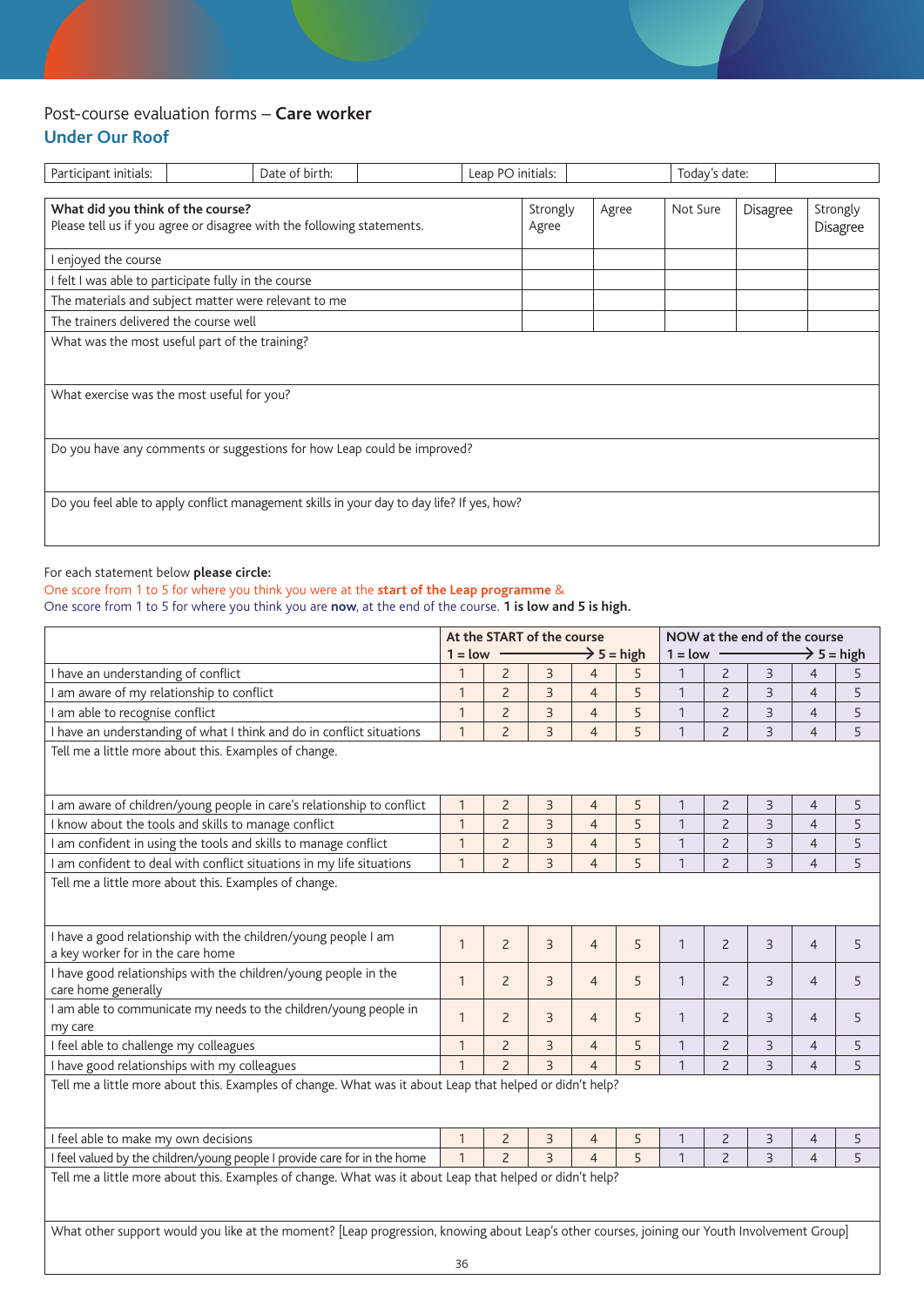Post-course evaluation forms – **Care worker**

## Under Our Roof

| Participant initials: | | Date of birth: | | Leap PO initials: | | Today's date: | |
|---|---|---|---|---|---|---|---|

| **What did you think of the course?** Please tell us if you agree or disagree with the following statements. | Strongly Agree | Agree | Not Sure | Disagree | Strongly Disagree |
|---|---|---|---|---|---|
| I enjoyed the course | | | | | |
| I felt I was able to participate fully in the course | | | | | |
| The materials and subject matter were relevant to me | | | | | |
| The trainers delivered the course well | | | | | |
| What was the most useful part of the training? | | | | | |
| What exercise was the most useful for you? | | | | | |
| Do you have any comments or suggestions for how Leap could be improved? | | | | | |
| Do you feel able to apply conflict management skills in your day to day life? If yes, how? | | | | | |

For each statement below **please circle:**
One score from 1 to 5 for where you think you were at the **start of the Leap programme** &
One score from 1 to 5 for where you think you are **now**, at the end of the course. **1 is low and 5 is high.**

| | At the START of the course 1 = low → 5 = high | | | | | NOW at the end of the course 1 = low → 5 = high | | | | |
|---|---|---|---|---|---|---|---|---|---|---|
| I have an understanding of conflict | 1 | 2 | 3 | 4 | 5 | 1 | 2 | 3 | 4 | 5 |
| I am aware of my relationship to conflict | 1 | 2 | 3 | 4 | 5 | 1 | 2 | 3 | 4 | 5 |
| I am able to recognise conflict | 1 | 2 | 3 | 4 | 5 | 1 | 2 | 3 | 4 | 5 |
| I have an understanding of what I think and do in conflict situations | 1 | 2 | 3 | 4 | 5 | 1 | 2 | 3 | 4 | 5 |
| Tell me a little more about this. Examples of change. | | | | | | | | | | |
| I am aware of children/young people in care's relationship to conflict | 1 | 2 | 3 | 4 | 5 | 1 | 2 | 3 | 4 | 5 |
| I know about the tools and skills to manage conflict | 1 | 2 | 3 | 4 | 5 | 1 | 2 | 3 | 4 | 5 |
| I am confident in using the tools and skills to manage conflict | 1 | 2 | 3 | 4 | 5 | 1 | 2 | 3 | 4 | 5 |
| I am confident to deal with conflict situations in my life situations | 1 | 2 | 3 | 4 | 5 | 1 | 2 | 3 | 4 | 5 |
| Tell me a little more about this. Examples of change. | | | | | | | | | | |
| I have a good relationship with the children/young people I am a key worker for in the care home | 1 | 2 | 3 | 4 | 5 | 1 | 2 | 3 | 4 | 5 |
| I have good relationships with the children/young people in the care home generally | 1 | 2 | 3 | 4 | 5 | 1 | 2 | 3 | 4 | 5 |
| I am able to communicate my needs to the children/young people in my care | 1 | 2 | 3 | 4 | 5 | 1 | 2 | 3 | 4 | 5 |
| I feel able to challenge my colleagues | 1 | 2 | 3 | 4 | 5 | 1 | 2 | 3 | 4 | 5 |
| I have good relationships with my colleagues | 1 | 2 | 3 | 4 | 5 | 1 | 2 | 3 | 4 | 5 |
| Tell me a little more about this. Examples of change. What was it about Leap that helped or didn't help? | | | | | | | | | | |
| I feel able to make my own decisions | 1 | 2 | 3 | 4 | 5 | 1 | 2 | 3 | 4 | 5 |
| I feel valued by the children/young people I provide care for in the home | 1 | 2 | 3 | 4 | 5 | 1 | 2 | 3 | 4 | 5 |
| Tell me a little more about this. Examples of change. What was it about Leap that helped or didn't help? | | | | | | | | | | |
| What other support would you like at the moment? [Leap progression, knowing about Leap's other courses, joining our Youth Involvement Group] | | | | | | | | | | |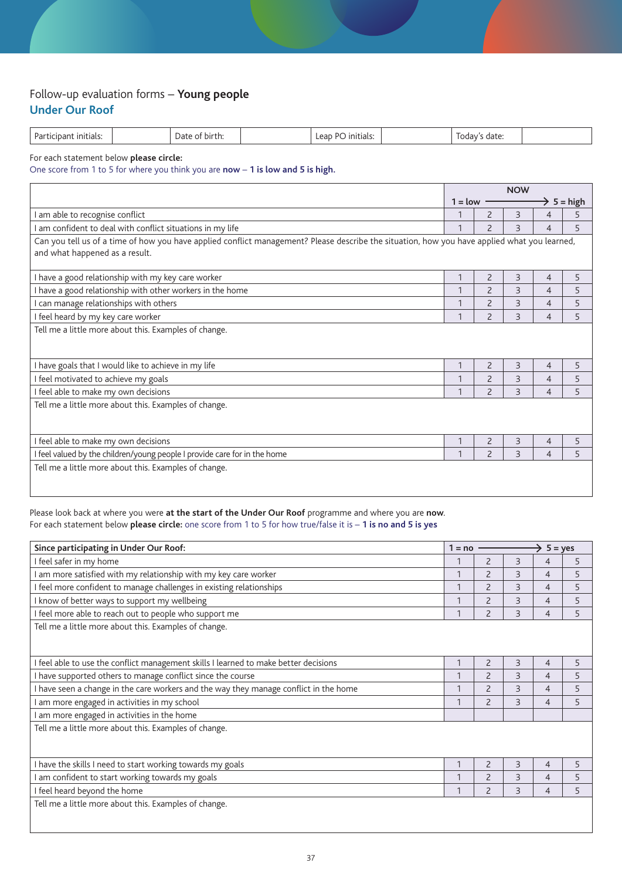Follow-up evaluation forms – **Young people**

## Under Our Roof

| Participant initials: | | Date of birth: | | Leap PO initials: | | Today's date: | |
|---|---|---|---|---|---|---|---|

For each statement below **please circle:**
One score from 1 to 5 for where you think you are **now** – **1 is low and 5 is high.**

| | NOW | | | | |
|---|---|---|---|---|---|
| | 1 = low | | → | | 5 = high |
| I am able to recognise conflict | 1 | 2 | 3 | 4 | 5 |
| I am confident to deal with conflict situations in my life | 1 | 2 | 3 | 4 | 5 |
| Can you tell us of a time of how you have applied conflict management? Please describe the situation, how you have applied what you learned, and what happened as a result. | | | | | |
| I have a good relationship with my key care worker | 1 | 2 | 3 | 4 | 5 |
| I have a good relationship with other workers in the home | 1 | 2 | 3 | 4 | 5 |
| I can manage relationships with others | 1 | 2 | 3 | 4 | 5 |
| I feel heard by my key care worker | 1 | 2 | 3 | 4 | 5 |
| Tell me a little more about this. Examples of change. | | | | | |
| I have goals that I would like to achieve in my life | 1 | 2 | 3 | 4 | 5 |
| I feel motivated to achieve my goals | 1 | 2 | 3 | 4 | 5 |
| I feel able to make my own decisions | 1 | 2 | 3 | 4 | 5 |
| Tell me a little more about this. Examples of change. | | | | | |
| I feel able to make my own decisions | 1 | 2 | 3 | 4 | 5 |
| I feel valued by the children/young people I provide care for in the home | 1 | 2 | 3 | 4 | 5 |
| Tell me a little more about this. Examples of change. | | | | | |

Please look back at where you were **at the start of the Under Our Roof** programme and where you are **now**.
For each statement below **please circle:** one score from 1 to 5 for how true/false it is – **1 is no and 5 is yes**

| **Since participating in Under Our Roof:** | 1 = no | | → | | 5 = yes |
|---|---|---|---|---|---|
| I feel safer in my home | 1 | 2 | 3 | 4 | 5 |
| I am more satisfied with my relationship with my key care worker | 1 | 2 | 3 | 4 | 5 |
| I feel more confident to manage challenges in existing relationships | 1 | 2 | 3 | 4 | 5 |
| I know of better ways to support my wellbeing | 1 | 2 | 3 | 4 | 5 |
| I feel more able to reach out to people who support me | 1 | 2 | 3 | 4 | 5 |
| Tell me a little more about this. Examples of change. | | | | | |
| I feel able to use the conflict management skills I learned to make better decisions | 1 | 2 | 3 | 4 | 5 |
| I have supported others to manage conflict since the course | 1 | 2 | 3 | 4 | 5 |
| I have seen a change in the care workers and the way they manage conflict in the home | 1 | 2 | 3 | 4 | 5 |
| I am more engaged in activities in my school | 1 | 2 | 3 | 4 | 5 |
| I am more engaged in activities in the home | | | | | |
| Tell me a little more about this. Examples of change. | | | | | |
| I have the skills I need to start working towards my goals | 1 | 2 | 3 | 4 | 5 |
| I am confident to start working towards my goals | 1 | 2 | 3 | 4 | 5 |
| I feel heard beyond the home | 1 | 2 | 3 | 4 | 5 |
| Tell me a little more about this. Examples of change. | | | | | |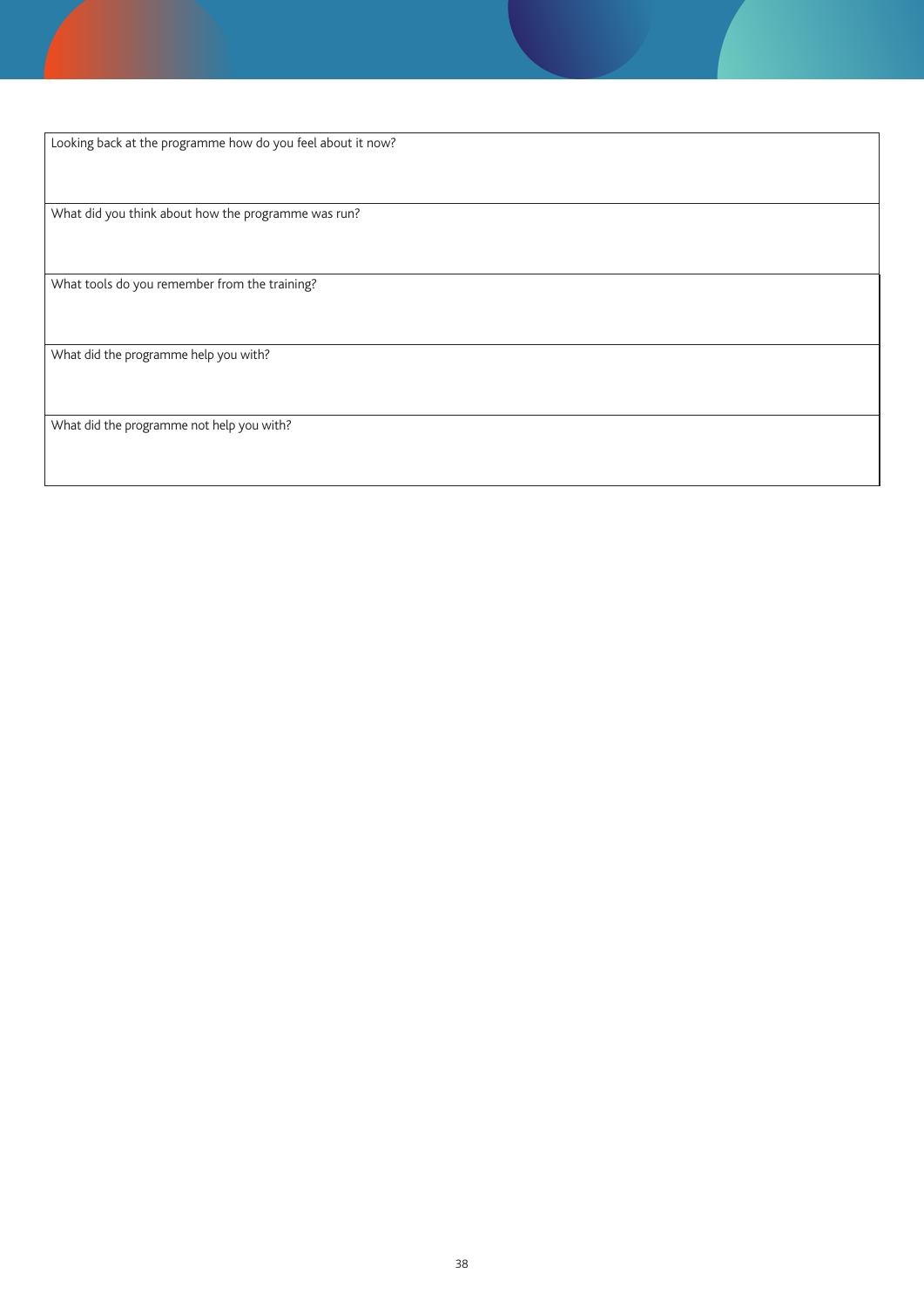| Looking back at the programme how do you feel about it now? |
| --- |
| What did you think about how the programme was run? |
| What tools do you remember from the training? |
| What did the programme help you with? |
| What did the programme not help you with? |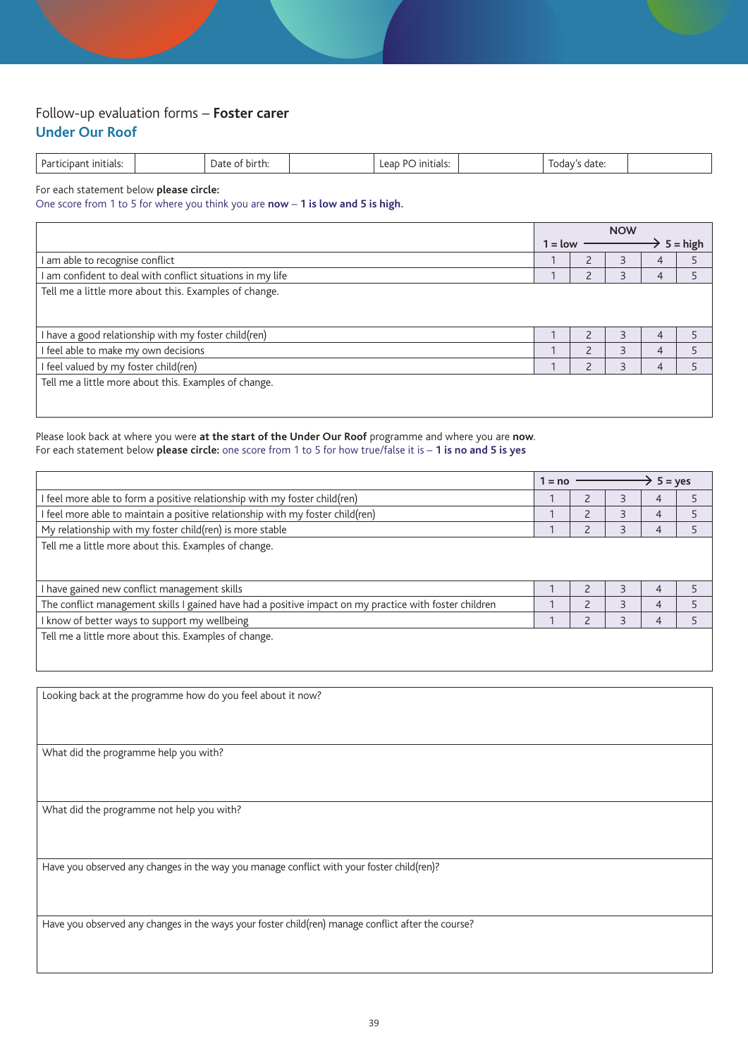Follow-up evaluation forms – **Foster carer**

## Under Our Roof

| Participant initials: | | Date of birth: | | Leap PO initials: | | Today's date: | |
|---|---|---|---|---|---|---|---|

For each statement below **please circle:**
One score from 1 to 5 for where you think you are **now** – **1 is low and 5 is high.**

| | NOW 1 = low → 5 = high | | | | |
|---|---|---|---|---|---|
| I am able to recognise conflict | 1 | 2 | 3 | 4 | 5 |
| I am confident to deal with conflict situations in my life | 1 | 2 | 3 | 4 | 5 |
| Tell me a little more about this. Examples of change. | | | | | |
| I have a good relationship with my foster child(ren) | 1 | 2 | 3 | 4 | 5 |
| I feel able to make my own decisions | 1 | 2 | 3 | 4 | 5 |
| I feel valued by my foster child(ren) | 1 | 2 | 3 | 4 | 5 |
| Tell me a little more about this. Examples of change. | | | | | |

Please look back at where you were **at the start of the Under Our Roof** programme and where you are **now**.
For each statement below **please circle:** one score from 1 to 5 for how true/false it is – **1 is no and 5 is yes**

| | 1 = no → 5 = yes | | | | |
|---|---|---|---|---|---|
| I feel more able to form a positive relationship with my foster child(ren) | 1 | 2 | 3 | 4 | 5 |
| I feel more able to maintain a positive relationship with my foster child(ren) | 1 | 2 | 3 | 4 | 5 |
| My relationship with my foster child(ren) is more stable | 1 | 2 | 3 | 4 | 5 |
| Tell me a little more about this. Examples of change. | | | | | |
| I have gained new conflict management skills | 1 | 2 | 3 | 4 | 5 |
| The conflict management skills I gained have had a positive impact on my practice with foster children | 1 | 2 | 3 | 4 | 5 |
| I know of better ways to support my wellbeing | 1 | 2 | 3 | 4 | 5 |
| Tell me a little more about this. Examples of change. | | | | | |

| |
|---|
| Looking back at the programme how do you feel about it now? |
| What did the programme help you with? |
| What did the programme not help you with? |
| Have you observed any changes in the way you manage conflict with your foster child(ren)? |
| Have you observed any changes in the ways your foster child(ren) manage conflict after the course? |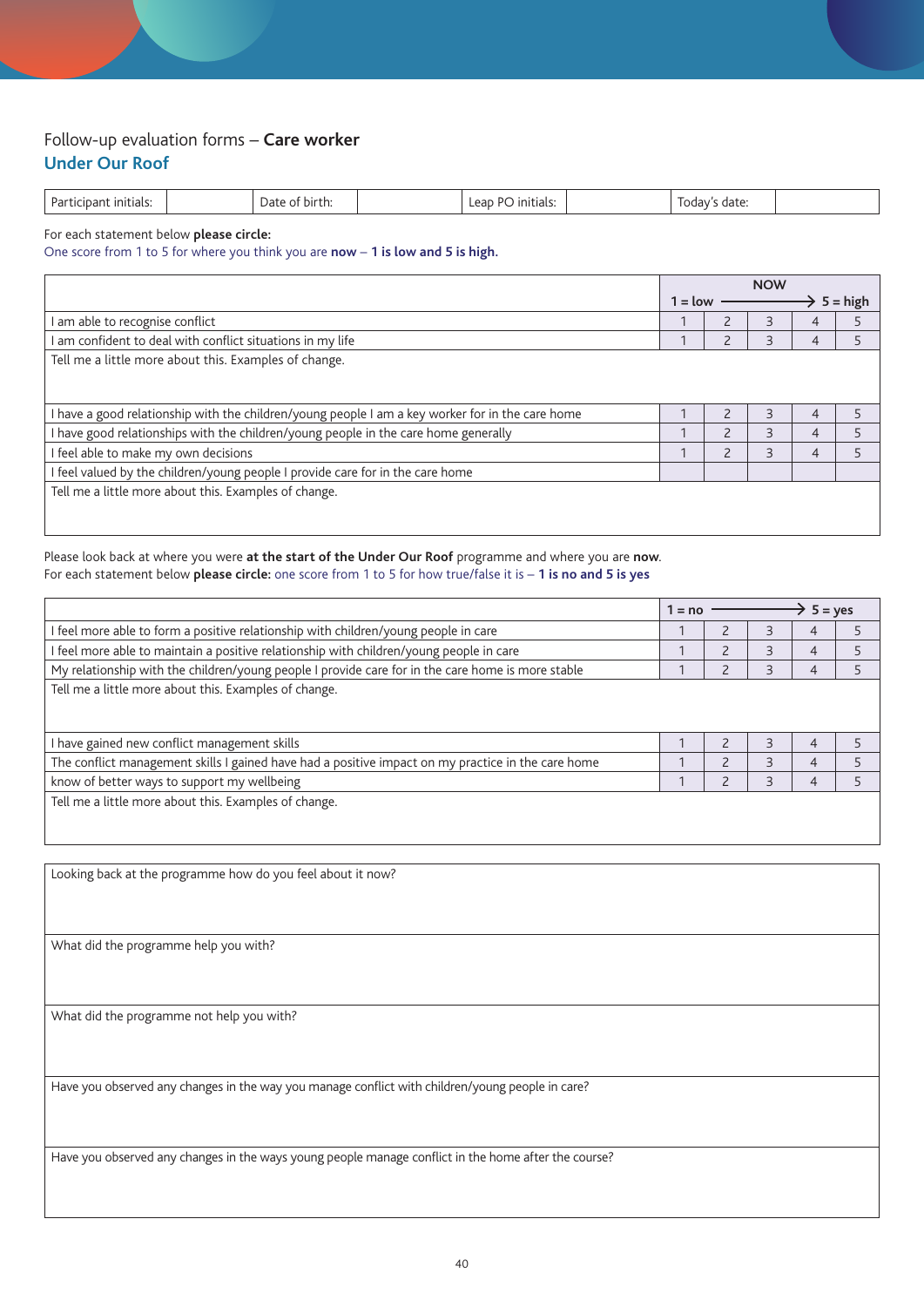Follow-up evaluation forms – **Care worker**

## Under Our Roof

| Participant initials: | | Date of birth: | | Leap PO initials: | | Today's date: | |
|---|---|---|---|---|---|---|---|

For each statement below **please circle:**
One score from 1 to 5 for where you think you are **now** – **1 is low and 5 is high.**

| | NOW 1 = low → 5 = high | | | | |
|---|---|---|---|---|---|
| I am able to recognise conflict | 1 | 2 | 3 | 4 | 5 |
| I am confident to deal with conflict situations in my life | 1 | 2 | 3 | 4 | 5 |
| Tell me a little more about this. Examples of change. | | | | | |
| I have a good relationship with the children/young people I am a key worker for in the care home | 1 | 2 | 3 | 4 | 5 |
| I have good relationships with the children/young people in the care home generally | 1 | 2 | 3 | 4 | 5 |
| I feel able to make my own decisions | 1 | 2 | 3 | 4 | 5 |
| I feel valued by the children/young people I provide care for in the care home | | | | | |
| Tell me a little more about this. Examples of change. | | | | | |

Please look back at where you were **at the start of the Under Our Roof** programme and where you are **now**.
For each statement below **please circle:** one score from 1 to 5 for how true/false it is – **1 is no and 5 is yes**

| | 1 = no → 5 = yes | | | | |
|---|---|---|---|---|---|
| I feel more able to form a positive relationship with children/young people in care | 1 | 2 | 3 | 4 | 5 |
| I feel more able to maintain a positive relationship with children/young people in care | 1 | 2 | 3 | 4 | 5 |
| My relationship with the children/young people I provide care for in the care home is more stable | 1 | 2 | 3 | 4 | 5 |
| Tell me a little more about this. Examples of change. | | | | | |
| I have gained new conflict management skills | 1 | 2 | 3 | 4 | 5 |
| The conflict management skills I gained have had a positive impact on my practice in the care home | 1 | 2 | 3 | 4 | 5 |
| know of better ways to support my wellbeing | 1 | 2 | 3 | 4 | 5 |
| Tell me a little more about this. Examples of change. | | | | | |

| Looking back at the programme how do you feel about it now? |
|---|
| What did the programme help you with? |
| What did the programme not help you with? |
| Have you observed any changes in the way you manage conflict with children/young people in care? |
| Have you observed any changes in the ways young people manage conflict in the home after the course? |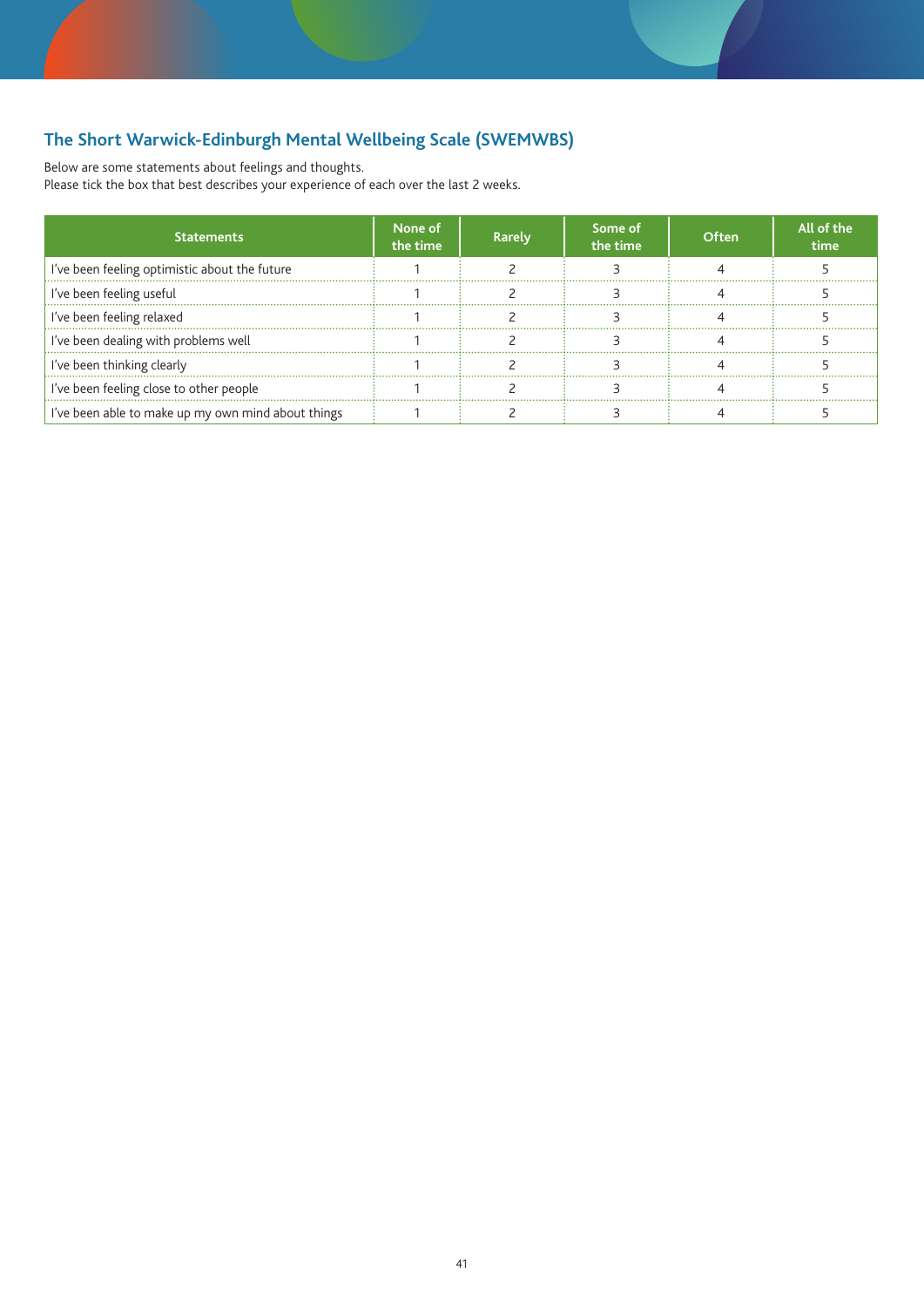## The Short Warwick-Edinburgh Mental Wellbeing Scale (SWEMWBS)

Below are some statements about feelings and thoughts.
Please tick the box that best describes your experience of each over the last 2 weeks.

| Statements | None of the time | Rarely | Some of the time | Often | All of the time |
|---|---|---|---|---|---|
| I've been feeling optimistic about the future | 1 | 2 | 3 | 4 | 5 |
| I've been feeling useful | 1 | 2 | 3 | 4 | 5 |
| I've been feeling relaxed | 1 | 2 | 3 | 4 | 5 |
| I've been dealing with problems well | 1 | 2 | 3 | 4 | 5 |
| I've been thinking clearly | 1 | 2 | 3 | 4 | 5 |
| I've been feeling close to other people | 1 | 2 | 3 | 4 | 5 |
| I've been able to make up my own mind about things | 1 | 2 | 3 | 4 | 5 |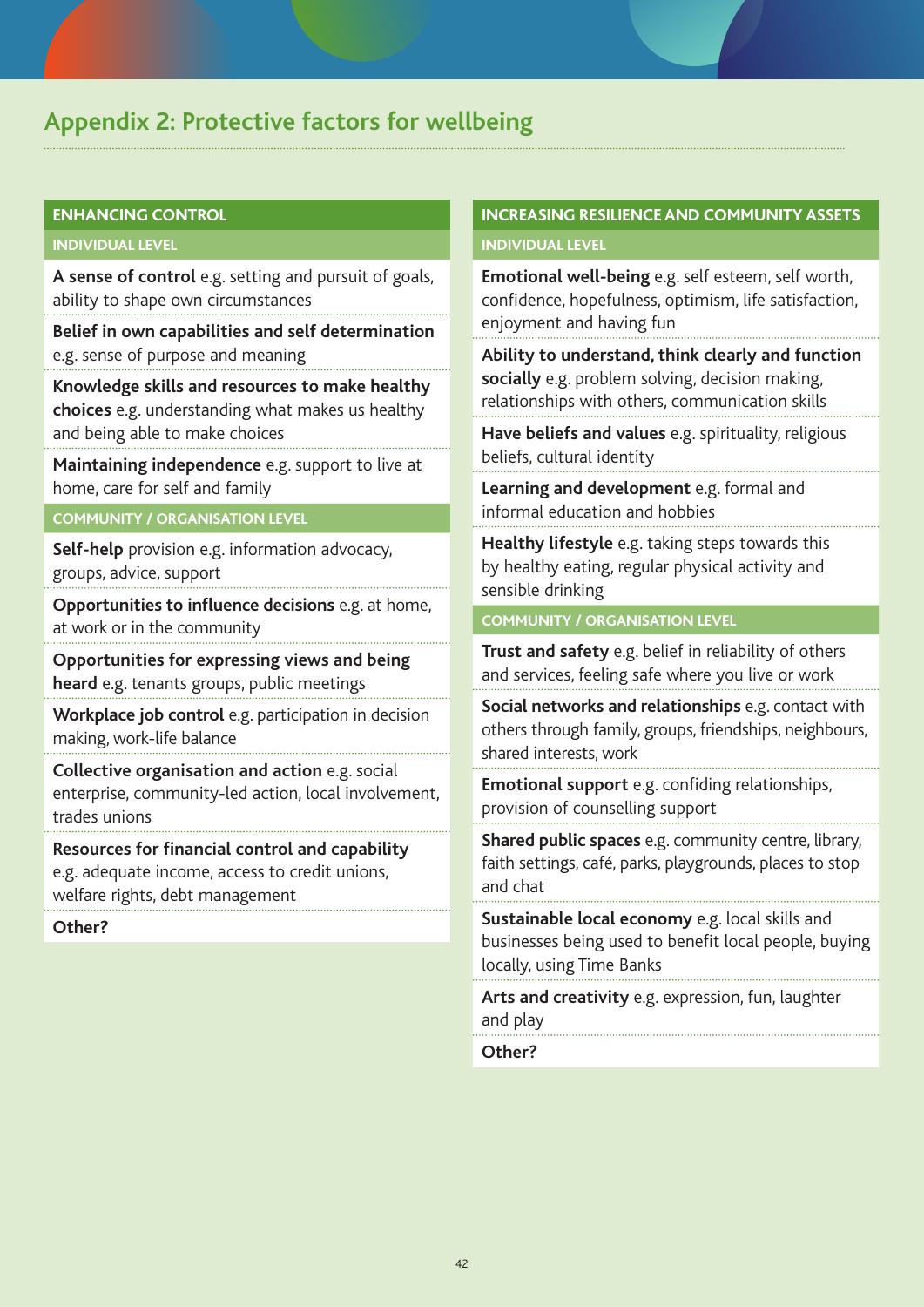## Appendix 2: Protective factors for wellbeing

### ENHANCING CONTROL

#### INDIVIDUAL LEVEL

**A sense of control** e.g. setting and pursuit of goals, ability to shape own circumstances

**Belief in own capabilities and self determination** e.g. sense of purpose and meaning

**Knowledge skills and resources to make healthy choices** e.g. understanding what makes us healthy and being able to make choices

**Maintaining independence** e.g. support to live at home, care for self and family

#### COMMUNITY / ORGANISATION LEVEL

**Self-help** provision e.g. information advocacy, groups, advice, support

**Opportunities to influence decisions** e.g. at home, at work or in the community

**Opportunities for expressing views and being heard** e.g. tenants groups, public meetings

**Workplace job control** e.g. participation in decision making, work-life balance

**Collective organisation and action** e.g. social enterprise, community-led action, local involvement, trades unions

**Resources for financial control and capability** e.g. adequate income, access to credit unions, welfare rights, debt management

**Other?**

### INCREASING RESILIENCE AND COMMUNITY ASSETS

#### INDIVIDUAL LEVEL

**Emotional well-being** e.g. self esteem, self worth, confidence, hopefulness, optimism, life satisfaction, enjoyment and having fun

**Ability to understand, think clearly and function socially** e.g. problem solving, decision making, relationships with others, communication skills

**Have beliefs and values** e.g. spirituality, religious beliefs, cultural identity

**Learning and development** e.g. formal and informal education and hobbies

**Healthy lifestyle** e.g. taking steps towards this by healthy eating, regular physical activity and sensible drinking

#### COMMUNITY / ORGANISATION LEVEL

**Trust and safety** e.g. belief in reliability of others and services, feeling safe where you live or work

**Social networks and relationships** e.g. contact with others through family, groups, friendships, neighbours, shared interests, work

**Emotional support** e.g. confiding relationships, provision of counselling support

**Shared public spaces** e.g. community centre, library, faith settings, café, parks, playgrounds, places to stop and chat

**Sustainable local economy** e.g. local skills and businesses being used to benefit local people, buying locally, using Time Banks

**Arts and creativity** e.g. expression, fun, laughter and play

**Other?**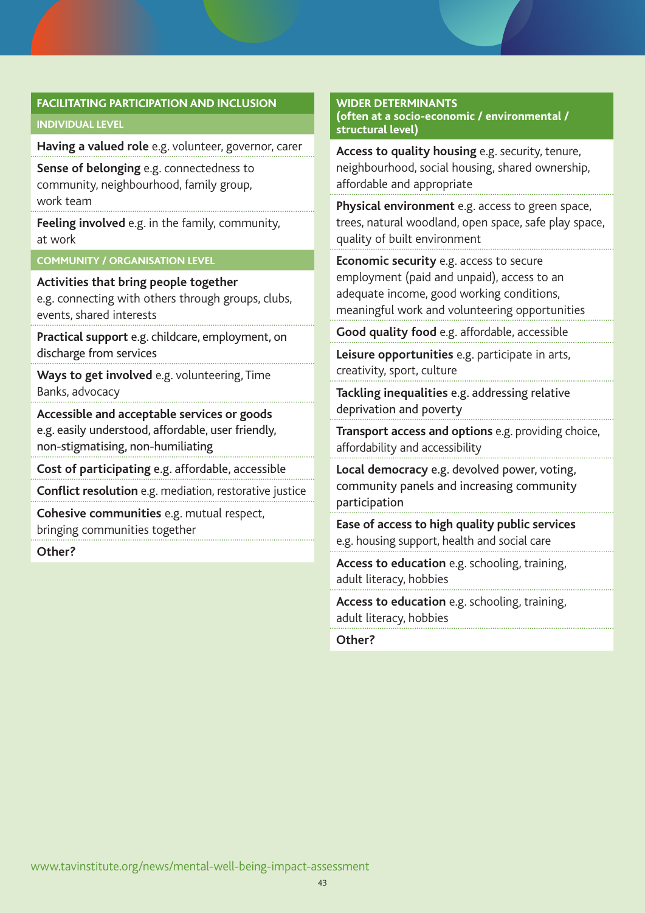## FACILITATING PARTICIPATION AND INCLUSION

### INDIVIDUAL LEVEL

**Having a valued role** e.g. volunteer, governor, carer

**Sense of belonging** e.g. connectedness to community, neighbourhood, family group, work team

**Feeling involved** e.g. in the family, community, at work

### COMMUNITY / ORGANISATION LEVEL

**Activities that bring people together** e.g. connecting with others through groups, clubs, events, shared interests

**Practical support** e.g. childcare, employment, on discharge from services

**Ways to get involved** e.g. volunteering, Time Banks, advocacy

**Accessible and acceptable services or goods** e.g. easily understood, affordable, user friendly, non-stigmatising, non-humiliating

**Cost of participating** e.g. affordable, accessible

**Conflict resolution** e.g. mediation, restorative justice

**Cohesive communities** e.g. mutual respect, bringing communities together

**Other?**

## WIDER DETERMINANTS (often at a socio-economic / environmental / structural level)

**Access to quality housing** e.g. security, tenure, neighbourhood, social housing, shared ownership, affordable and appropriate

**Physical environment** e.g. access to green space, trees, natural woodland, open space, safe play space, quality of built environment

**Economic security** e.g. access to secure employment (paid and unpaid), access to an adequate income, good working conditions, meaningful work and volunteering opportunities

**Good quality food** e.g. affordable, accessible

**Leisure opportunities** e.g. participate in arts, creativity, sport, culture

**Tackling inequalities** e.g. addressing relative deprivation and poverty

**Transport access and options** e.g. providing choice, affordability and accessibility

**Local democracy** e.g. devolved power, voting, community panels and increasing community participation

**Ease of access to high quality public services** e.g. housing support, health and social care

**Access to education** e.g. schooling, training, adult literacy, hobbies

**Access to education** e.g. schooling, training, adult literacy, hobbies

**Other?**

www.tavinstitute.org/news/mental-well-being-impact-assessment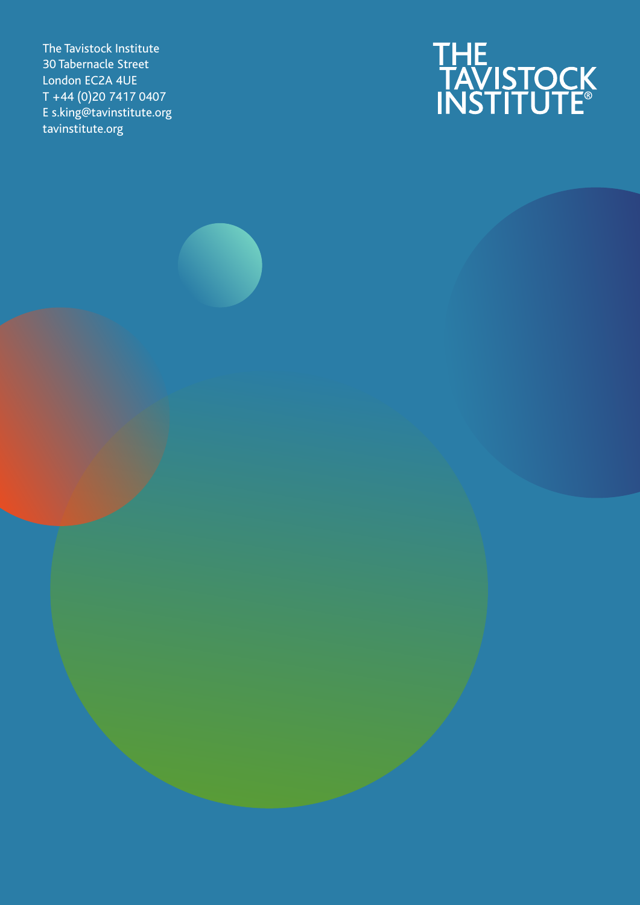The Tavistock Institute
30 Tabernacle Street
London EC2A 4UE
T +44 (0)20 7417 0407
E s.king@tavinstitute.org
tavinstitute.org

THE TAVISTOCK INSTITUTE®